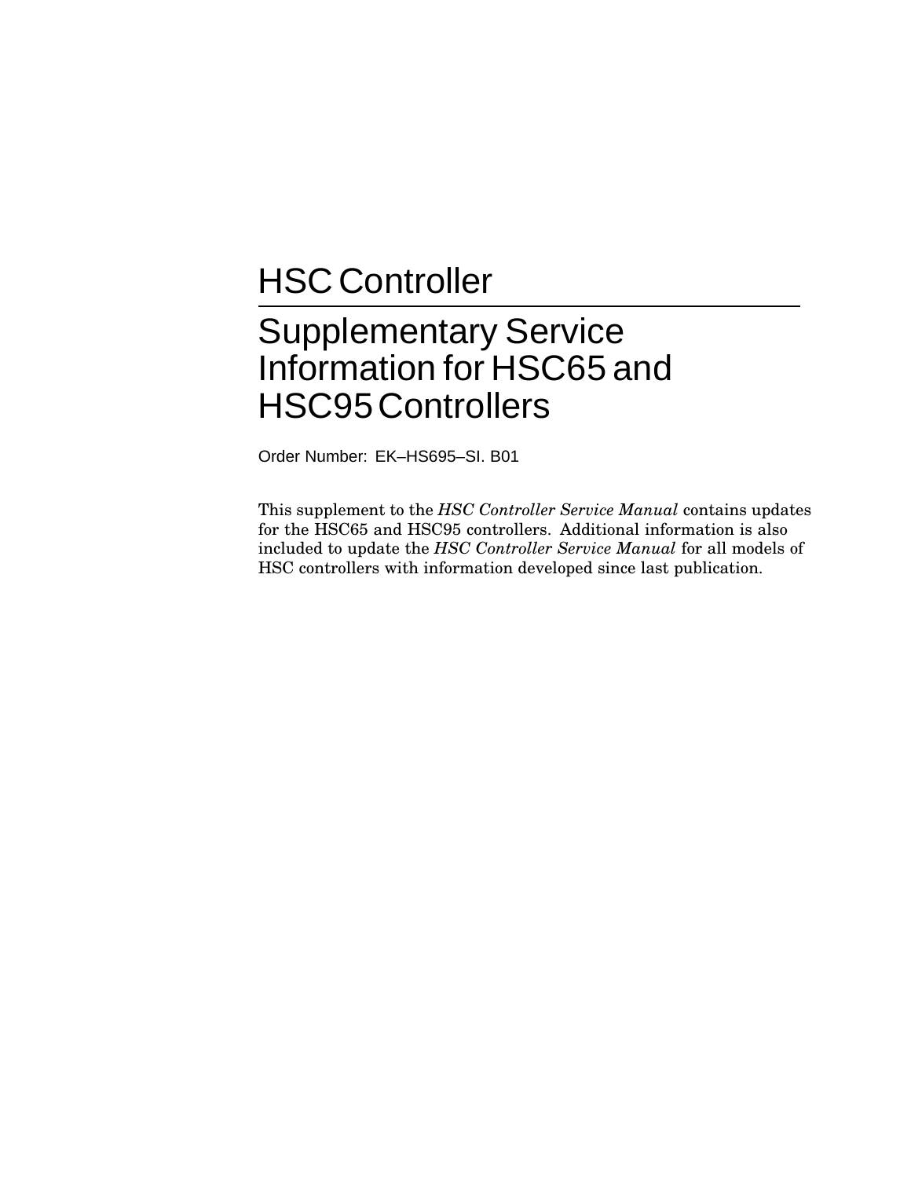# HSC Controller

## Supplementary Service Information for HSC65 and HSC95 Controllers

Order Number: EK–HS695–SI. B01

This supplement to the *HSC Controller Service Manual* contains updates for the HSC65 and HSC95 controllers. Additional information is also included to update the *HSC Controller Service Manual* for all models of HSC controllers with information developed since last publication.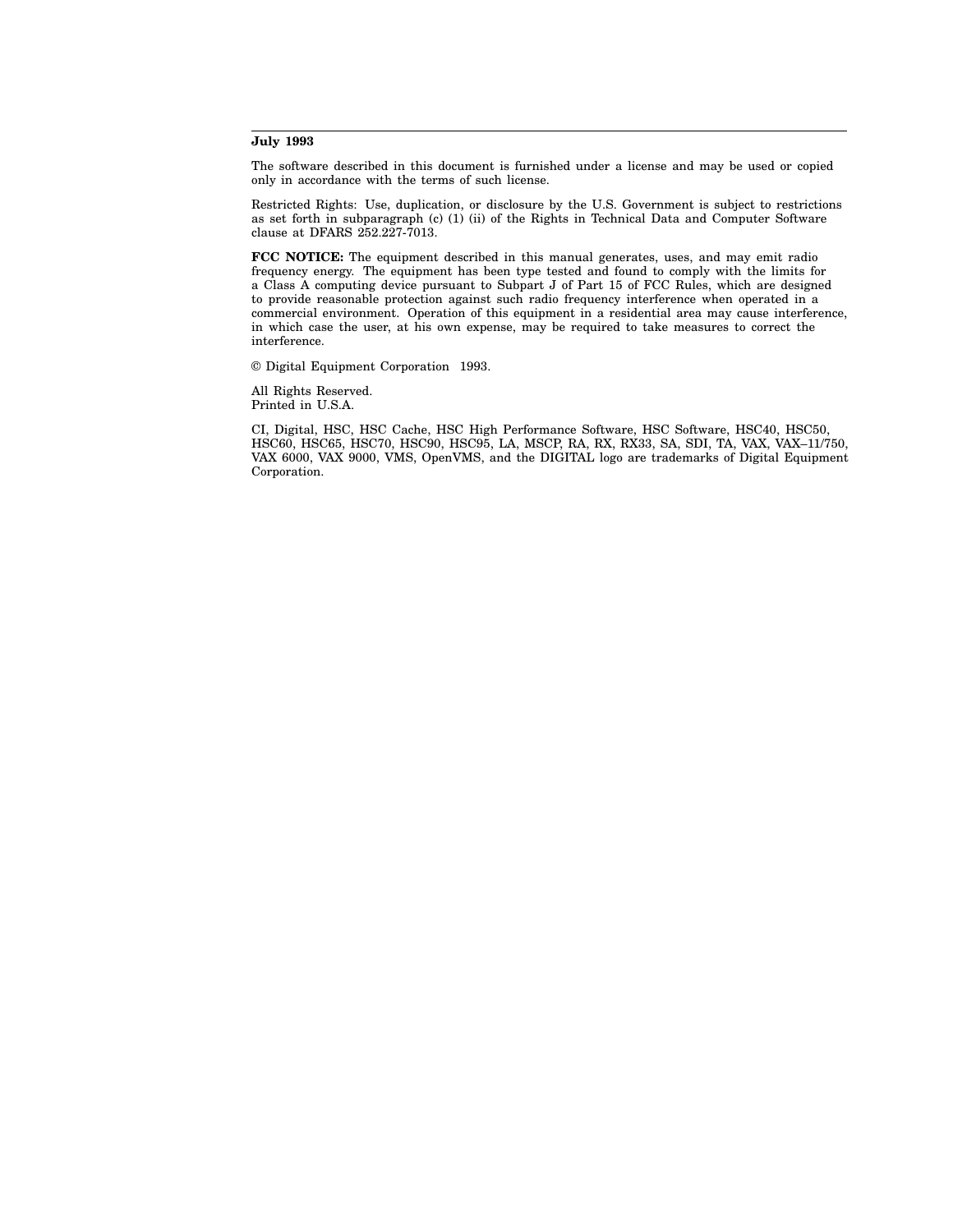**July 1993**

The software described in this document is furnished under a license and may be used or copied only in accordance with the terms of such license.

Restricted Rights: Use, duplication, or disclosure by the U.S. Government is subject to restrictions as set forth in subparagraph (c) (1) (ii) of the Rights in Technical Data and Computer Software clause at DFARS 252.227-7013.

**FCC NOTICE:** The equipment described in this manual generates, uses, and may emit radio frequency energy. The equipment has been type tested and found to comply with the limits for a Class A computing device pursuant to Subpart J of Part 15 of FCC Rules, which are designed to provide reasonable protection against such radio frequency interference when operated in a commercial environment. Operation of this equipment in a residential area may cause interference, in which case the user, at his own expense, may be required to take measures to correct the interference.

© Digital Equipment Corporation 1993.

All Rights Reserved.
Printed in U.S.A.

CI, Digital, HSC, HSC Cache, HSC High Performance Software, HSC Software, HSC40, HSC50, HSC60, HSC65, HSC70, HSC90, HSC95, LA, MSCP, RA, RX, RX33, SA, SDI, TA, VAX, VAX–11/750, VAX 6000, VAX 9000, VMS, OpenVMS, and the DIGITAL logo are trademarks of Digital Equipment Corporation.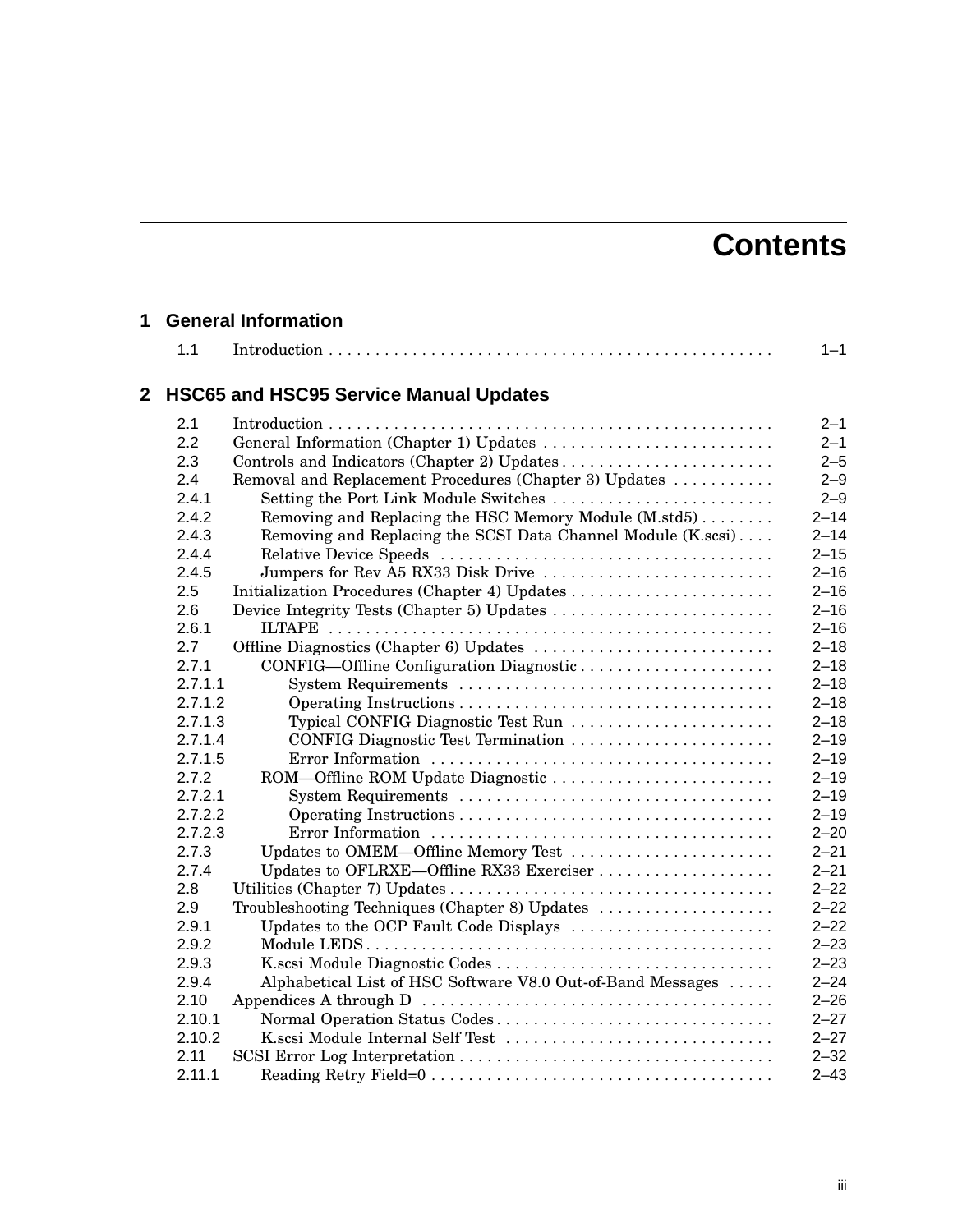# Contents

## 1 General Information

| | | |
|---|---|---|
| 1.1 | Introduction | 1–1 |

## 2 HSC65 and HSC95 Service Manual Updates

| | | |
|---|---|---|
| 2.1 | Introduction | 2–1 |
| 2.2 | General Information (Chapter 1) Updates | 2–1 |
| 2.3 | Controls and Indicators (Chapter 2) Updates | 2–5 |
| 2.4 | Removal and Replacement Procedures (Chapter 3) Updates | 2–9 |
| 2.4.1 | Setting the Port Link Module Switches | 2–9 |
| 2.4.2 | Removing and Replacing the HSC Memory Module (M.std5) | 2–14 |
| 2.4.3 | Removing and Replacing the SCSI Data Channel Module (K.scsi) | 2–14 |
| 2.4.4 | Relative Device Speeds | 2–15 |
| 2.4.5 | Jumpers for Rev A5 RX33 Disk Drive | 2–16 |
| 2.5 | Initialization Procedures (Chapter 4) Updates | 2–16 |
| 2.6 | Device Integrity Tests (Chapter 5) Updates | 2–16 |
| 2.6.1 | ILTAPE | 2–16 |
| 2.7 | Offline Diagnostics (Chapter 6) Updates | 2–18 |
| 2.7.1 | CONFIG—Offline Configuration Diagnostic | 2–18 |
| 2.7.1.1 | System Requirements | 2–18 |
| 2.7.1.2 | Operating Instructions | 2–18 |
| 2.7.1.3 | Typical CONFIG Diagnostic Test Run | 2–18 |
| 2.7.1.4 | CONFIG Diagnostic Test Termination | 2–19 |
| 2.7.1.5 | Error Information | 2–19 |
| 2.7.2 | ROM—Offline ROM Update Diagnostic | 2–19 |
| 2.7.2.1 | System Requirements | 2–19 |
| 2.7.2.2 | Operating Instructions | 2–19 |
| 2.7.2.3 | Error Information | 2–20 |
| 2.7.3 | Updates to OMEM—Offline Memory Test | 2–21 |
| 2.7.4 | Updates to OFLRXE—Offline RX33 Exerciser | 2–21 |
| 2.8 | Utilities (Chapter 7) Updates | 2–22 |
| 2.9 | Troubleshooting Techniques (Chapter 8) Updates | 2–22 |
| 2.9.1 | Updates to the OCP Fault Code Displays | 2–22 |
| 2.9.2 | Module LEDS | 2–23 |
| 2.9.3 | K.scsi Module Diagnostic Codes | 2–23 |
| 2.9.4 | Alphabetical List of HSC Software V8.0 Out-of-Band Messages | 2–24 |
| 2.10 | Appendices A through D | 2–26 |
| 2.10.1 | Normal Operation Status Codes | 2–27 |
| 2.10.2 | K.scsi Module Internal Self Test | 2–27 |
| 2.11 | SCSI Error Log Interpretation | 2–32 |
| 2.11.1 | Reading Retry Field=0 | 2–43 |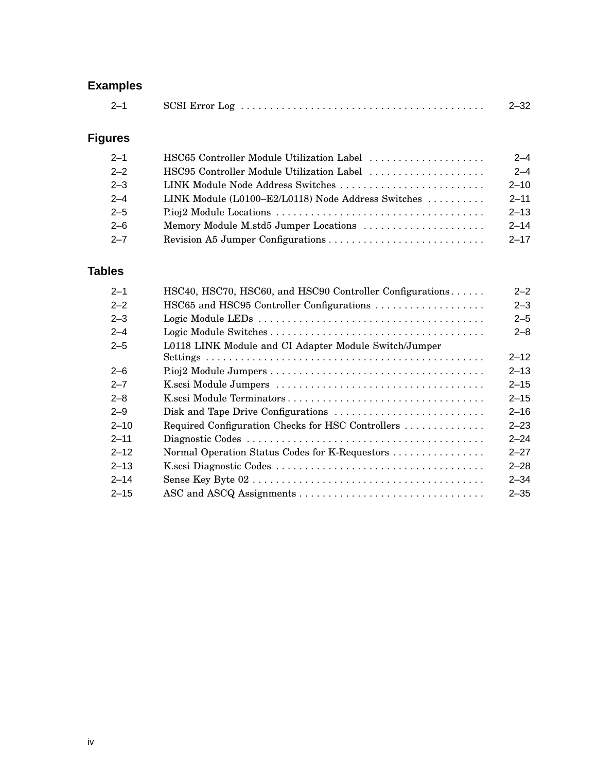## Examples

| | | |
|---|---|---|
| 2–1 | SCSI Error Log | 2–32 |

## Figures

| | | |
|---|---|---|
| 2–1 | HSC65 Controller Module Utilization Label | 2–4 |
| 2–2 | HSC95 Controller Module Utilization Label | 2–4 |
| 2–3 | LINK Module Node Address Switches | 2–10 |
| 2–4 | LINK Module (L0100–E2/L0118) Node Address Switches | 2–11 |
| 2–5 | P.ioj2 Module Locations | 2–13 |
| 2–6 | Memory Module M.std5 Jumper Locations | 2–14 |
| 2–7 | Revision A5 Jumper Configurations | 2–17 |

## Tables

| | | |
|---|---|---|
| 2–1 | HSC40, HSC70, HSC60, and HSC90 Controller Configurations | 2–2 |
| 2–2 | HSC65 and HSC95 Controller Configurations | 2–3 |
| 2–3 | Logic Module LEDs | 2–5 |
| 2–4 | Logic Module Switches | 2–8 |
| 2–5 | L0118 LINK Module and CI Adapter Module Switch/Jumper Settings | 2–12 |
| 2–6 | P.ioj2 Module Jumpers | 2–13 |
| 2–7 | K.scsi Module Jumpers | 2–15 |
| 2–8 | K.scsi Module Terminators | 2–15 |
| 2–9 | Disk and Tape Drive Configurations | 2–16 |
| 2–10 | Required Configuration Checks for HSC Controllers | 2–23 |
| 2–11 | Diagnostic Codes | 2–24 |
| 2–12 | Normal Operation Status Codes for K-Requestors | 2–27 |
| 2–13 | K.scsi Diagnostic Codes | 2–28 |
| 2–14 | Sense Key Byte 02 | 2–34 |
| 2–15 | ASC and ASCQ Assignments | 2–35 |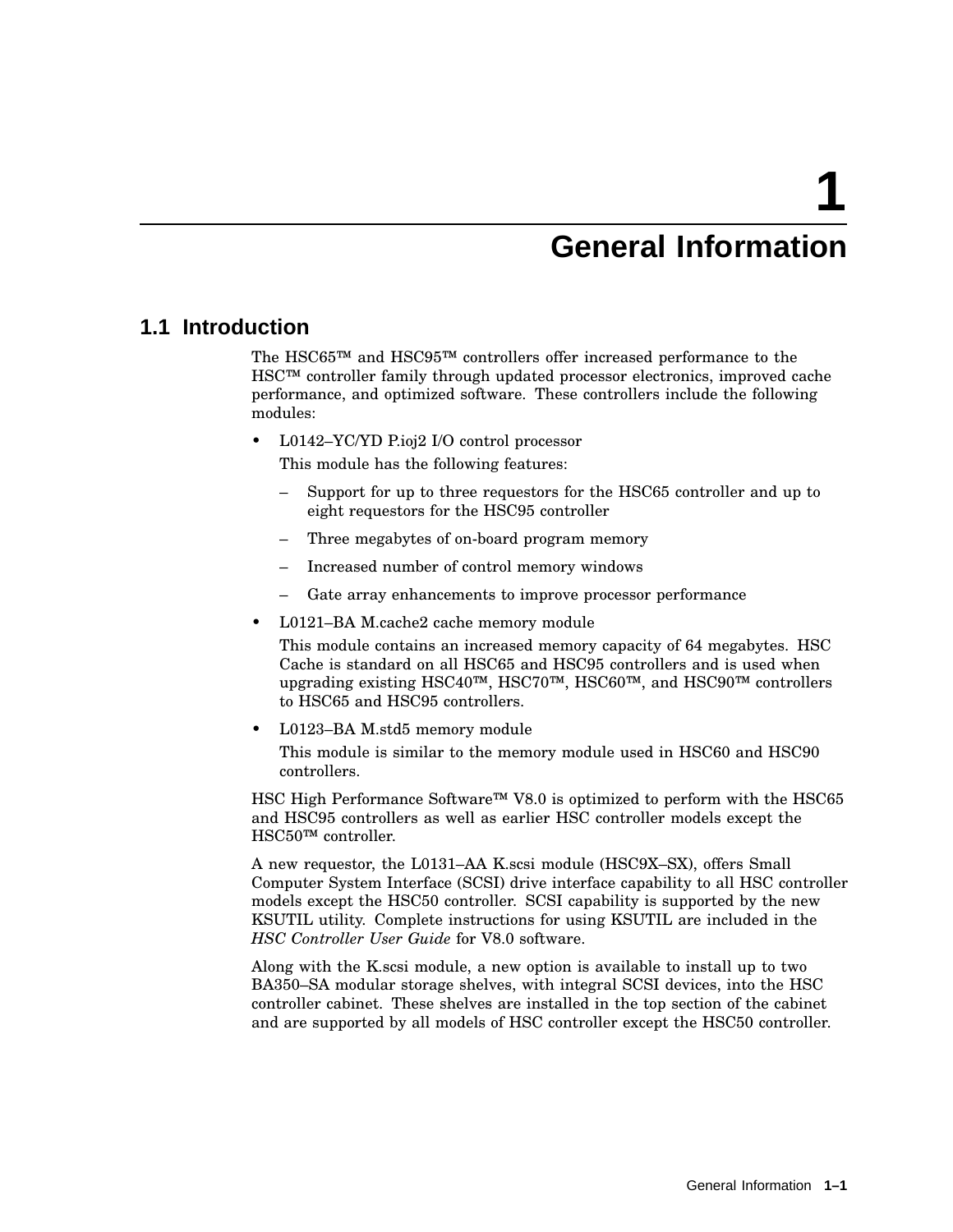# 1 General Information

## 1.1 Introduction

The HSC65™ and HSC95™ controllers offer increased performance to the HSC™ controller family through updated processor electronics, improved cache performance, and optimized software. These controllers include the following modules:

- L0142–YC/YD P.ioj2 I/O control processor

  This module has the following features:

  – Support for up to three requestors for the HSC65 controller and up to eight requestors for the HSC95 controller

  – Three megabytes of on-board program memory

  – Increased number of control memory windows

  – Gate array enhancements to improve processor performance

- L0121–BA M.cache2 cache memory module

  This module contains an increased memory capacity of 64 megabytes. HSC Cache is standard on all HSC65 and HSC95 controllers and is used when upgrading existing HSC40™, HSC70™, HSC60™, and HSC90™ controllers to HSC65 and HSC95 controllers.

- L0123–BA M.std5 memory module

  This module is similar to the memory module used in HSC60 and HSC90 controllers.

HSC High Performance Software™ V8.0 is optimized to perform with the HSC65 and HSC95 controllers as well as earlier HSC controller models except the HSC50™ controller.

A new requestor, the L0131–AA K.scsi module (HSC9X–SX), offers Small Computer System Interface (SCSI) drive interface capability to all HSC controller models except the HSC50 controller. SCSI capability is supported by the new KSUTIL utility. Complete instructions for using KSUTIL are included in the *HSC Controller User Guide* for V8.0 software.

Along with the K.scsi module, a new option is available to install up to two BA350–SA modular storage shelves, with integral SCSI devices, into the HSC controller cabinet. These shelves are installed in the top section of the cabinet and are supported by all models of HSC controller except the HSC50 controller.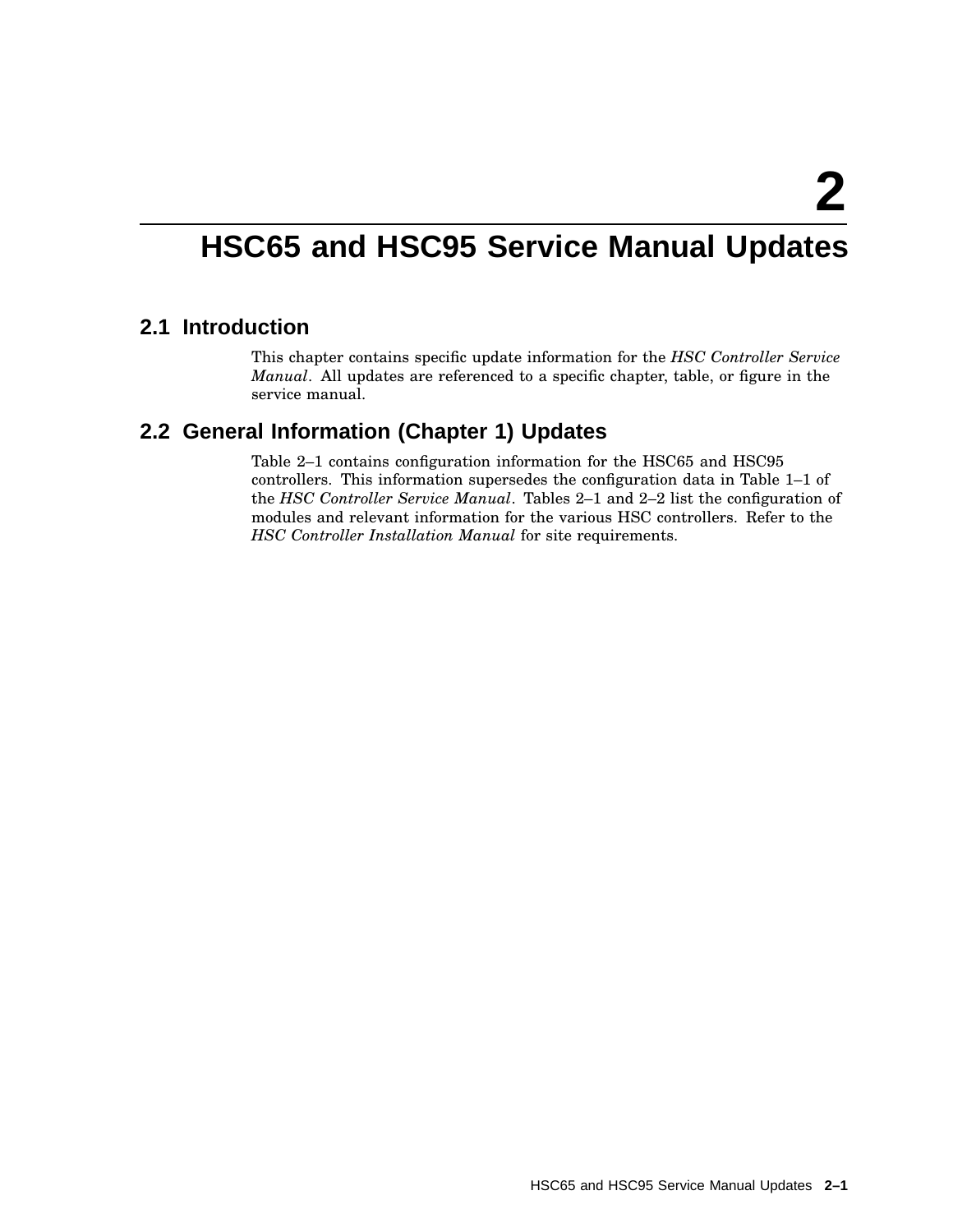# 2 HSC65 and HSC95 Service Manual Updates

## 2.1 Introduction

This chapter contains specific update information for the *HSC Controller Service Manual*. All updates are referenced to a specific chapter, table, or figure in the service manual.

## 2.2 General Information (Chapter 1) Updates

Table 2–1 contains configuration information for the HSC65 and HSC95 controllers. This information supersedes the configuration data in Table 1–1 of the *HSC Controller Service Manual*. Tables 2–1 and 2–2 list the configuration of modules and relevant information for the various HSC controllers. Refer to the *HSC Controller Installation Manual* for site requirements.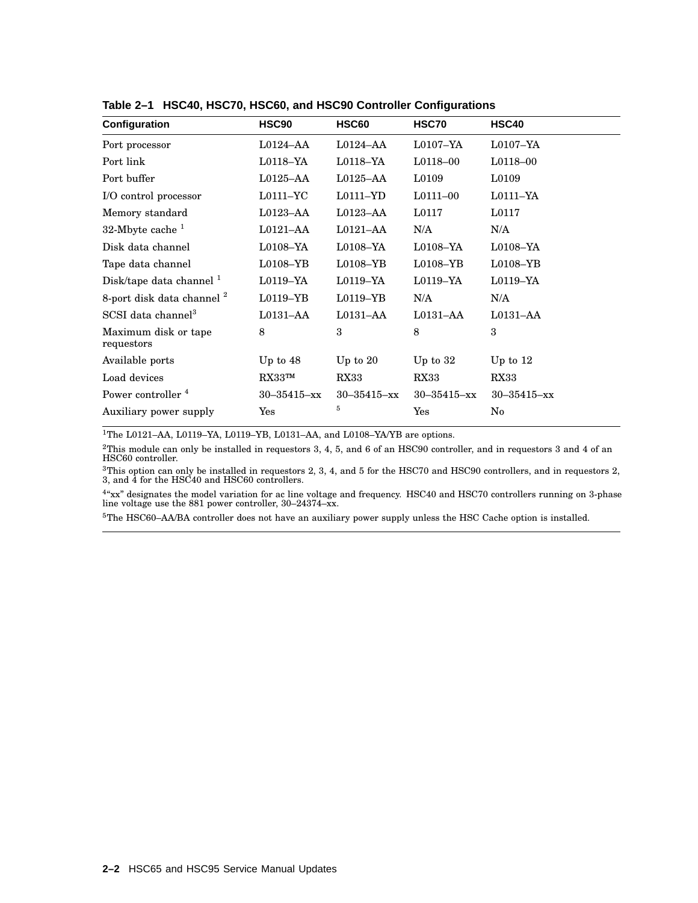**Table 2–1 HSC40, HSC70, HSC60, and HSC90 Controller Configurations**

| Configuration | HSC90 | HSC60 | HSC70 | HSC40 |
|---|---|---|---|---|
| Port processor | L0124–AA | L0124–AA | L0107–YA | L0107–YA |
| Port link | L0118–YA | L0118–YA | L0118–00 | L0118–00 |
| Port buffer | L0125–AA | L0125–AA | L0109 | L0109 |
| I/O control processor | L0111–YC | L0111–YD | L0111–00 | L0111–YA |
| Memory standard | L0123–AA | L0123–AA | L0117 | L0117 |
| 32-Mbyte cache [1] | L0121–AA | L0121–AA | N/A | N/A |
| Disk data channel | L0108–YA | L0108–YA | L0108–YA | L0108–YA |
| Tape data channel | L0108–YB | L0108–YB | L0108–YB | L0108–YB |
| Disk/tape data channel [1] | L0119–YA | L0119–YA | L0119–YA | L0119–YA |
| 8-port disk data channel [2] | L0119–YB | L0119–YB | N/A | N/A |
| SCSI data channel[3] | L0131–AA | L0131–AA | L0131–AA | L0131–AA |
| Maximum disk or tape requestors | 8 | 3 | 8 | 3 |
| Available ports | Up to 48 | Up to 20 | Up to 32 | Up to 12 |
| Load devices | RX33™ | RX33 | RX33 | RX33 |
| Power controller [4] | 30–35415–xx | 30–35415–xx | 30–35415–xx | 30–35415–xx |
| Auxiliary power supply | Yes | [5] | Yes | No |

[1]The L0121–AA, L0119–YA, L0119–YB, L0131–AA, and L0108–YA/YB are options.

[2]This module can only be installed in requestors 3, 4, 5, and 6 of an HSC90 controller, and in requestors 3 and 4 of an HSC60 controller.

[3]This option can only be installed in requestors 2, 3, 4, and 5 for the HSC70 and HSC90 controllers, and in requestors 2, 3, and 4 for the HSC40 and HSC60 controllers.

[4]"xx" designates the model variation for ac line voltage and frequency. HSC40 and HSC70 controllers running on 3-phase line voltage use the 881 power controller, 30–24374–xx.

[5]The HSC60–AA/BA controller does not have an auxiliary power supply unless the HSC Cache option is installed.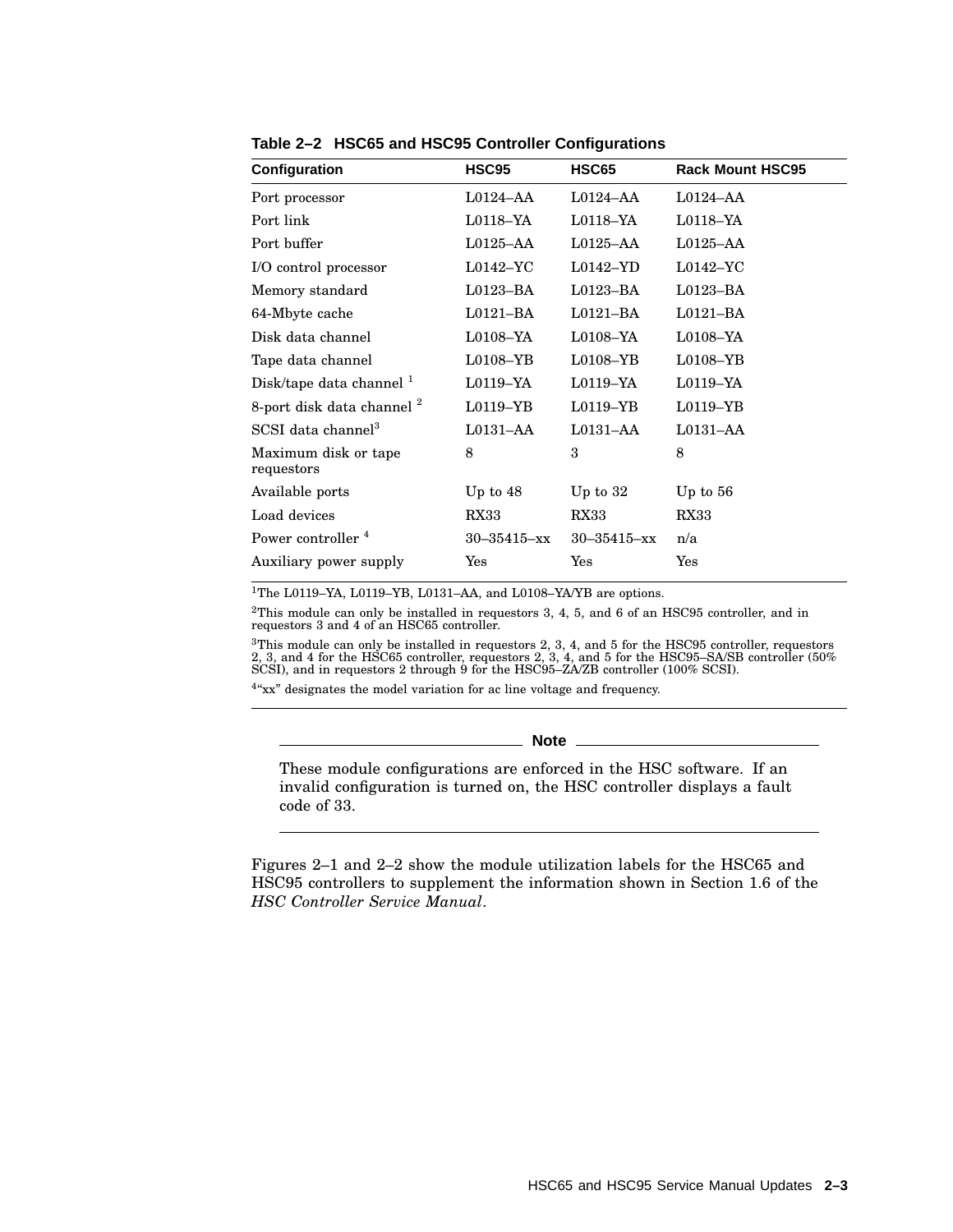**Table 2–2 HSC65 and HSC95 Controller Configurations**

| Configuration | HSC95 | HSC65 | Rack Mount HSC95 |
|---|---|---|---|
| Port processor | L0124–AA | L0124–AA | L0124–AA |
| Port link | L0118–YA | L0118–YA | L0118–YA |
| Port buffer | L0125–AA | L0125–AA | L0125–AA |
| I/O control processor | L0142–YC | L0142–YD | L0142–YC |
| Memory standard | L0123–BA | L0123–BA | L0123–BA |
| 64-Mbyte cache | L0121–BA | L0121–BA | L0121–BA |
| Disk data channel | L0108–YA | L0108–YA | L0108–YA |
| Tape data channel | L0108–YB | L0108–YB | L0108–YB |
| Disk/tape data channel [1] | L0119–YA | L0119–YA | L0119–YA |
| 8-port disk data channel [2] | L0119–YB | L0119–YB | L0119–YB |
| SCSI data channel[3] | L0131–AA | L0131–AA | L0131–AA |
| Maximum disk or tape requestors | 8 | 3 | 8 |
| Available ports | Up to 48 | Up to 32 | Up to 56 |
| Load devices | RX33 | RX33 | RX33 |
| Power controller [4] | 30–35415–xx | 30–35415–xx | n/a |
| Auxiliary power supply | Yes | Yes | Yes |

[1]The L0119–YA, L0119–YB, L0131–AA, and L0108–YA/YB are options.

[2]This module can only be installed in requestors 3, 4, 5, and 6 of an HSC95 controller, and in requestors 3 and 4 of an HSC65 controller.

[3]This module can only be installed in requestors 2, 3, 4, and 5 for the HSC95 controller, requestors 2, 3, and 4 for the HSC65 controller, requestors 2, 3, 4, and 5 for the HSC95–SA/SB controller (50% SCSI), and in requestors 2 through 9 for the HSC95–ZA/ZB controller (100% SCSI).

[4]"xx" designates the model variation for ac line voltage and frequency.

---

**Note**

These module configurations are enforced in the HSC software. If an invalid configuration is turned on, the HSC controller displays a fault code of 33.

---

Figures 2–1 and 2–2 show the module utilization labels for the HSC65 and HSC95 controllers to supplement the information shown in Section 1.6 of the *HSC Controller Service Manual*.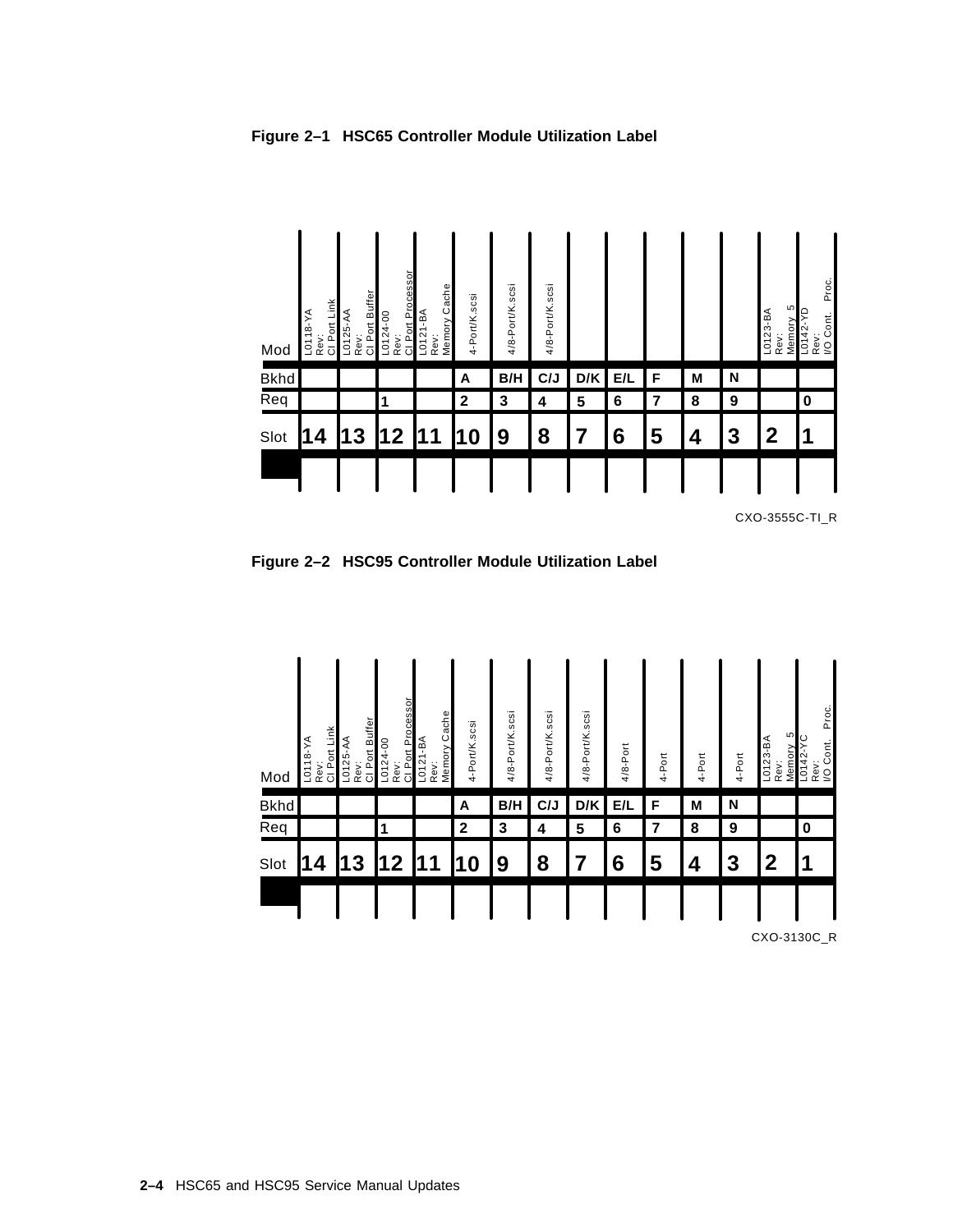**Figure 2–1 HSC65 Controller Module Utilization Label**

| Mod | L0118-YA Rev: CI Port Link | L0125-AA Rev: CI Port Buffer | L0124-00 Rev: CI Port Processor | L0121-BA Rev: Memory Cache | 4-Port/K.scsi | 4/8-Port/K.scsi | 4/8-Port/K.scsi | | | | | | L0123-BA Rev: Memory 5 | L0142-YD Rev: I/O Cont. Proc. |
|---|---|---|---|---|---|---|---|---|---|---|---|---|---|---|
| Bkhd | | | | | A | B/H | C/J | D/K | E/L | F | M | N | | |
| Req | | | 1 | | 2 | 3 | 4 | 5 | 6 | 7 | 8 | 9 | | 0 |
| Slot | 14 | 13 | 12 | 11 | 10 | 9 | 8 | 7 | 6 | 5 | 4 | 3 | 2 | 1 |

CXO-3555C-TI_R

**Figure 2–2 HSC95 Controller Module Utilization Label**

| Mod | L0118-YA Rev: CI Port Link | L0125-AA Rev: CI Port Buffer | L0124-00 Rev: CI Port Processor | L0121-BA Rev: Memory Cache | 4-Port/K.scsi | 4/8-Port/K.scsi | 4/8-Port/K.scsi | 4/8-Port/K.scsi | 4/8-Port | 4-Port | 4-Port | 4-Port | L0123-BA Rev: Memory 5 | L0142-YC Rev: I/O Cont. Proc. |
|---|---|---|---|---|---|---|---|---|---|---|---|---|---|---|
| Bkhd | | | | | A | B/H | C/J | D/K | E/L | F | M | N | | |
| Req | | | 1 | | 2 | 3 | 4 | 5 | 6 | 7 | 8 | 9 | | 0 |
| Slot | 14 | 13 | 12 | 11 | 10 | 9 | 8 | 7 | 6 | 5 | 4 | 3 | 2 | 1 |

CXO-3130C_R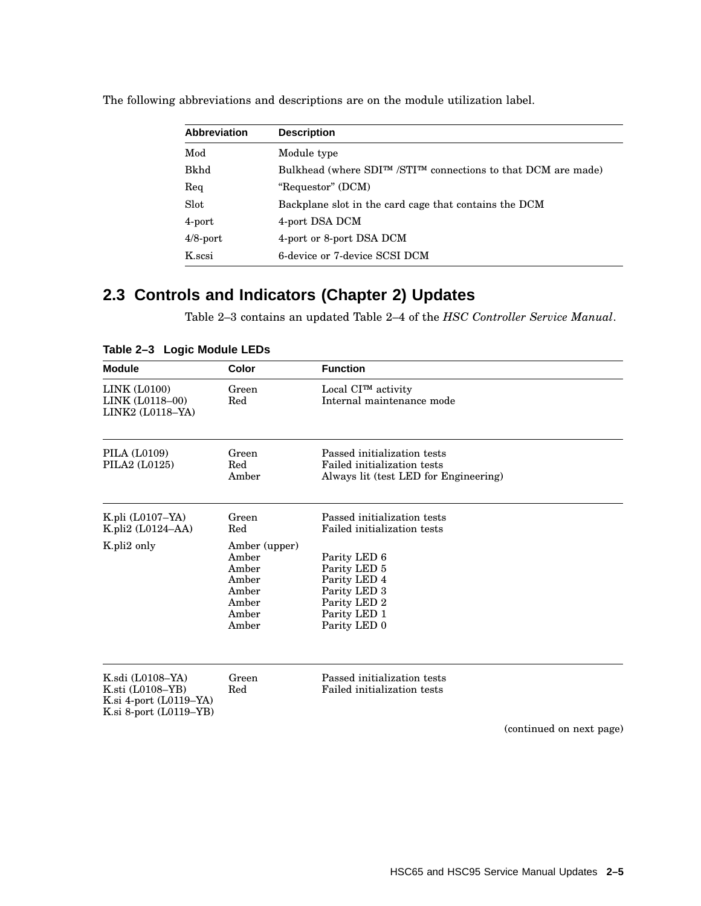The following abbreviations and descriptions are on the module utilization label.

| Abbreviation | Description |
|---|---|
| Mod | Module type |
| Bkhd | Bulkhead (where SDI™ /STI™ connections to that DCM are made) |
| Req | “Requestor” (DCM) |
| Slot | Backplane slot in the card cage that contains the DCM |
| 4-port | 4-port DSA DCM |
| 4/8-port | 4-port or 8-port DSA DCM |
| K.scsi | 6-device or 7-device SCSI DCM |

## 2.3 Controls and Indicators (Chapter 2) Updates

Table 2–3 contains an updated Table 2–4 of the *HSC Controller Service Manual*.

**Table 2–3 Logic Module LEDs**

| Module | Color | Function |
|---|---|---|
| LINK (L0100)<br>LINK (L0118–00)<br>LINK2 (L0118–YA) | Green<br>Red | Local CI™ activity<br>Internal maintenance mode |
| PILA (L0109)<br>PILA2 (L0125) | Green<br>Red<br>Amber | Passed initialization tests<br>Failed initialization tests<br>Always lit (test LED for Engineering) |
| K.pli (L0107–YA)<br>K.pli2 (L0124–AA) | Green<br>Red | Passed initialization tests<br>Failed initialization tests |
| K.pli2 only | Amber (upper)<br>Amber<br>Amber<br>Amber<br>Amber<br>Amber<br>Amber<br>Amber | <br>Parity LED 6<br>Parity LED 5<br>Parity LED 4<br>Parity LED 3<br>Parity LED 2<br>Parity LED 1<br>Parity LED 0 |
| K.sdi (L0108–YA)<br>K.sti (L0108–YB)<br>K.si 4-port (L0119–YA)<br>K.si 8-port (L0119–YB) | Green<br>Red | Passed initialization tests<br>Failed initialization tests |

(continued on next page)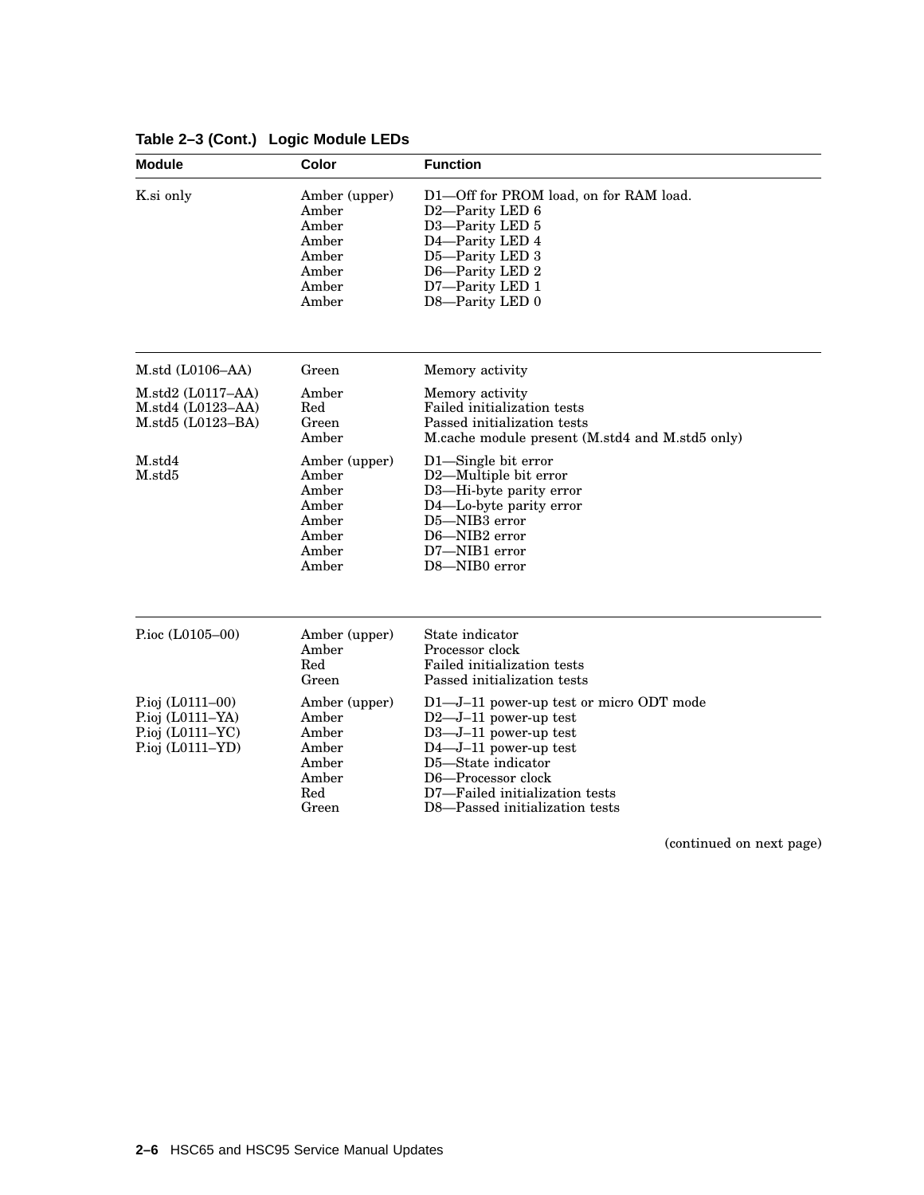**Table 2–3 (Cont.) Logic Module LEDs**

| Module | Color | Function |
|---|---|---|
| K.si only | Amber (upper) | D1—Off for PROM load, on for RAM load. |
| | Amber | D2—Parity LED 6 |
| | Amber | D3—Parity LED 5 |
| | Amber | D4—Parity LED 4 |
| | Amber | D5—Parity LED 3 |
| | Amber | D6—Parity LED 2 |
| | Amber | D7—Parity LED 1 |
| | Amber | D8—Parity LED 0 |
| M.std (L0106–AA) | Green | Memory activity |
| M.std2 (L0117–AA) | Amber | Memory activity |
| M.std4 (L0123–AA) | Red | Failed initialization tests |
| M.std5 (L0123–BA) | Green | Passed initialization tests |
| | Amber | M.cache module present (M.std4 and M.std5 only) |
| M.std4 | Amber (upper) | D1—Single bit error |
| M.std5 | Amber | D2—Multiple bit error |
| | Amber | D3—Hi-byte parity error |
| | Amber | D4—Lo-byte parity error |
| | Amber | D5—NIB3 error |
| | Amber | D6—NIB2 error |
| | Amber | D7—NIB1 error |
| | Amber | D8—NIB0 error |
| P.ioc (L0105–00) | Amber (upper) | State indicator |
| | Amber | Processor clock |
| | Red | Failed initialization tests |
| | Green | Passed initialization tests |
| P.ioj (L0111–00) | Amber (upper) | D1—J–11 power-up test or micro ODT mode |
| P.ioj (L0111–YA) | Amber | D2—J–11 power-up test |
| P.ioj (L0111–YC) | Amber | D3—J–11 power-up test |
| P.ioj (L0111–YD) | Amber | D4—J–11 power-up test |
| | Amber | D5—State indicator |
| | Amber | D6—Processor clock |
| | Red | D7—Failed initialization tests |
| | Green | D8—Passed initialization tests |

(continued on next page)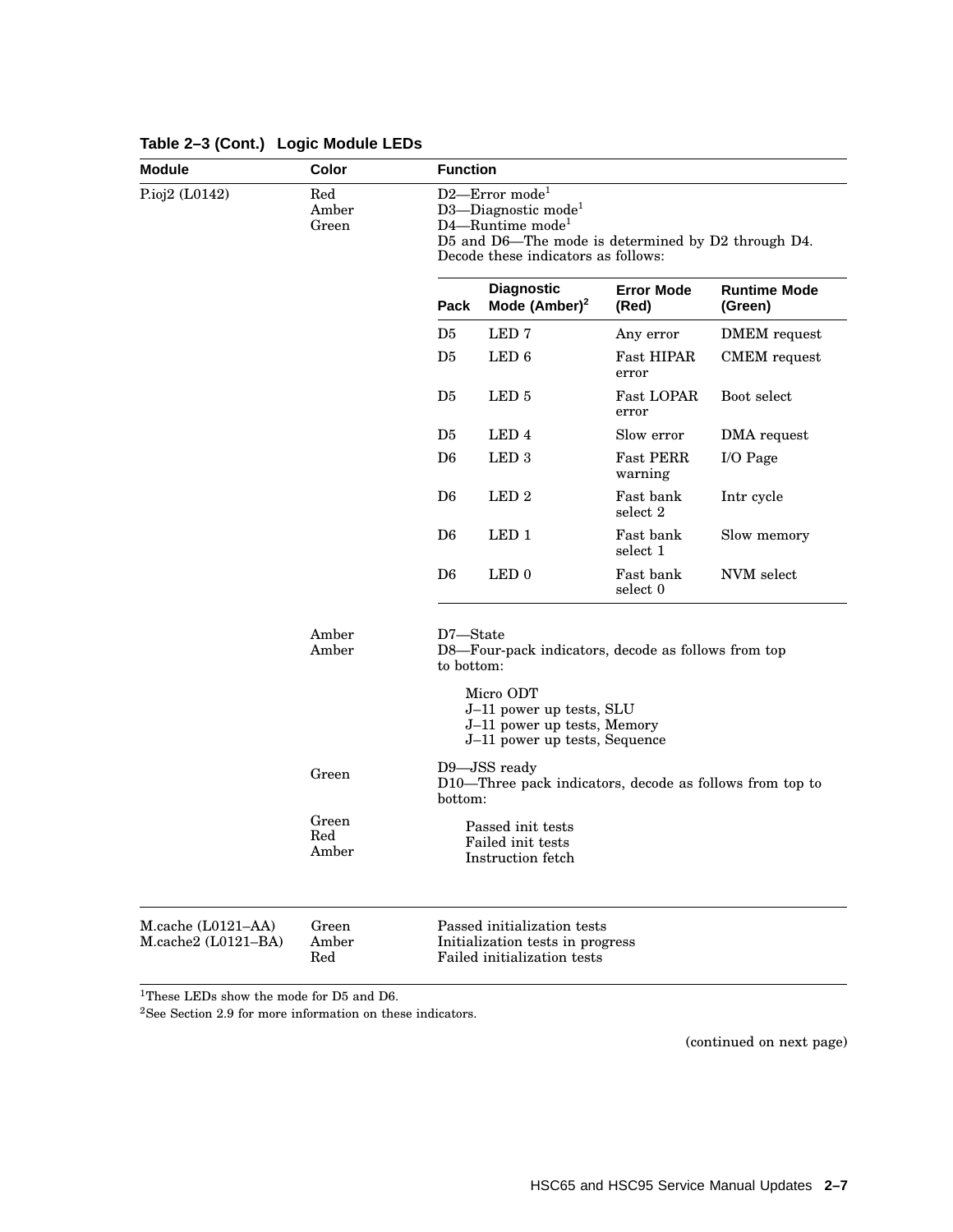**Table 2–3 (Cont.) Logic Module LEDs**

| Module | Color | Function |
|---|---|---|
| P.ioj2 (L0142) | Red<br>Amber<br>Green | D2—Error mode[1]<br>D3—Diagnostic mode[1]<br>D4—Runtime mode[1]<br>D5 and D6—The mode is determined by D2 through D4. Decode these indicators as follows: |

| Pack | Diagnostic Mode (Amber)[2] | Error Mode (Red) | Runtime Mode (Green) |
|---|---|---|---|
| D5 | LED 7 | Any error | DMEM request |
| D5 | LED 6 | Fast HIPAR error | CMEM request |
| D5 | LED 5 | Fast LOPAR error | Boot select |
| D5 | LED 4 | Slow error | DMA request |
| D6 | LED 3 | Fast PERR warning | I/O Page |
| D6 | LED 2 | Fast bank select 2 | Intr cycle |
| D6 | LED 1 | Fast bank select 1 | Slow memory |
| D6 | LED 0 | Fast bank select 0 | NVM select |

| Module | Color | Function |
|---|---|---|
| | Amber<br>Amber | D7—State<br>D8—Four-pack indicators, decode as follows from top to bottom:<br>Micro ODT<br>J–11 power up tests, SLU<br>J–11 power up tests, Memory<br>J–11 power up tests, Sequence |
| | Green | D9—JSS ready<br>D10—Three pack indicators, decode as follows from top to bottom: |
| | Green<br>Red<br>Amber | Passed init tests<br>Failed init tests<br>Instruction fetch |
| M.cache (L0121–AA)<br>M.cache2 (L0121–BA) | Green<br>Amber<br>Red | Passed initialization tests<br>Initialization tests in progress<br>Failed initialization tests |

[1]These LEDs show the mode for D5 and D6.

[2]See Section 2.9 for more information on these indicators.

(continued on next page)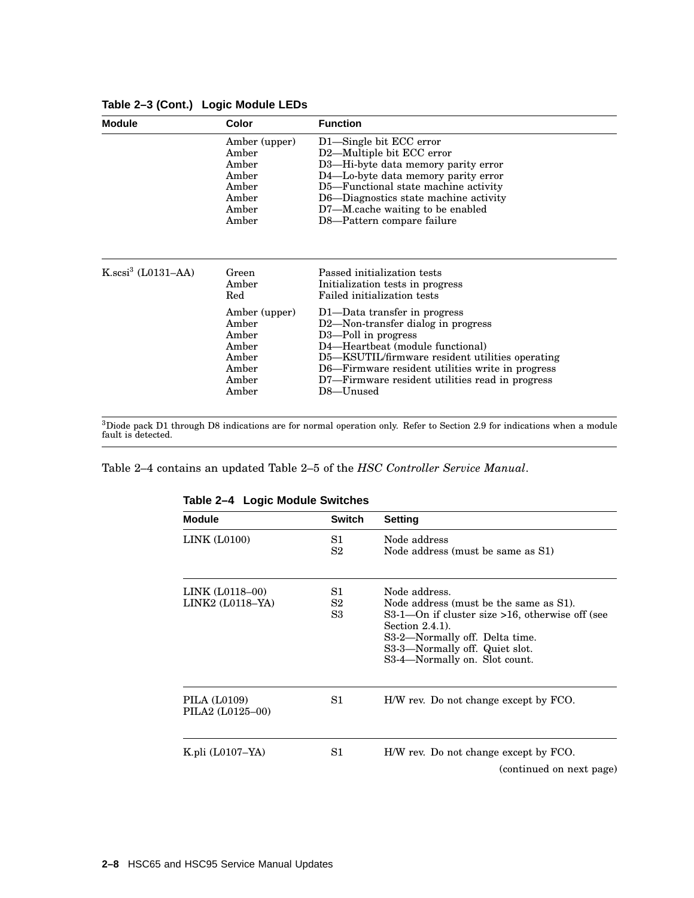**Table 2–3 (Cont.) Logic Module LEDs**

| Module | Color | Function |
|---|---|---|
| | Amber (upper) | D1—Single bit ECC error |
| | Amber | D2—Multiple bit ECC error |
| | Amber | D3—Hi-byte data memory parity error |
| | Amber | D4—Lo-byte data memory parity error |
| | Amber | D5—Functional state machine activity |
| | Amber | D6—Diagnostics state machine activity |
| | Amber | D7—M.cache waiting to be enabled |
| | Amber | D8—Pattern compare failure |
| K.scsi[3] (L0131–AA) | Green | Passed initialization tests |
| | Amber | Initialization tests in progress |
| | Red | Failed initialization tests |
| | Amber (upper) | D1—Data transfer in progress |
| | Amber | D2—Non-transfer dialog in progress |
| | Amber | D3—Poll in progress |
| | Amber | D4—Heartbeat (module functional) |
| | Amber | D5—KSUTIL/firmware resident utilities operating |
| | Amber | D6—Firmware resident utilities write in progress |
| | Amber | D7—Firmware resident utilities read in progress |
| | Amber | D8—Unused |

[3]Diode pack D1 through D8 indications are for normal operation only. Refer to Section 2.9 for indications when a module fault is detected.

Table 2–4 contains an updated Table 2–5 of the *HSC Controller Service Manual*.

**Table 2–4 Logic Module Switches**

| Module | Switch | Setting |
|---|---|---|
| LINK (L0100) | S1 | Node address |
| | S2 | Node address (must be same as S1) |
| LINK (L0118–00) | S1 | Node address. |
| LINK2 (L0118–YA) | S2 | Node address (must be the same as S1). |
| | S3 | S3-1—On if cluster size >16, otherwise off (see Section 2.4.1). |
| | | S3-2—Normally off. Delta time. |
| | | S3-3—Normally off. Quiet slot. |
| | | S3-4—Normally on. Slot count. |
| PILA (L0109) | S1 | H/W rev. Do not change except by FCO. |
| PILA2 (L0125–00) | | |
| K.pli (L0107–YA) | S1 | H/W rev. Do not change except by FCO. |

(continued on next page)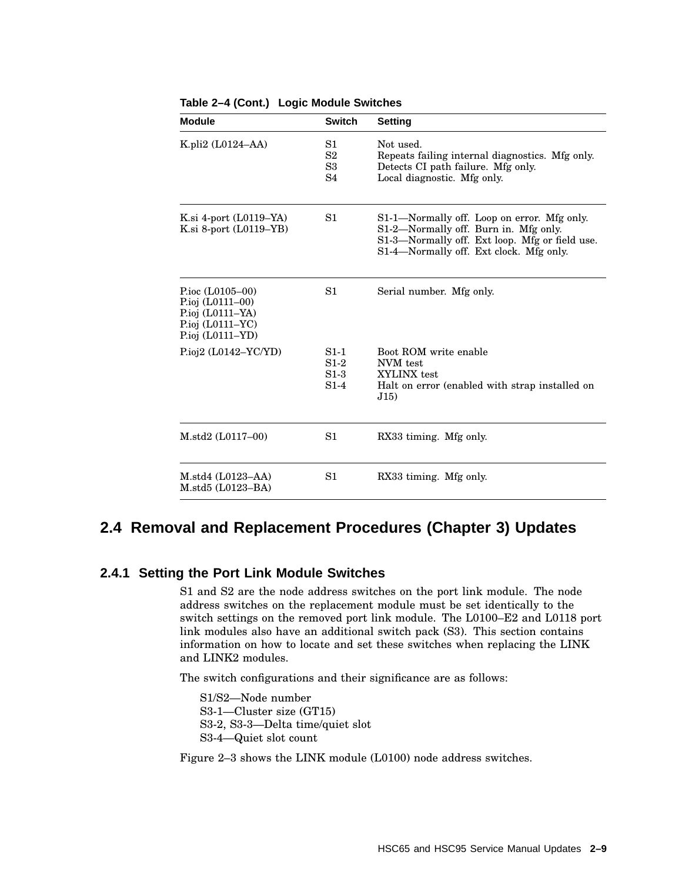**Table 2–4 (Cont.) Logic Module Switches**

| Module | Switch | Setting |
|---|---|---|
| K.pli2 (L0124–AA) | S1<br>S2<br>S3<br>S4 | Not used.<br>Repeats failing internal diagnostics. Mfg only.<br>Detects CI path failure. Mfg only.<br>Local diagnostic. Mfg only. |
| K.si 4-port (L0119–YA)<br>K.si 8-port (L0119–YB) | S1 | S1-1—Normally off. Loop on error. Mfg only.<br>S1-2—Normally off. Burn in. Mfg only.<br>S1-3—Normally off. Ext loop. Mfg or field use.<br>S1-4—Normally off. Ext clock. Mfg only. |
| P.ioc (L0105–00)<br>P.ioj (L0111–00)<br>P.ioj (L0111–YA)<br>P.ioj (L0111–YC)<br>P.ioj (L0111–YD) | S1 | Serial number. Mfg only. |
| P.ioj2 (L0142–YC/YD) | S1-1<br>S1-2<br>S1-3<br>S1-4 | Boot ROM write enable<br>NVM test<br>XYLINX test<br>Halt on error (enabled with strap installed on J15) |
| M.std2 (L0117–00) | S1 | RX33 timing. Mfg only. |
| M.std4 (L0123–AA)<br>M.std5 (L0123–BA) | S1 | RX33 timing. Mfg only. |

## 2.4 Removal and Replacement Procedures (Chapter 3) Updates

### 2.4.1 Setting the Port Link Module Switches

S1 and S2 are the node address switches on the port link module. The node address switches on the replacement module must be set identically to the switch settings on the removed port link module. The L0100–E2 and L0118 port link modules also have an additional switch pack (S3). This section contains information on how to locate and set these switches when replacing the LINK and LINK2 modules.

The switch configurations and their significance are as follows:

S1/S2—Node number
S3-1—Cluster size (GT15)
S3-2, S3-3—Delta time/quiet slot
S3-4—Quiet slot count

Figure 2–3 shows the LINK module (L0100) node address switches.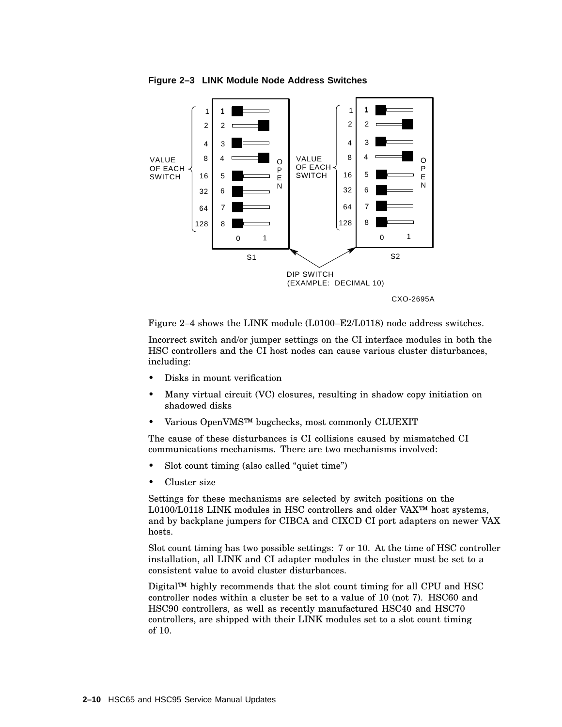**Figure 2–3 LINK Module Node Address Switches**

Figure 2–4 shows the LINK module (L0100–E2/L0118) node address switches.

Incorrect switch and/or jumper settings on the CI interface modules in both the HSC controllers and the CI host nodes can cause various cluster disturbances, including:

- Disks in mount verification
- Many virtual circuit (VC) closures, resulting in shadow copy initiation on shadowed disks
- Various OpenVMS™ bugchecks, most commonly CLUEXIT

The cause of these disturbances is CI collisions caused by mismatched CI communications mechanisms. There are two mechanisms involved:

- Slot count timing (also called "quiet time")
- Cluster size

Settings for these mechanisms are selected by switch positions on the L0100/L0118 LINK modules in HSC controllers and older VAX™ host systems, and by backplane jumpers for CIBCA and CIXCD CI port adapters on newer VAX hosts.

Slot count timing has two possible settings: 7 or 10. At the time of HSC controller installation, all LINK and CI adapter modules in the cluster must be set to a consistent value to avoid cluster disturbances.

Digital™ highly recommends that the slot count timing for all CPU and HSC controller nodes within a cluster be set to a value of 10 (not 7). HSC60 and HSC90 controllers, as well as recently manufactured HSC40 and HSC70 controllers, are shipped with their LINK modules set to a slot count timing of 10.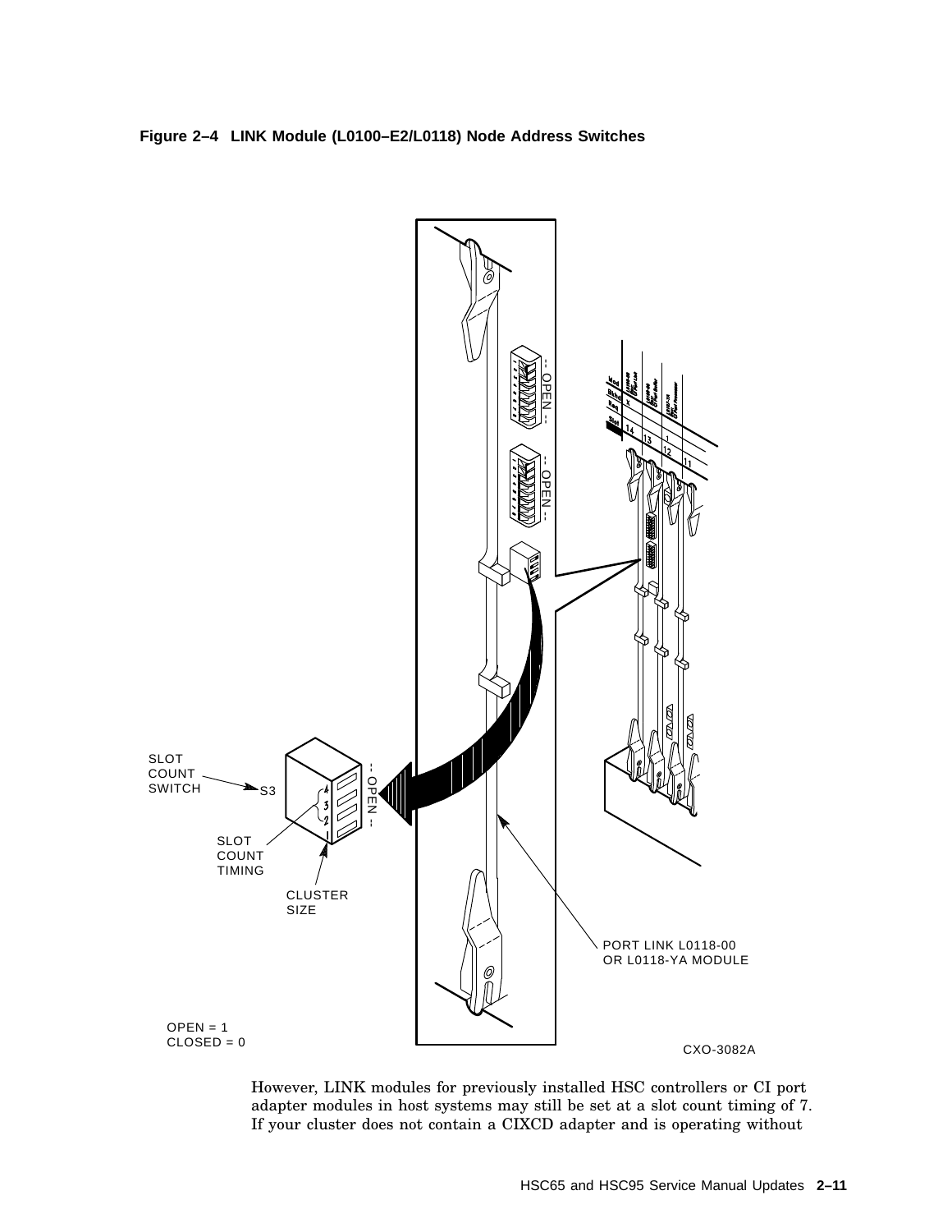**Figure 2–4 LINK Module (L0100–E2/L0118) Node Address Switches**

SLOT COUNT SWITCH

S3

SLOT COUNT TIMING

CLUSTER SIZE

PORT LINK L0118-00 OR L0118-YA MODULE

OPEN = 1
CLOSED = 0

CXO-3082A

However, LINK modules for previously installed HSC controllers or CI port adapter modules in host systems may still be set at a slot count timing of 7. If your cluster does not contain a CIXCD adapter and is operating without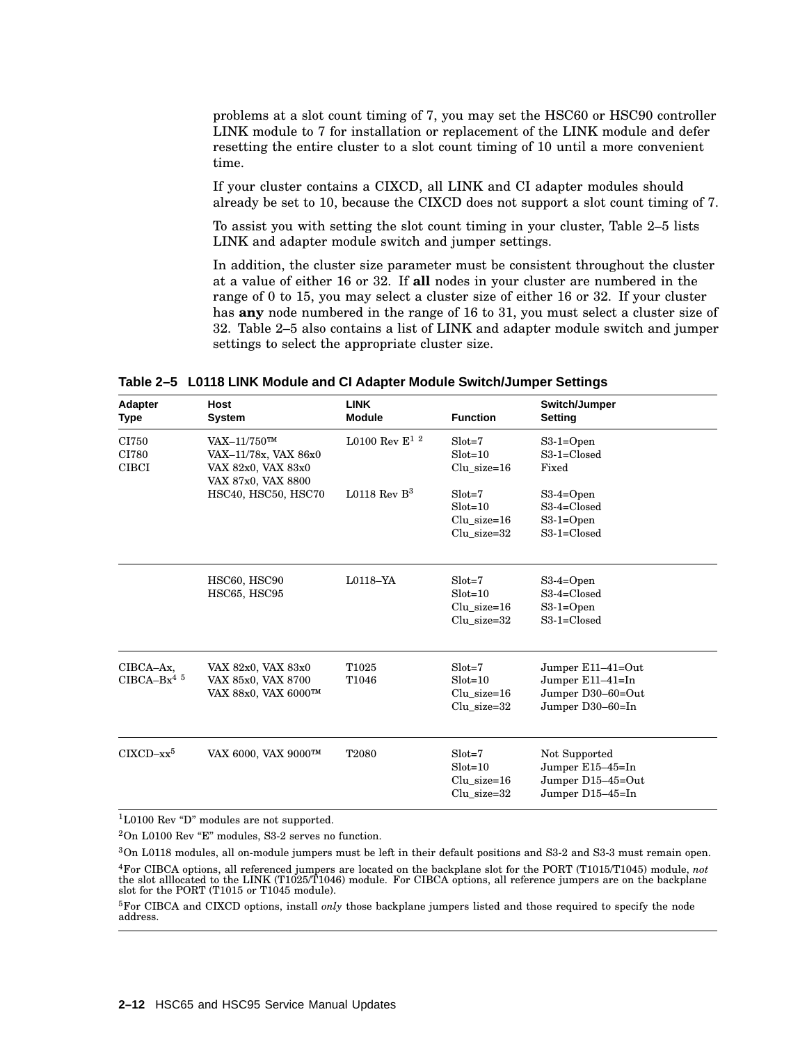problems at a slot count timing of 7, you may set the HSC60 or HSC90 controller LINK module to 7 for installation or replacement of the LINK module and defer resetting the entire cluster to a slot count timing of 10 until a more convenient time.

If your cluster contains a CIXCD, all LINK and CI adapter modules should already be set to 10, because the CIXCD does not support a slot count timing of 7.

To assist you with setting the slot count timing in your cluster, Table 2–5 lists LINK and adapter module switch and jumper settings.

In addition, the cluster size parameter must be consistent throughout the cluster at a value of either 16 or 32. If **all** nodes in your cluster are numbered in the range of 0 to 15, you may select a cluster size of either 16 or 32. If your cluster has **any** node numbered in the range of 16 to 31, you must select a cluster size of 32. Table 2–5 also contains a list of LINK and adapter module switch and jumper settings to select the appropriate cluster size.

**Table 2–5 L0118 LINK Module and CI Adapter Module Switch/Jumper Settings**

| Adapter Type | Host System | LINK Module | Function | Switch/Jumper Setting |
|---|---|---|---|---|
| CI750<br>CI780<br>CIBCI | VAX–11/750™<br>VAX–11/78x, VAX 86x0<br>VAX 82x0, VAX 83x0<br>VAX 87x0, VAX 8800 | L0100 Rev E[1 2] | Slot=7<br>Slot=10<br>Clu_size=16 | S3-1=Open<br>S3-1=Closed<br>Fixed |
| | HSC40, HSC50, HSC70 | L0118 Rev B[3] | Slot=7<br>Slot=10<br>Clu_size=16<br>Clu_size=32 | S3-4=Open<br>S3-4=Closed<br>S3-1=Open<br>S3-1=Closed |
| | HSC60, HSC90<br>HSC65, HSC95 | L0118–YA | Slot=7<br>Slot=10<br>Clu_size=16<br>Clu_size=32 | S3-4=Open<br>S3-4=Closed<br>S3-1=Open<br>S3-1=Closed |
| CIBCA–Ax,<br>CIBCA–Bx[4 5] | VAX 82x0, VAX 83x0<br>VAX 85x0, VAX 8700<br>VAX 88x0, VAX 6000™ | T1025<br>T1046 | Slot=7<br>Slot=10<br>Clu_size=16<br>Clu_size=32 | Jumper E11–41=Out<br>Jumper E11–41=In<br>Jumper D30–60=Out<br>Jumper D30–60=In |
| CIXCD–xx[5] | VAX 6000, VAX 9000™ | T2080 | Slot=7<br>Slot=10<br>Clu_size=16<br>Clu_size=32 | Not Supported<br>Jumper E15–45=In<br>Jumper D15–45=Out<br>Jumper D15–45=In |

[1]L0100 Rev "D" modules are not supported.

[2]On L0100 Rev "E" modules, S3-2 serves no function.

[3]On L0118 modules, all on-module jumpers must be left in their default positions and S3-2 and S3-3 must remain open.

[4]For CIBCA options, all referenced jumpers are located on the backplane slot for the PORT (T1015/T1045) module, *not* the slot alllocated to the LINK (T1025/T1046) module. For CIBCA options, all reference jumpers are on the backplane slot for the PORT (T1015 or T1045 module).

[5]For CIBCA and CIXCD options, install *only* those backplane jumpers listed and those required to specify the node address.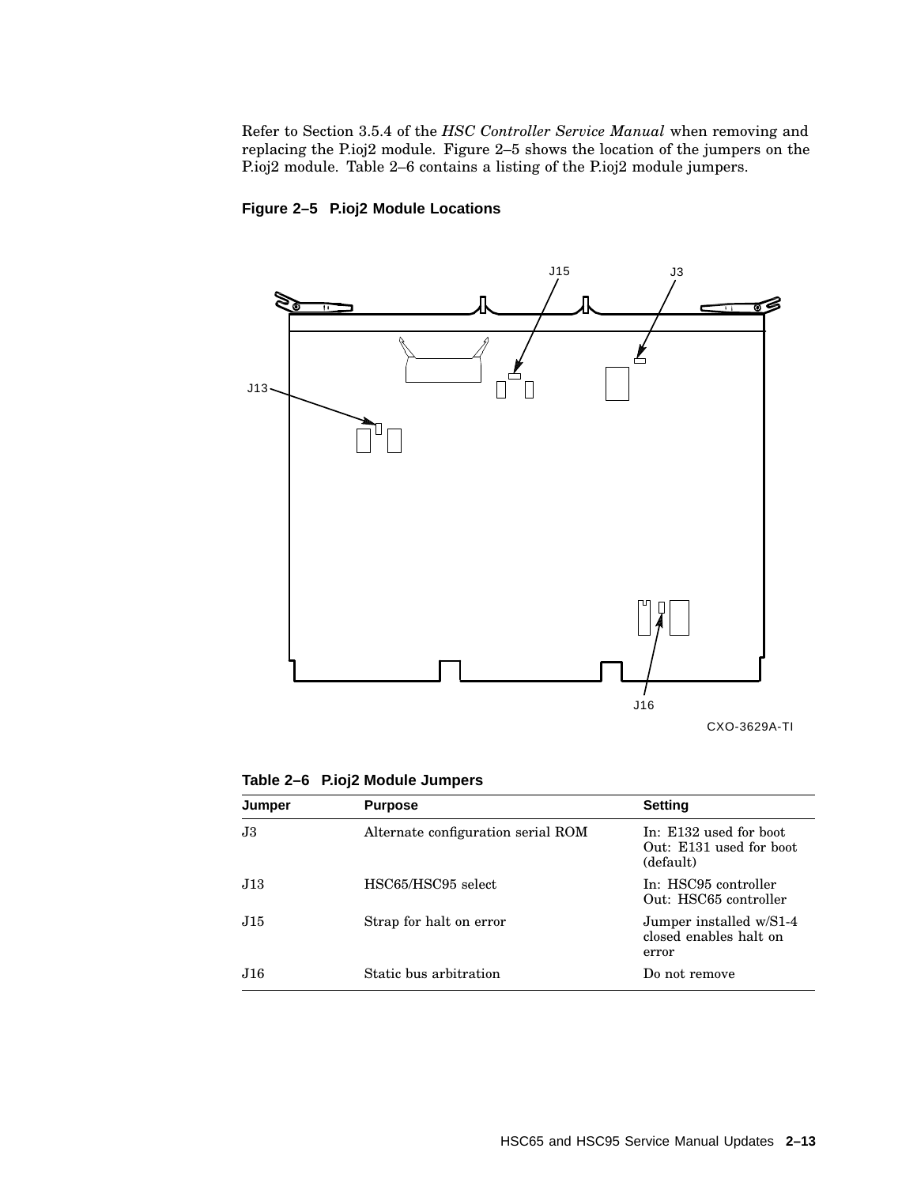Refer to Section 3.5.4 of the *HSC Controller Service Manual* when removing and replacing the P.ioj2 module. Figure 2–5 shows the location of the jumpers on the P.ioj2 module. Table 2–6 contains a listing of the P.ioj2 module jumpers.

**Figure 2–5 P.ioj2 Module Locations**

J15 J3 J13 J16

CXO-3629A-TI

**Table 2–6 P.ioj2 Module Jumpers**

| Jumper | Purpose | Setting |
|---|---|---|
| J3 | Alternate configuration serial ROM | In: E132 used for boot<br>Out: E131 used for boot (default) |
| J13 | HSC65/HSC95 select | In: HSC95 controller<br>Out: HSC65 controller |
| J15 | Strap for halt on error | Jumper installed w/S1-4 closed enables halt on error |
| J16 | Static bus arbitration | Do not remove |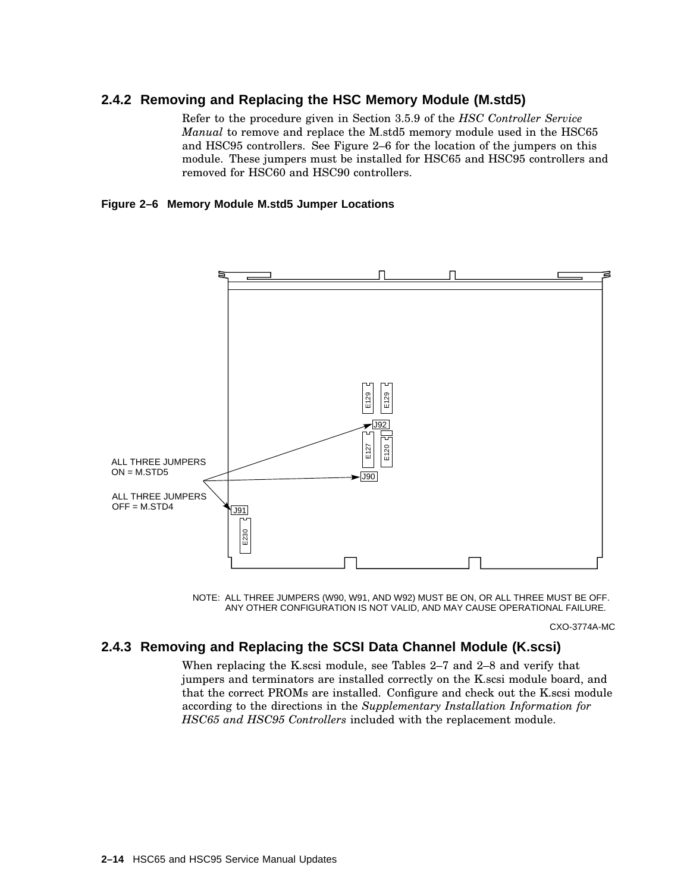### 2.4.2 Removing and Replacing the HSC Memory Module (M.std5)

Refer to the procedure given in Section 3.5.9 of the *HSC Controller Service Manual* to remove and replace the M.std5 memory module used in the HSC65 and HSC95 controllers. See Figure 2–6 for the location of the jumpers on this module. These jumpers must be installed for HSC65 and HSC95 controllers and removed for HSC60 and HSC90 controllers.

**Figure 2–6 Memory Module M.std5 Jumper Locations**

ALL THREE JUMPERS ON = M.STD5

ALL THREE JUMPERS OFF = M.STD4

J92

J90

J91

E129 E129 E127 E120 E230

NOTE: ALL THREE JUMPERS (W90, W91, AND W92) MUST BE ON, OR ALL THREE MUST BE OFF. ANY OTHER CONFIGURATION IS NOT VALID, AND MAY CAUSE OPERATIONAL FAILURE.

CXO-3774A-MC

### 2.4.3 Removing and Replacing the SCSI Data Channel Module (K.scsi)

When replacing the K.scsi module, see Tables 2–7 and 2–8 and verify that jumpers and terminators are installed correctly on the K.scsi module board, and that the correct PROMs are installed. Configure and check out the K.scsi module according to the directions in the *Supplementary Installation Information for HSC65 and HSC95 Controllers* included with the replacement module.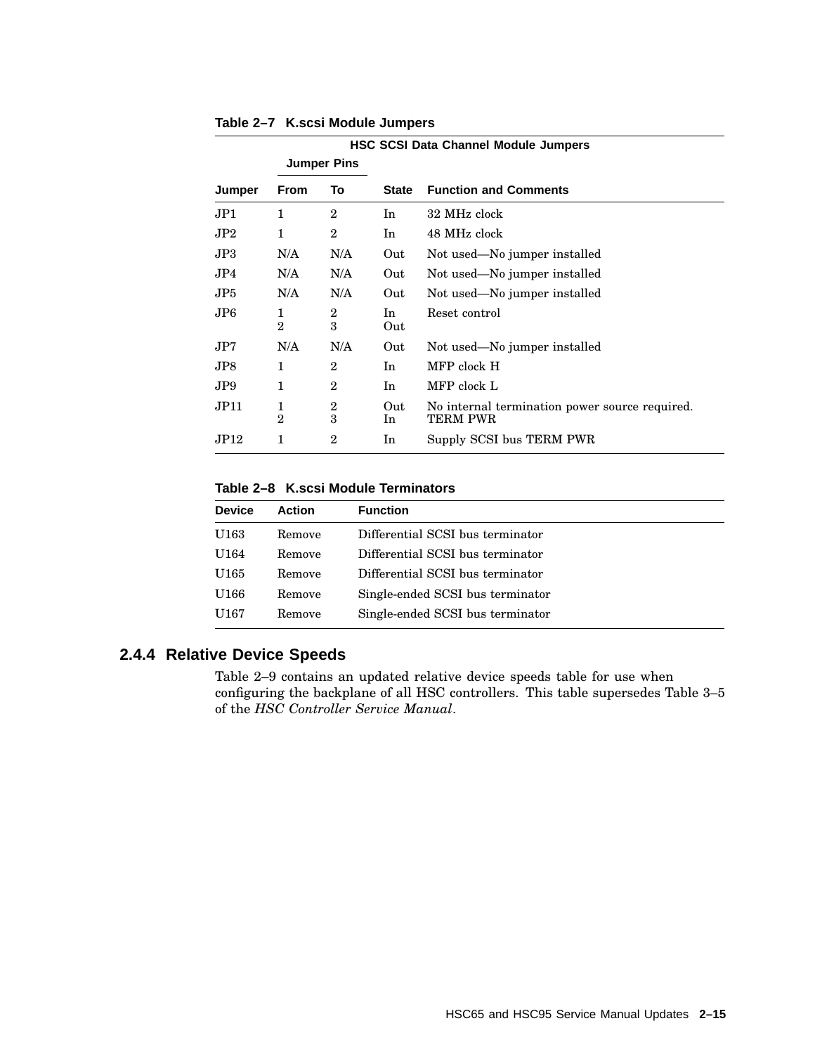**Table 2–7 K.scsi Module Jumpers**

| | HSC SCSI Data Channel Module Jumpers | | | |
|---|---|---|---|---|
| | Jumper Pins | | | |
| Jumper | From | To | State | Function and Comments |
| JP1 | 1 | 2 | In | 32 MHz clock |
| JP2 | 1 | 2 | In | 48 MHz clock |
| JP3 | N/A | N/A | Out | Not used—No jumper installed |
| JP4 | N/A | N/A | Out | Not used—No jumper installed |
| JP5 | N/A | N/A | Out | Not used—No jumper installed |
| JP6 | 1<br>2 | 2<br>3 | In<br>Out | Reset control |
| JP7 | N/A | N/A | Out | Not used—No jumper installed |
| JP8 | 1 | 2 | In | MFP clock H |
| JP9 | 1 | 2 | In | MFP clock L |
| JP11 | 1<br>2 | 2<br>3 | Out<br>In | No internal termination power source required.<br>TERM PWR |
| JP12 | 1 | 2 | In | Supply SCSI bus TERM PWR |

**Table 2–8 K.scsi Module Terminators**

| Device | Action | Function |
|---|---|---|
| U163 | Remove | Differential SCSI bus terminator |
| U164 | Remove | Differential SCSI bus terminator |
| U165 | Remove | Differential SCSI bus terminator |
| U166 | Remove | Single-ended SCSI bus terminator |
| U167 | Remove | Single-ended SCSI bus terminator |

### 2.4.4 Relative Device Speeds

Table 2–9 contains an updated relative device speeds table for use when configuring the backplane of all HSC controllers. This table supersedes Table 3–5 of the *HSC Controller Service Manual*.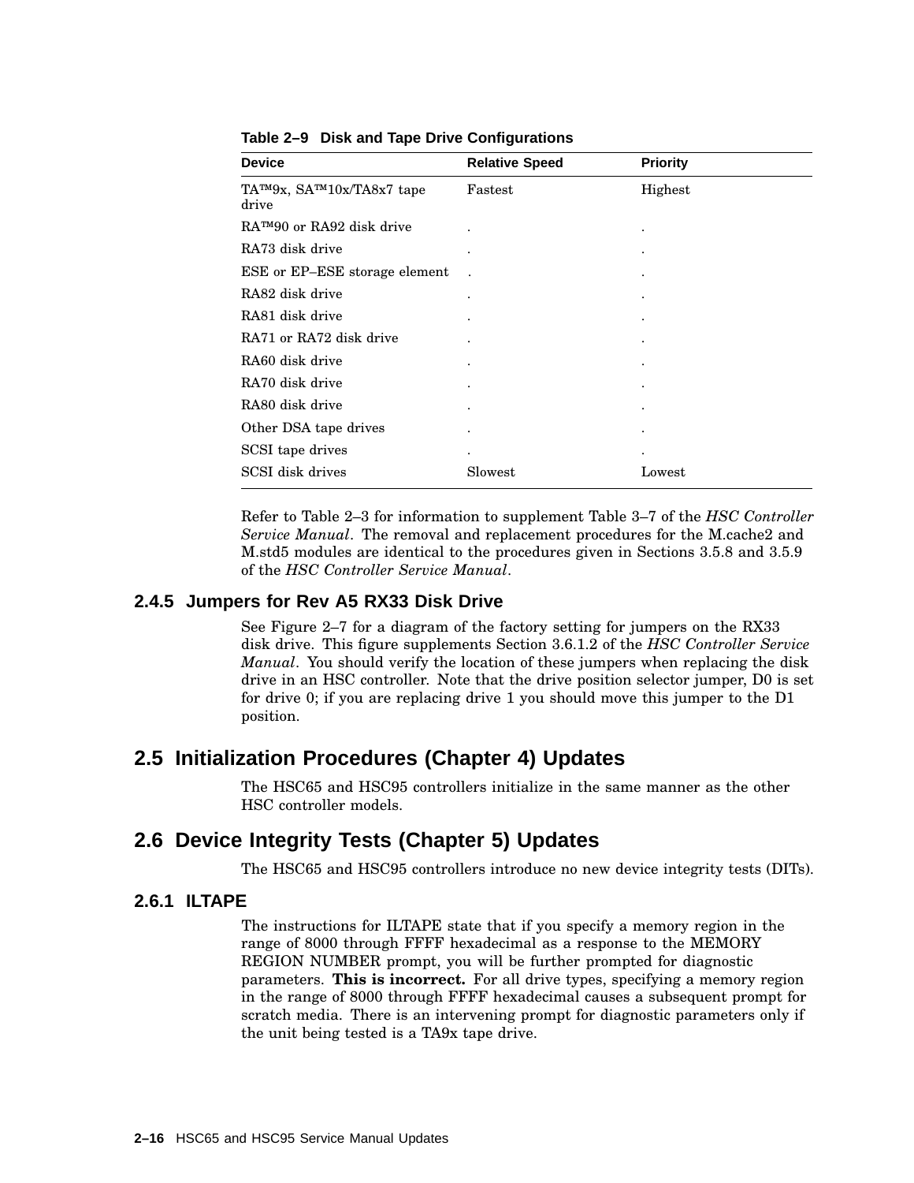**Table 2–9 Disk and Tape Drive Configurations**

| Device | Relative Speed | Priority |
|---|---|---|
| TA™9x, SA™10x/TA8x7 tape drive | Fastest | Highest |
| RA™90 or RA92 disk drive | . | . |
| RA73 disk drive | . | . |
| ESE or EP–ESE storage element | . | . |
| RA82 disk drive | . | . |
| RA81 disk drive | . | . |
| RA71 or RA72 disk drive | . | . |
| RA60 disk drive | . | . |
| RA70 disk drive | . | . |
| RA80 disk drive | . | . |
| Other DSA tape drives | . | . |
| SCSI tape drives | . | . |
| SCSI disk drives | Slowest | Lowest |

Refer to Table 2–3 for information to supplement Table 3–7 of the *HSC Controller Service Manual*. The removal and replacement procedures for the M.cache2 and M.std5 modules are identical to the procedures given in Sections 3.5.8 and 3.5.9 of the *HSC Controller Service Manual*.

### 2.4.5 Jumpers for Rev A5 RX33 Disk Drive

See Figure 2–7 for a diagram of the factory setting for jumpers on the RX33 disk drive. This figure supplements Section 3.6.1.2 of the *HSC Controller Service Manual*. You should verify the location of these jumpers when replacing the disk drive in an HSC controller. Note that the drive position selector jumper, D0 is set for drive 0; if you are replacing drive 1 you should move this jumper to the D1 position.

## 2.5 Initialization Procedures (Chapter 4) Updates

The HSC65 and HSC95 controllers initialize in the same manner as the other HSC controller models.

## 2.6 Device Integrity Tests (Chapter 5) Updates

The HSC65 and HSC95 controllers introduce no new device integrity tests (DITs).

### 2.6.1 ILTAPE

The instructions for ILTAPE state that if you specify a memory region in the range of 8000 through FFFF hexadecimal as a response to the MEMORY REGION NUMBER prompt, you will be further prompted for diagnostic parameters. **This is incorrect.** For all drive types, specifying a memory region in the range of 8000 through FFFF hexadecimal causes a subsequent prompt for scratch media. There is an intervening prompt for diagnostic parameters only if the unit being tested is a TA9x tape drive.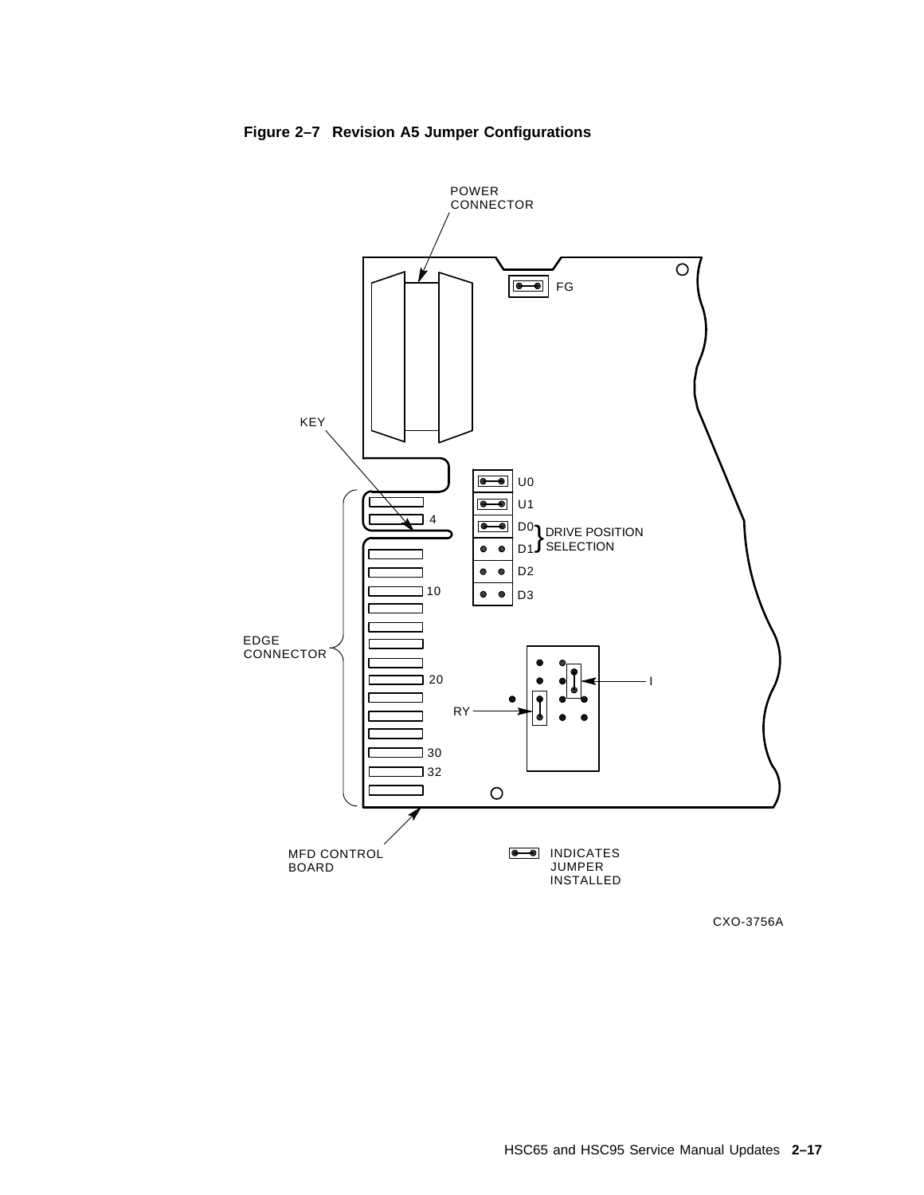**Figure 2–7 Revision A5 Jumper Configurations**

POWER CONNECTOR

FG

KEY

U0

U1

D0 } DRIVE POSITION SELECTION

D1

D2

D3

4

10

20

30

32

EDGE CONNECTOR

I

RY

MFD CONTROL BOARD

INDICATES JUMPER INSTALLED

CXO-3756A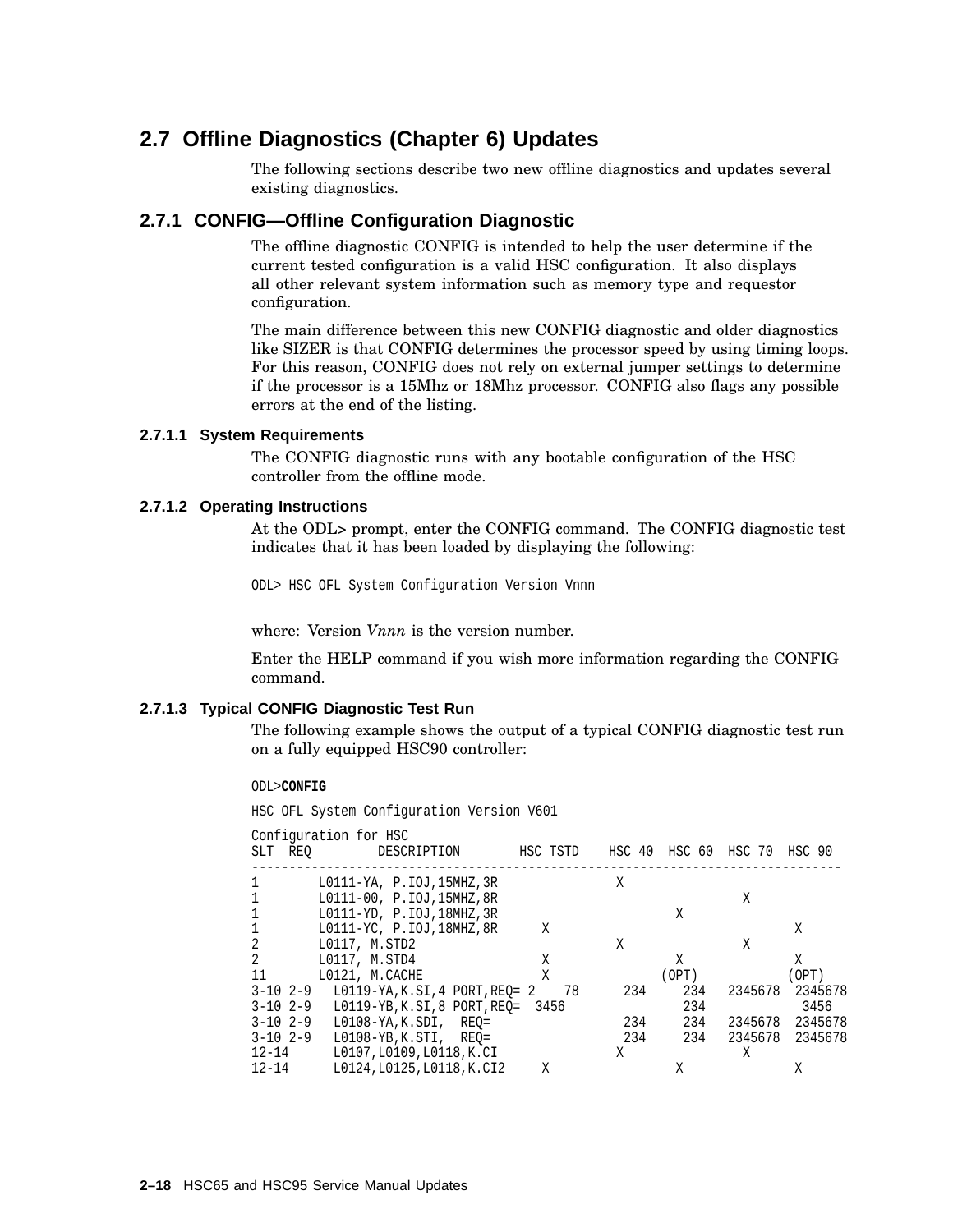## 2.7 Offline Diagnostics (Chapter 6) Updates

The following sections describe two new offline diagnostics and updates several existing diagnostics.

### 2.7.1 CONFIG—Offline Configuration Diagnostic

The offline diagnostic CONFIG is intended to help the user determine if the current tested configuration is a valid HSC configuration. It also displays all other relevant system information such as memory type and requestor configuration.

The main difference between this new CONFIG diagnostic and older diagnostics like SIZER is that CONFIG determines the processor speed by using timing loops. For this reason, CONFIG does not rely on external jumper settings to determine if the processor is a 15Mhz or 18Mhz processor. CONFIG also flags any possible errors at the end of the listing.

#### 2.7.1.1 System Requirements

The CONFIG diagnostic runs with any bootable configuration of the HSC controller from the offline mode.

#### 2.7.1.2 Operating Instructions

At the ODL> prompt, enter the CONFIG command. The CONFIG diagnostic test indicates that it has been loaded by displaying the following:

```
ODL> HSC OFL System Configuration Version Vnnn
```

where: Version *Vnnn* is the version number.

Enter the HELP command if you wish more information regarding the CONFIG command.

#### 2.7.1.3 Typical CONFIG Diagnostic Test Run

The following example shows the output of a typical CONFIG diagnostic test run on a fully equipped HSC90 controller:

```
ODL>CONFIG

HSC OFL System Configuration Version V601

Configuration for HSC
SLT  REQ        DESCRIPTION       HSC TSTD    HSC 40  HSC 60  HSC 70  HSC 90
-----------------------------------------------------------------------------
1       L0111-YA, P.IOJ,15MHZ,3R               X
1       L0111-00, P.IOJ,15MHZ,8R                               X
1       L0111-YD, P.IOJ,18MHZ,3R                       X
1       L0111-YC, P.IOJ,18MHZ,8R      X                                X
2       L0117, M.STD2                          X               X
2       L0117, M.STD4                 X                X               X
11      L0121, M.CACHE                X              (OPT)           (OPT)
3-10 2-9   L0119-YA,K.SI,4 PORT,REQ= 2    78      234     234   2345678  2345678
3-10 2-9   L0119-YB,K.SI,8 PORT,REQ=  3456                234             3456
3-10 2-9   L0108-YA,K.SDI,  REQ=               234     234   2345678  2345678
3-10 2-9   L0108-YB,K.STI,  REQ=               234     234   2345678  2345678
12-14      L0107,L0109,L0118,K.CI              X               X
12-14      L0124,L0125,L0118,K.CI2     X               X               X
```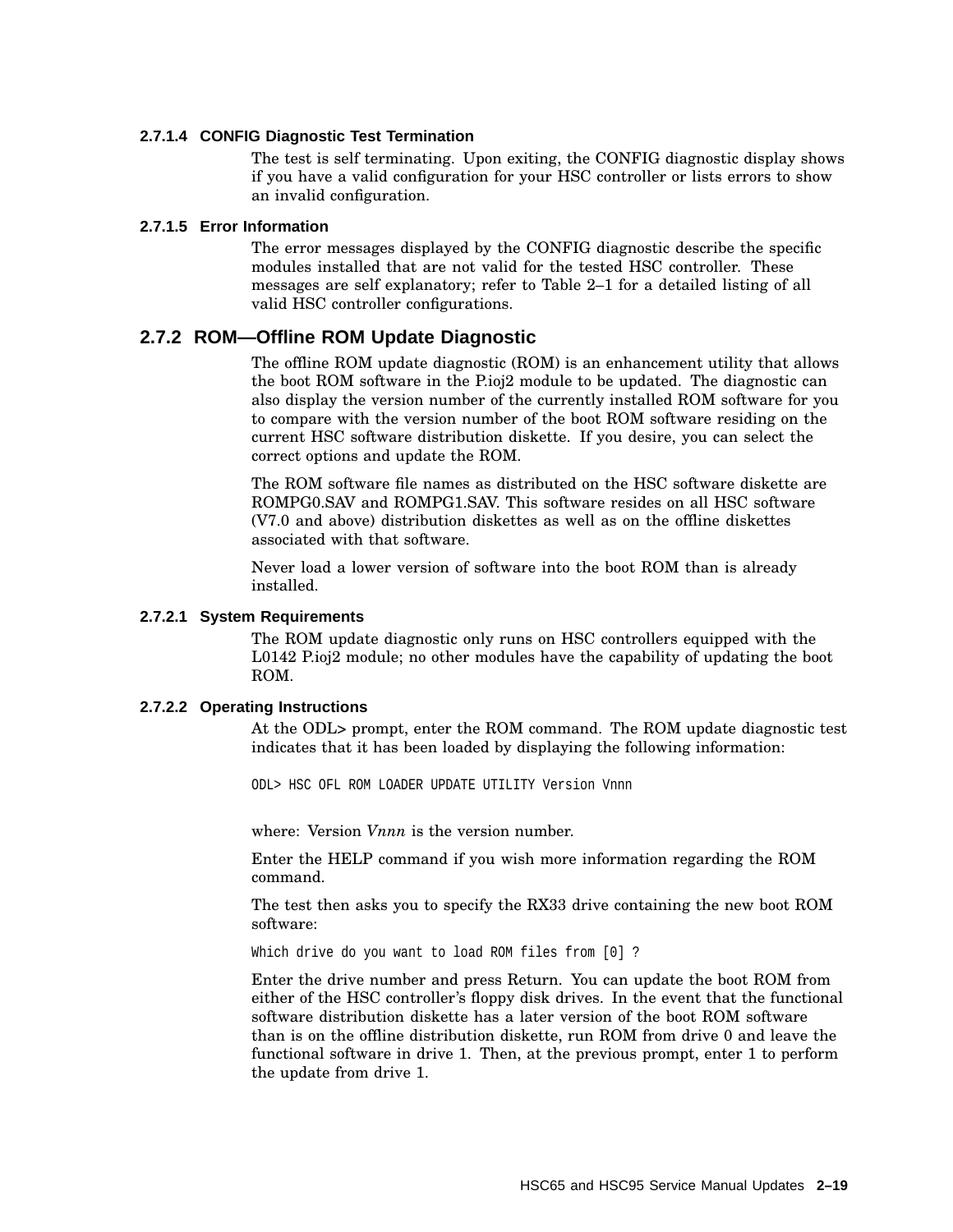#### 2.7.1.4 CONFIG Diagnostic Test Termination

The test is self terminating. Upon exiting, the CONFIG diagnostic display shows if you have a valid configuration for your HSC controller or lists errors to show an invalid configuration.

#### 2.7.1.5 Error Information

The error messages displayed by the CONFIG diagnostic describe the specific modules installed that are not valid for the tested HSC controller. These messages are self explanatory; refer to Table 2–1 for a detailed listing of all valid HSC controller configurations.

### 2.7.2 ROM—Offline ROM Update Diagnostic

The offline ROM update diagnostic (ROM) is an enhancement utility that allows the boot ROM software in the P.ioj2 module to be updated. The diagnostic can also display the version number of the currently installed ROM software for you to compare with the version number of the boot ROM software residing on the current HSC software distribution diskette. If you desire, you can select the correct options and update the ROM.

The ROM software file names as distributed on the HSC software diskette are ROMPG0.SAV and ROMPG1.SAV. This software resides on all HSC software (V7.0 and above) distribution diskettes as well as on the offline diskettes associated with that software.

Never load a lower version of software into the boot ROM than is already installed.

#### 2.7.2.1 System Requirements

The ROM update diagnostic only runs on HSC controllers equipped with the L0142 P.ioj2 module; no other modules have the capability of updating the boot ROM.

#### 2.7.2.2 Operating Instructions

At the ODL> prompt, enter the ROM command. The ROM update diagnostic test indicates that it has been loaded by displaying the following information:

```
ODL> HSC OFL ROM LOADER UPDATE UTILITY Version Vnnn
```

where: Version *Vnnn* is the version number.

Enter the HELP command if you wish more information regarding the ROM command.

The test then asks you to specify the RX33 drive containing the new boot ROM software:

```
Which drive do you want to load ROM files from [0] ?
```

Enter the drive number and press Return. You can update the boot ROM from either of the HSC controller's floppy disk drives. In the event that the functional software distribution diskette has a later version of the boot ROM software than is on the offline distribution diskette, run ROM from drive 0 and leave the functional software in drive 1. Then, at the previous prompt, enter 1 to perform the update from drive 1.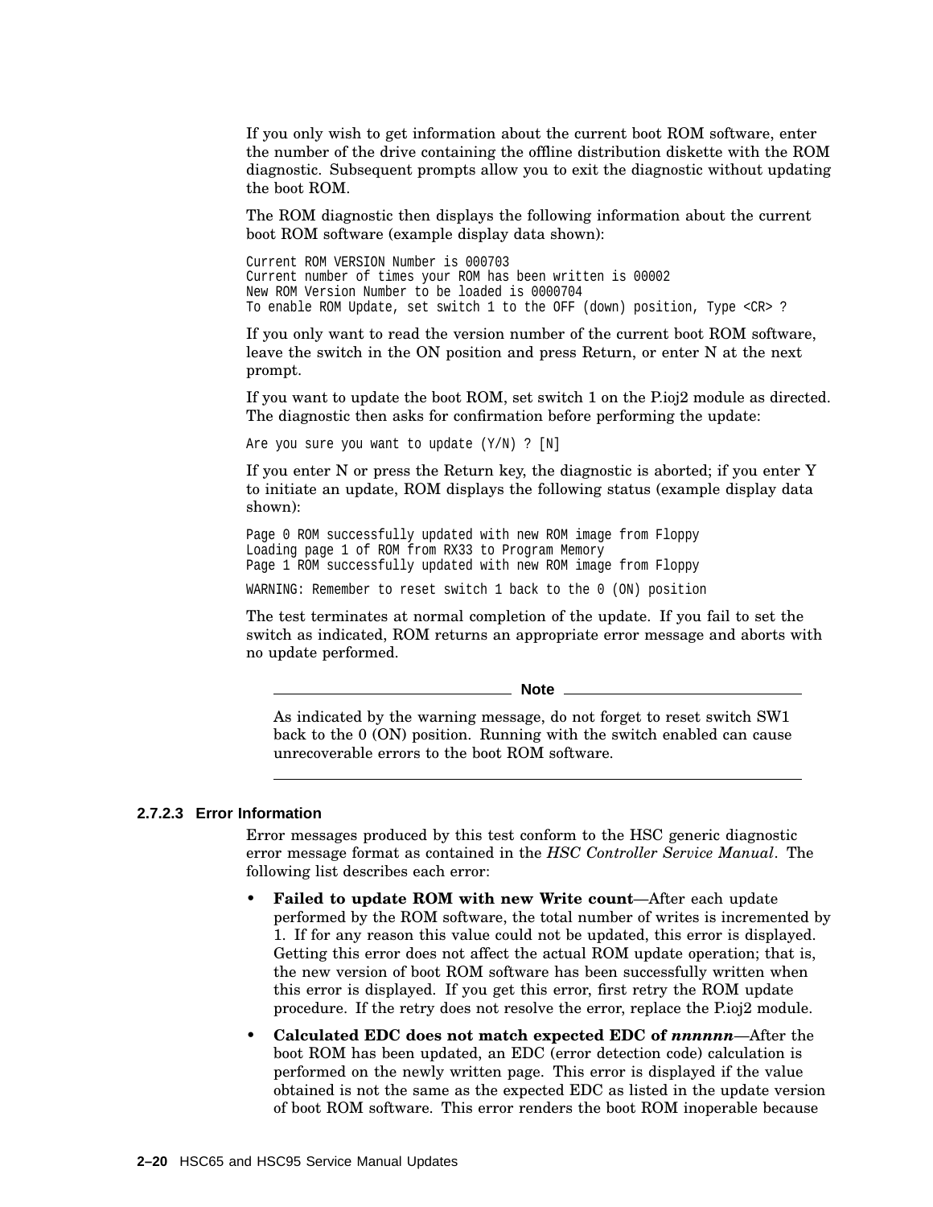If you only wish to get information about the current boot ROM software, enter the number of the drive containing the offline distribution diskette with the ROM diagnostic. Subsequent prompts allow you to exit the diagnostic without updating the boot ROM.

The ROM diagnostic then displays the following information about the current boot ROM software (example display data shown):

```
Current ROM VERSION Number is 000703
Current number of times your ROM has been written is 00002
New ROM Version Number to be loaded is 0000704
To enable ROM Update, set switch 1 to the OFF (down) position, Type <CR> ?
```

If you only want to read the version number of the current boot ROM software, leave the switch in the ON position and press Return, or enter N at the next prompt.

If you want to update the boot ROM, set switch 1 on the P.ioj2 module as directed. The diagnostic then asks for confirmation before performing the update:

```
Are you sure you want to update (Y/N) ? [N]
```

If you enter N or press the Return key, the diagnostic is aborted; if you enter Y to initiate an update, ROM displays the following status (example display data shown):

```
Page 0 ROM successfully updated with new ROM image from Floppy
Loading page 1 of ROM from RX33 to Program Memory
Page 1 ROM successfully updated with new ROM image from Floppy

WARNING: Remember to reset switch 1 back to the 0 (ON) position
```

The test terminates at normal completion of the update. If you fail to set the switch as indicated, ROM returns an appropriate error message and aborts with no update performed.

---

**Note**

As indicated by the warning message, do not forget to reset switch SW1 back to the 0 (ON) position. Running with the switch enabled can cause unrecoverable errors to the boot ROM software.

---

#### 2.7.2.3 Error Information

Error messages produced by this test conform to the HSC generic diagnostic error message format as contained in the *HSC Controller Service Manual*. The following list describes each error:

- **Failed to update ROM with new Write count**—After each update performed by the ROM software, the total number of writes is incremented by 1. If for any reason this value could not be updated, this error is displayed. Getting this error does not affect the actual ROM update operation; that is, the new version of boot ROM software has been successfully written when this error is displayed. If you get this error, first retry the ROM update procedure. If the retry does not resolve the error, replace the P.ioj2 module.
- **Calculated EDC does not match expected EDC of *nnnnnn***—After the boot ROM has been updated, an EDC (error detection code) calculation is performed on the newly written page. This error is displayed if the value obtained is not the same as the expected EDC as listed in the update version of boot ROM software. This error renders the boot ROM inoperable because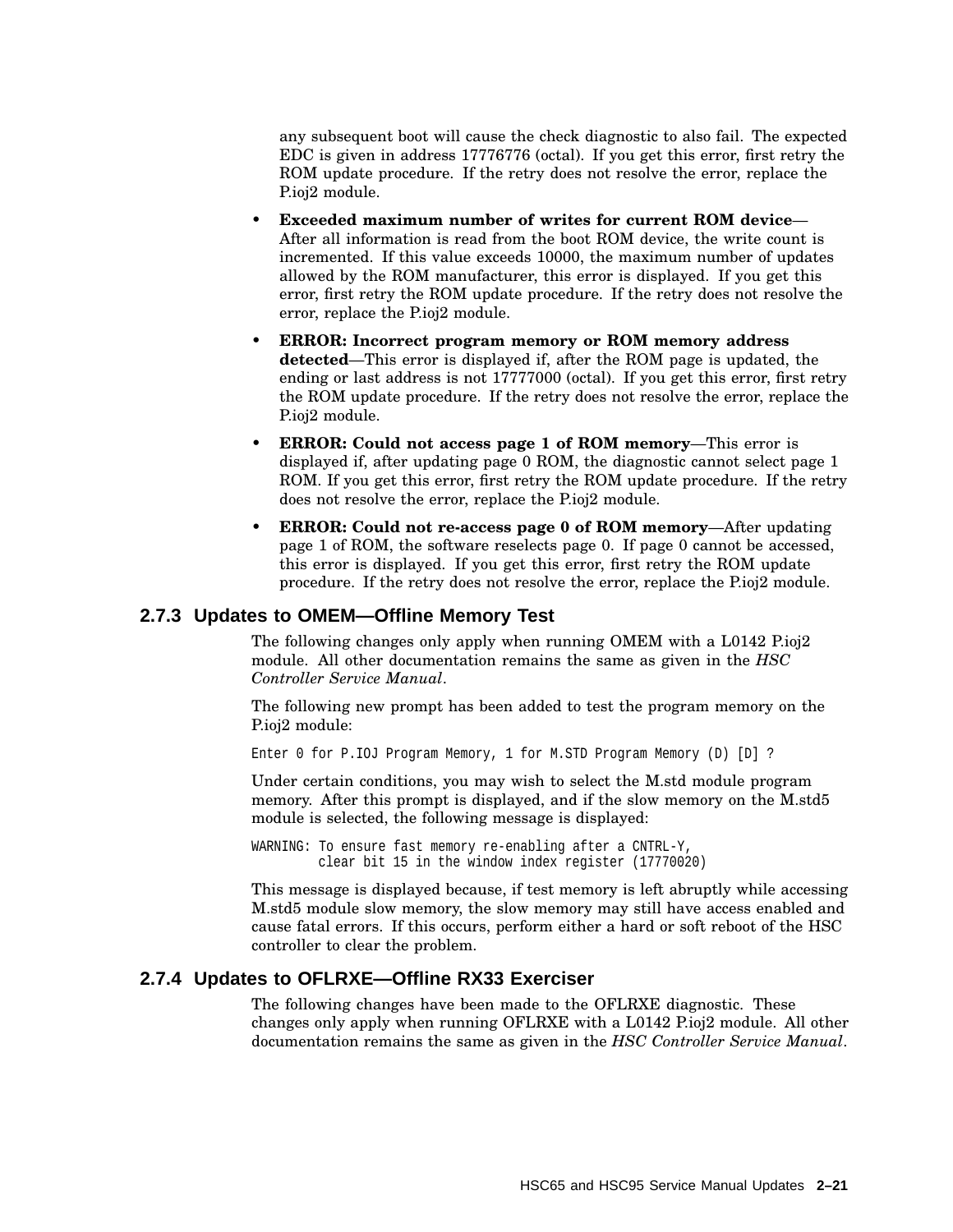any subsequent boot will cause the check diagnostic to also fail. The expected EDC is given in address 17776776 (octal). If you get this error, first retry the ROM update procedure. If the retry does not resolve the error, replace the P.ioj2 module.

- **Exceeded maximum number of writes for current ROM device**—After all information is read from the boot ROM device, the write count is incremented. If this value exceeds 10000, the maximum number of updates allowed by the ROM manufacturer, this error is displayed. If you get this error, first retry the ROM update procedure. If the retry does not resolve the error, replace the P.ioj2 module.
- **ERROR: Incorrect program memory or ROM memory address detected**—This error is displayed if, after the ROM page is updated, the ending or last address is not 17777000 (octal). If you get this error, first retry the ROM update procedure. If the retry does not resolve the error, replace the P.ioj2 module.
- **ERROR: Could not access page 1 of ROM memory**—This error is displayed if, after updating page 0 ROM, the diagnostic cannot select page 1 ROM. If you get this error, first retry the ROM update procedure. If the retry does not resolve the error, replace the P.ioj2 module.
- **ERROR: Could not re-access page 0 of ROM memory**—After updating page 1 of ROM, the software reselects page 0. If page 0 cannot be accessed, this error is displayed. If you get this error, first retry the ROM update procedure. If the retry does not resolve the error, replace the P.ioj2 module.

### 2.7.3 Updates to OMEM—Offline Memory Test

The following changes only apply when running OMEM with a L0142 P.ioj2 module. All other documentation remains the same as given in the *HSC Controller Service Manual*.

The following new prompt has been added to test the program memory on the P.ioj2 module:

```
Enter 0 for P.IOJ Program Memory, 1 for M.STD Program Memory (D) [D] ?
```

Under certain conditions, you may wish to select the M.std module program memory. After this prompt is displayed, and if the slow memory on the M.std5 module is selected, the following message is displayed:

```
WARNING: To ensure fast memory re-enabling after a CNTRL-Y,
         clear bit 15 in the window index register (17770020)
```

This message is displayed because, if test memory is left abruptly while accessing M.std5 module slow memory, the slow memory may still have access enabled and cause fatal errors. If this occurs, perform either a hard or soft reboot of the HSC controller to clear the problem.

### 2.7.4 Updates to OFLRXE—Offline RX33 Exerciser

The following changes have been made to the OFLRXE diagnostic. These changes only apply when running OFLRXE with a L0142 P.ioj2 module. All other documentation remains the same as given in the *HSC Controller Service Manual*.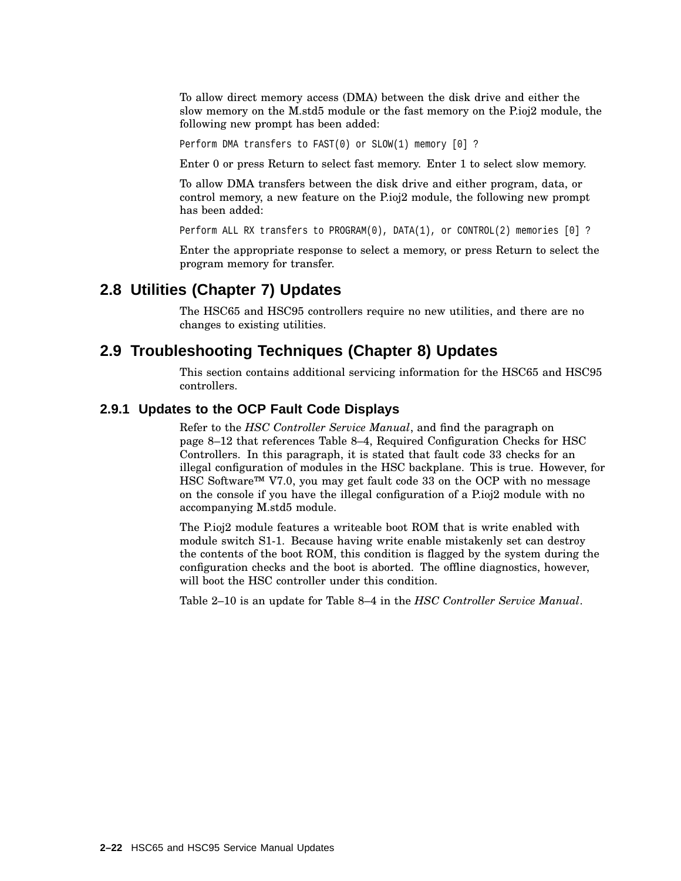To allow direct memory access (DMA) between the disk drive and either the slow memory on the M.std5 module or the fast memory on the P.ioj2 module, the following new prompt has been added:

```
Perform DMA transfers to FAST(0) or SLOW(1) memory [0] ?
```

Enter 0 or press Return to select fast memory. Enter 1 to select slow memory.

To allow DMA transfers between the disk drive and either program, data, or control memory, a new feature on the P.ioj2 module, the following new prompt has been added:

```
Perform ALL RX transfers to PROGRAM(0), DATA(1), or CONTROL(2) memories [0] ?
```

Enter the appropriate response to select a memory, or press Return to select the program memory for transfer.

## 2.8 Utilities (Chapter 7) Updates

The HSC65 and HSC95 controllers require no new utilities, and there are no changes to existing utilities.

## 2.9 Troubleshooting Techniques (Chapter 8) Updates

This section contains additional servicing information for the HSC65 and HSC95 controllers.

### 2.9.1 Updates to the OCP Fault Code Displays

Refer to the *HSC Controller Service Manual*, and find the paragraph on page 8–12 that references Table 8–4, Required Configuration Checks for HSC Controllers. In this paragraph, it is stated that fault code 33 checks for an illegal configuration of modules in the HSC backplane. This is true. However, for HSC Software™ V7.0, you may get fault code 33 on the OCP with no message on the console if you have the illegal configuration of a P.ioj2 module with no accompanying M.std5 module.

The P.ioj2 module features a writeable boot ROM that is write enabled with module switch S1-1. Because having write enable mistakenly set can destroy the contents of the boot ROM, this condition is flagged by the system during the configuration checks and the boot is aborted. The offline diagnostics, however, will boot the HSC controller under this condition.

Table 2–10 is an update for Table 8–4 in the *HSC Controller Service Manual*.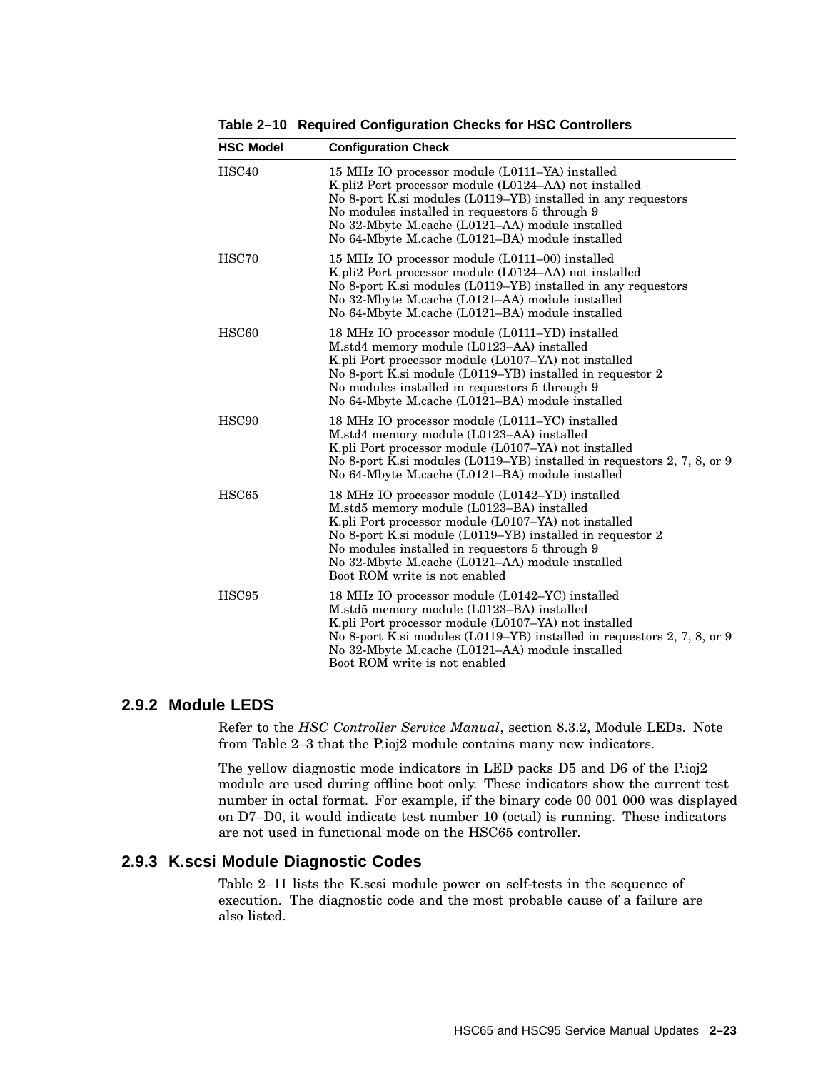**Table 2–10 Required Configuration Checks for HSC Controllers**

| HSC Model | Configuration Check |
|---|---|
| HSC40 | 15 MHz IO processor module (L0111–YA) installed<br>K.pli2 Port processor module (L0124–AA) not installed<br>No 8-port K.si modules (L0119–YB) installed in any requestors<br>No modules installed in requestors 5 through 9<br>No 32-Mbyte M.cache (L0121–AA) module installed<br>No 64-Mbyte M.cache (L0121–BA) module installed |
| HSC70 | 15 MHz IO processor module (L0111–00) installed<br>K.pli2 Port processor module (L0124–AA) not installed<br>No 8-port K.si modules (L0119–YB) installed in any requestors<br>No 32-Mbyte M.cache (L0121–AA) module installed<br>No 64-Mbyte M.cache (L0121–BA) module installed |
| HSC60 | 18 MHz IO processor module (L0111–YD) installed<br>M.std4 memory module (L0123–AA) installed<br>K.pli Port processor module (L0107–YA) not installed<br>No 8-port K.si module (L0119–YB) installed in requestor 2<br>No modules installed in requestors 5 through 9<br>No 64-Mbyte M.cache (L0121–BA) module installed |
| HSC90 | 18 MHz IO processor module (L0111–YC) installed<br>M.std4 memory module (L0123–AA) installed<br>K.pli Port processor module (L0107–YA) not installed<br>No 8-port K.si modules (L0119–YB) installed in requestors 2, 7, 8, or 9<br>No 64-Mbyte M.cache (L0121–BA) module installed |
| HSC65 | 18 MHz IO processor module (L0142–YD) installed<br>M.std5 memory module (L0123–BA) installed<br>K.pli Port processor module (L0107–YA) not installed<br>No 8-port K.si module (L0119–YB) installed in requestor 2<br>No modules installed in requestors 5 through 9<br>No 32-Mbyte M.cache (L0121–AA) module installed<br>Boot ROM write is not enabled |
| HSC95 | 18 MHz IO processor module (L0142–YC) installed<br>M.std5 memory module (L0123–BA) installed<br>K.pli Port processor module (L0107–YA) not installed<br>No 8-port K.si modules (L0119–YB) installed in requestors 2, 7, 8, or 9<br>No 32-Mbyte M.cache (L0121–AA) module installed<br>Boot ROM write is not enabled |

### 2.9.2 Module LEDS

Refer to the *HSC Controller Service Manual*, section 8.3.2, Module LEDs. Note from Table 2–3 that the P.ioj2 module contains many new indicators.

The yellow diagnostic mode indicators in LED packs D5 and D6 of the P.ioj2 module are used during offline boot only. These indicators show the current test number in octal format. For example, if the binary code 00 001 000 was displayed on D7–D0, it would indicate test number 10 (octal) is running. These indicators are not used in functional mode on the HSC65 controller.

### 2.9.3 K.scsi Module Diagnostic Codes

Table 2–11 lists the K.scsi module power on self-tests in the sequence of execution. The diagnostic code and the most probable cause of a failure are also listed.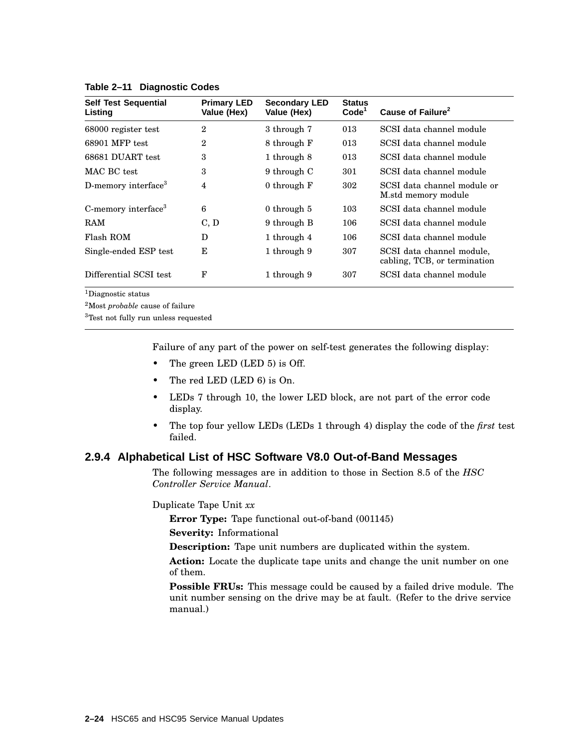**Table 2–11 Diagnostic Codes**

| Self Test Sequential Listing | Primary LED Value (Hex) | Secondary LED Value (Hex) | Status Code[1] | Cause of Failure[2] |
|---|---|---|---|---|
| 68000 register test | 2 | 3 through 7 | 013 | SCSI data channel module |
| 68901 MFP test | 2 | 8 through F | 013 | SCSI data channel module |
| 68681 DUART test | 3 | 1 through 8 | 013 | SCSI data channel module |
| MAC BC test | 3 | 9 through C | 301 | SCSI data channel module |
| D-memory interface[3] | 4 | 0 through F | 302 | SCSI data channel module or M.std memory module |
| C-memory interface[3] | 6 | 0 through 5 | 103 | SCSI data channel module |
| RAM | C, D | 9 through B | 106 | SCSI data channel module |
| Flash ROM | D | 1 through 4 | 106 | SCSI data channel module |
| Single-ended ESP test | E | 1 through 9 | 307 | SCSI data channel module, cabling, TCB, or termination |
| Differential SCSI test | F | 1 through 9 | 307 | SCSI data channel module |

[1]Diagnostic status

[2]Most *probable* cause of failure

[3]Test not fully run unless requested

Failure of any part of the power on self-test generates the following display:

- The green LED (LED 5) is Off.
- The red LED (LED 6) is On.
- LEDs 7 through 10, the lower LED block, are not part of the error code display.
- The top four yellow LEDs (LEDs 1 through 4) display the code of the *first* test failed.

### 2.9.4 Alphabetical List of HSC Software V8.0 Out-of-Band Messages

The following messages are in addition to those in Section 8.5 of the *HSC Controller Service Manual*.

Duplicate Tape Unit *xx*

**Error Type:** Tape functional out-of-band (001145)

**Severity:** Informational

**Description:** Tape unit numbers are duplicated within the system.

**Action:** Locate the duplicate tape units and change the unit number on one of them.

**Possible FRUs:** This message could be caused by a failed drive module. The unit number sensing on the drive may be at fault. (Refer to the drive service manual.)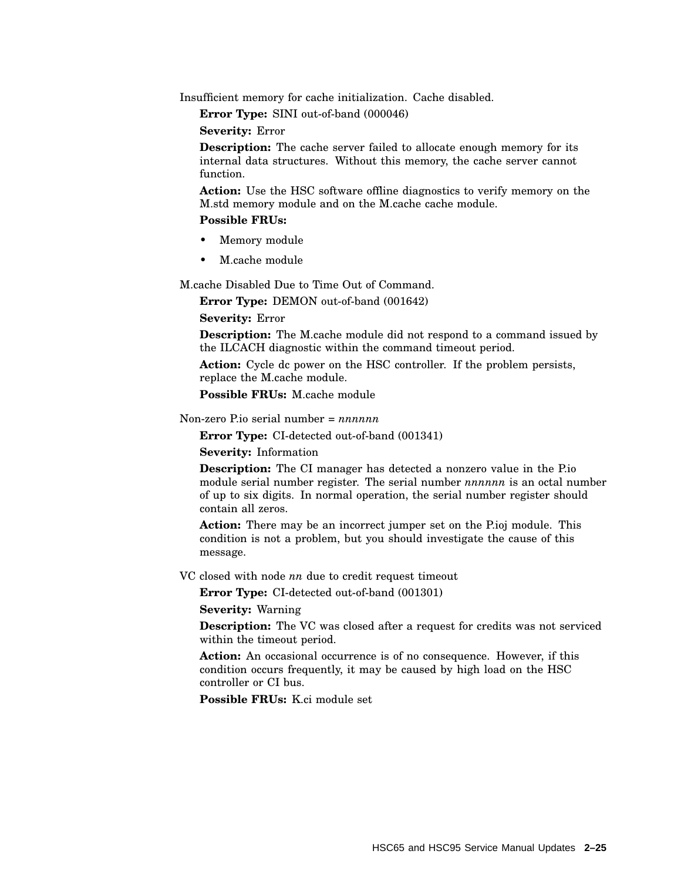Insufficient memory for cache initialization. Cache disabled.

**Error Type:** SINI out-of-band (000046)

**Severity:** Error

**Description:** The cache server failed to allocate enough memory for its internal data structures. Without this memory, the cache server cannot function.

**Action:** Use the HSC software offline diagnostics to verify memory on the M.std memory module and on the M.cache cache module.

**Possible FRUs:**

- Memory module
- M.cache module

M.cache Disabled Due to Time Out of Command.

**Error Type:** DEMON out-of-band (001642)

**Severity:** Error

**Description:** The M.cache module did not respond to a command issued by the ILCACH diagnostic within the command timeout period.

**Action:** Cycle dc power on the HSC controller. If the problem persists, replace the M.cache module.

**Possible FRUs:** M.cache module

Non-zero P.io serial number = *nnnnnn*

**Error Type:** CI-detected out-of-band (001341)

**Severity:** Information

**Description:** The CI manager has detected a nonzero value in the P.io module serial number register. The serial number *nnnnnn* is an octal number of up to six digits. In normal operation, the serial number register should contain all zeros.

**Action:** There may be an incorrect jumper set on the P.ioj module. This condition is not a problem, but you should investigate the cause of this message.

VC closed with node *nn* due to credit request timeout

**Error Type:** CI-detected out-of-band (001301)

**Severity:** Warning

**Description:** The VC was closed after a request for credits was not serviced within the timeout period.

**Action:** An occasional occurrence is of no consequence. However, if this condition occurs frequently, it may be caused by high load on the HSC controller or CI bus.

**Possible FRUs:** K.ci module set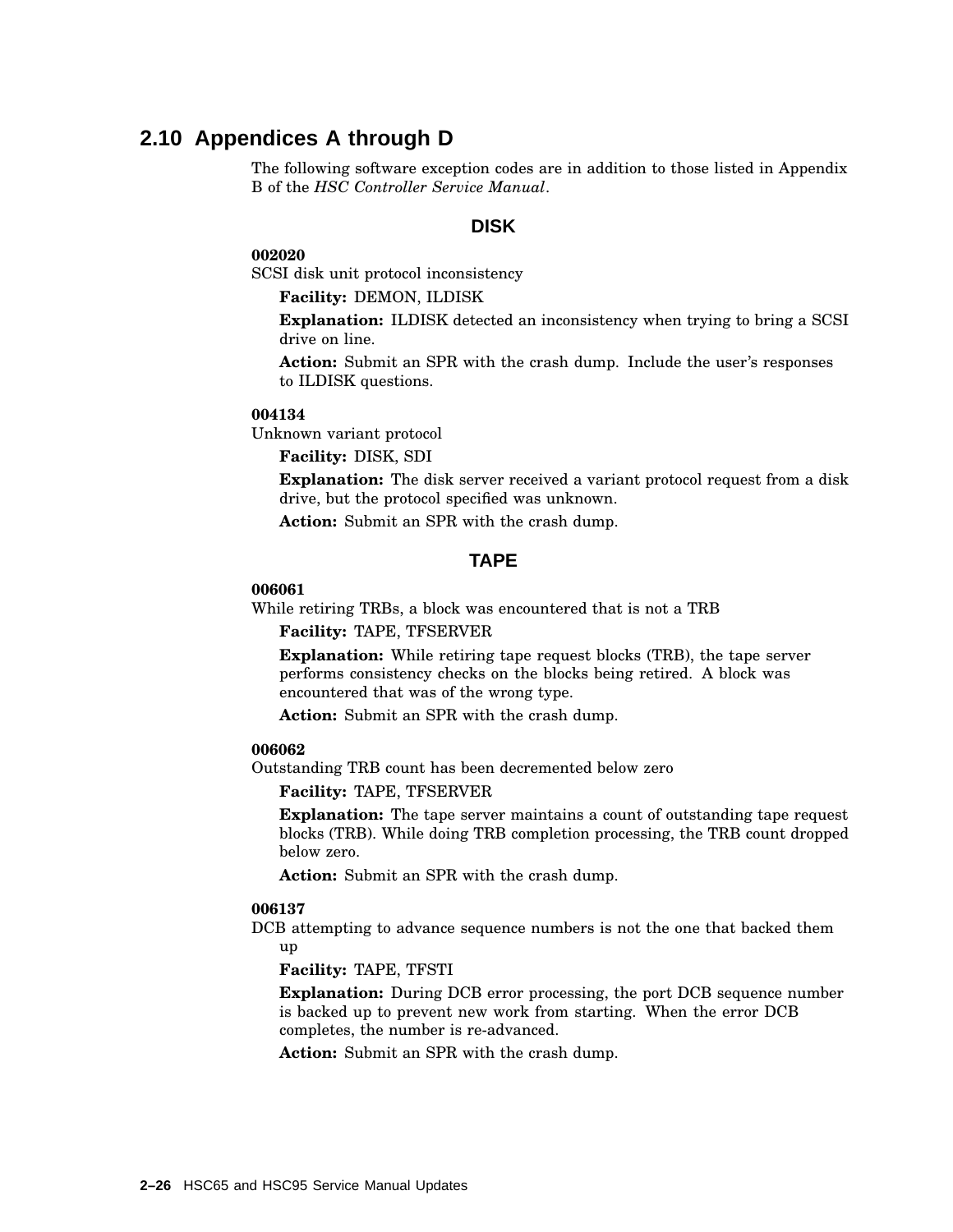## 2.10 Appendices A through D

The following software exception codes are in addition to those listed in Appendix B of the *HSC Controller Service Manual*.

### DISK

**002020**
SCSI disk unit protocol inconsistency

**Facility:** DEMON, ILDISK

**Explanation:** ILDISK detected an inconsistency when trying to bring a SCSI drive on line.

**Action:** Submit an SPR with the crash dump. Include the user's responses to ILDISK questions.

**004134**
Unknown variant protocol

**Facility:** DISK, SDI

**Explanation:** The disk server received a variant protocol request from a disk drive, but the protocol specified was unknown.

**Action:** Submit an SPR with the crash dump.

### TAPE

**006061**
While retiring TRBs, a block was encountered that is not a TRB

**Facility:** TAPE, TFSERVER

**Explanation:** While retiring tape request blocks (TRB), the tape server performs consistency checks on the blocks being retired. A block was encountered that was of the wrong type.

**Action:** Submit an SPR with the crash dump.

**006062**
Outstanding TRB count has been decremented below zero

**Facility:** TAPE, TFSERVER

**Explanation:** The tape server maintains a count of outstanding tape request blocks (TRB). While doing TRB completion processing, the TRB count dropped below zero.

**Action:** Submit an SPR with the crash dump.

**006137**
DCB attempting to advance sequence numbers is not the one that backed them up

**Facility:** TAPE, TFSTI

**Explanation:** During DCB error processing, the port DCB sequence number is backed up to prevent new work from starting. When the error DCB completes, the number is re-advanced.

**Action:** Submit an SPR with the crash dump.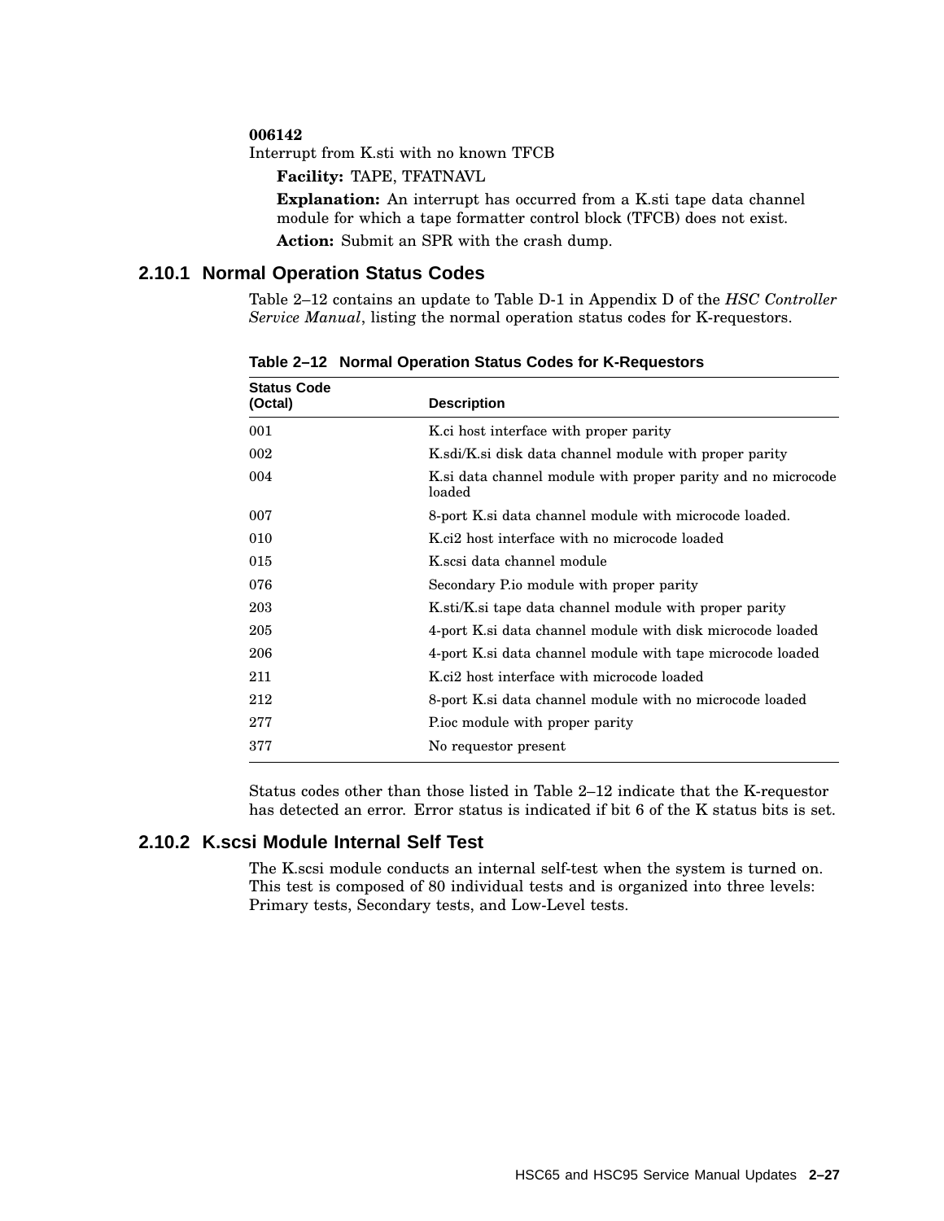**006142**
Interrupt from K.sti with no known TFCB

**Facility:** TAPE, TFATNAVL

**Explanation:** An interrupt has occurred from a K.sti tape data channel module for which a tape formatter control block (TFCB) does not exist.

**Action:** Submit an SPR with the crash dump.

## 2.10.1 Normal Operation Status Codes

Table 2–12 contains an update to Table D-1 in Appendix D of the *HSC Controller Service Manual*, listing the normal operation status codes for K-requestors.

**Table 2–12 Normal Operation Status Codes for K-Requestors**

| Status Code (Octal) | Description |
|---|---|
| 001 | K.ci host interface with proper parity |
| 002 | K.sdi/K.si disk data channel module with proper parity |
| 004 | K.si data channel module with proper parity and no microcode loaded |
| 007 | 8-port K.si data channel module with microcode loaded. |
| 010 | K.ci2 host interface with no microcode loaded |
| 015 | K.scsi data channel module |
| 076 | Secondary P.io module with proper parity |
| 203 | K.sti/K.si tape data channel module with proper parity |
| 205 | 4-port K.si data channel module with disk microcode loaded |
| 206 | 4-port K.si data channel module with tape microcode loaded |
| 211 | K.ci2 host interface with microcode loaded |
| 212 | 8-port K.si data channel module with no microcode loaded |
| 277 | P.ioc module with proper parity |
| 377 | No requestor present |

Status codes other than those listed in Table 2–12 indicate that the K-requestor has detected an error. Error status is indicated if bit 6 of the K status bits is set.

## 2.10.2 K.scsi Module Internal Self Test

The K.scsi module conducts an internal self-test when the system is turned on. This test is composed of 80 individual tests and is organized into three levels: Primary tests, Secondary tests, and Low-Level tests.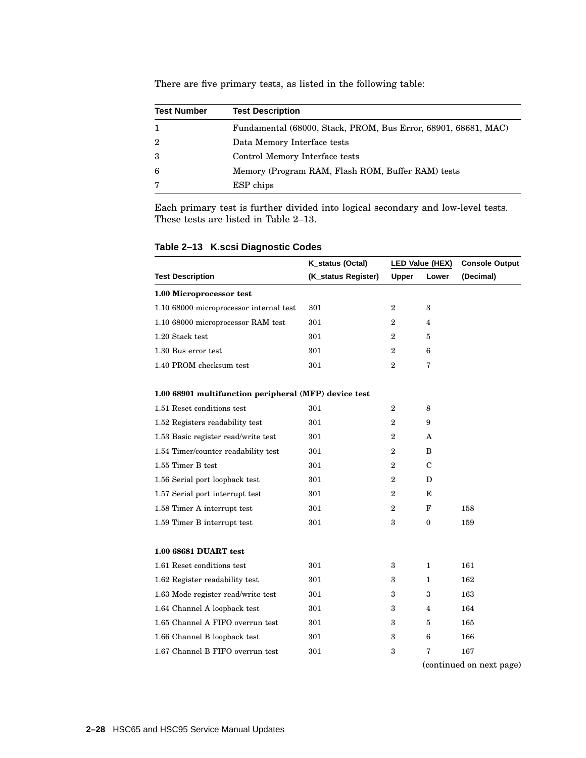There are five primary tests, as listed in the following table:

| Test Number | Test Description |
|---|---|
| 1 | Fundamental (68000, Stack, PROM, Bus Error, 68901, 68681, MAC) |
| 2 | Data Memory Interface tests |
| 3 | Control Memory Interface tests |
| 6 | Memory (Program RAM, Flash ROM, Buffer RAM) tests |
| 7 | ESP chips |

Each primary test is further divided into logical secondary and low-level tests. These tests are listed in Table 2–13.

**Table 2–13 K.scsi Diagnostic Codes**

| Test Description | K_status (Octal) (K_status Register) | LED Value (HEX) Upper | LED Value (HEX) Lower | Console Output (Decimal) |
|---|---|---|---|---|
| **1.00 Microprocessor test** | | | | |
| 1.10 68000 microprocessor internal test | 301 | 2 | 3 | |
| 1.10 68000 microprocessor RAM test | 301 | 2 | 4 | |
| 1.20 Stack test | 301 | 2 | 5 | |
| 1.30 Bus error test | 301 | 2 | 6 | |
| 1.40 PROM checksum test | 301 | 2 | 7 | |
| **1.00 68901 multifunction peripheral (MFP) device test** | | | | |
| 1.51 Reset conditions test | 301 | 2 | 8 | |
| 1.52 Registers readability test | 301 | 2 | 9 | |
| 1.53 Basic register read/write test | 301 | 2 | A | |
| 1.54 Timer/counter readability test | 301 | 2 | B | |
| 1.55 Timer B test | 301 | 2 | C | |
| 1.56 Serial port loopback test | 301 | 2 | D | |
| 1.57 Serial port interrupt test | 301 | 2 | E | |
| 1.58 Timer A interrupt test | 301 | 2 | F | 158 |
| 1.59 Timer B interrupt test | 301 | 3 | 0 | 159 |
| **1.00 68681 DUART test** | | | | |
| 1.61 Reset conditions test | 301 | 3 | 1 | 161 |
| 1.62 Register readability test | 301 | 3 | 1 | 162 |
| 1.63 Mode register read/write test | 301 | 3 | 3 | 163 |
| 1.64 Channel A loopback test | 301 | 3 | 4 | 164 |
| 1.65 Channel A FIFO overrun test | 301 | 3 | 5 | 165 |
| 1.66 Channel B loopback test | 301 | 3 | 6 | 166 |
| 1.67 Channel B FIFO overrun test | 301 | 3 | 7 | 167 |

(continued on next page)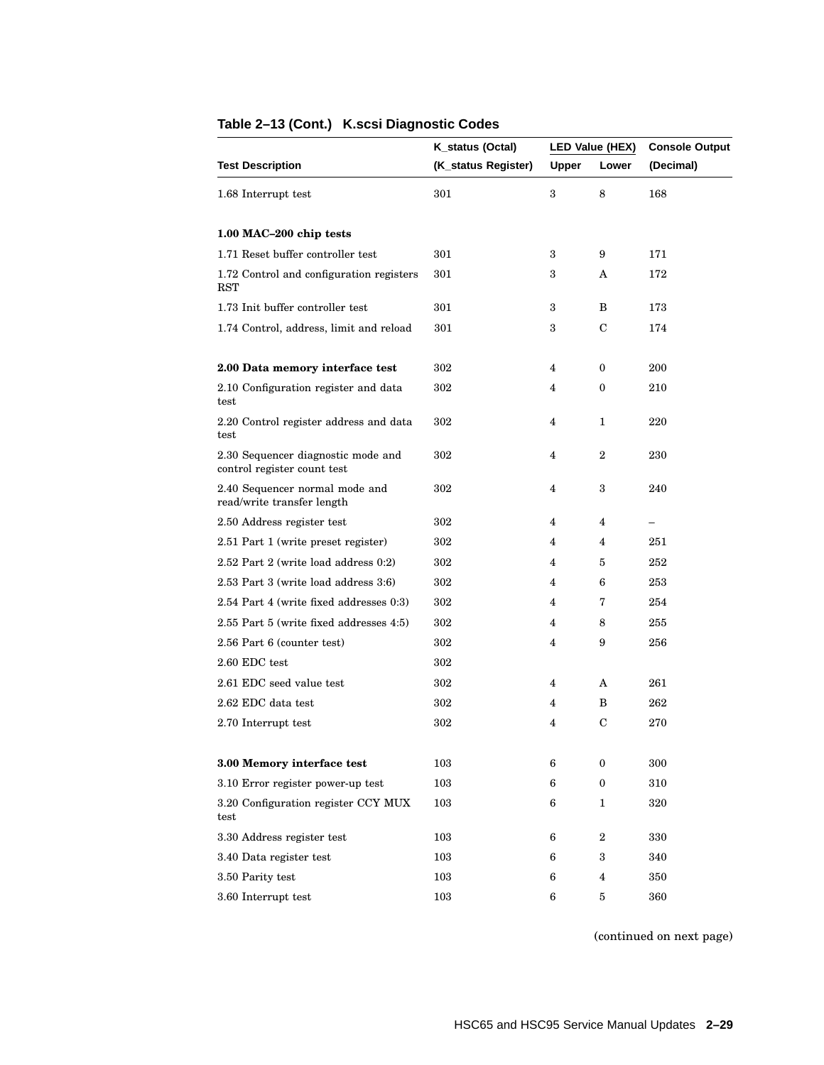**Table 2–13 (Cont.) K.scsi Diagnostic Codes**

| Test Description | K_status (Octal) (K_status Register) | LED Value (HEX) Upper | Lower | Console Output (Decimal) |
|---|---|---|---|---|
| 1.68 Interrupt test | 301 | 3 | 8 | 168 |
| **1.00 MAC–200 chip tests** | | | | |
| 1.71 Reset buffer controller test | 301 | 3 | 9 | 171 |
| 1.72 Control and configuration registers RST | 301 | 3 | A | 172 |
| 1.73 Init buffer controller test | 301 | 3 | B | 173 |
| 1.74 Control, address, limit and reload | 301 | 3 | C | 174 |
| **2.00 Data memory interface test** | 302 | 4 | 0 | 200 |
| 2.10 Configuration register and data test | 302 | 4 | 0 | 210 |
| 2.20 Control register address and data test | 302 | 4 | 1 | 220 |
| 2.30 Sequencer diagnostic mode and control register count test | 302 | 4 | 2 | 230 |
| 2.40 Sequencer normal mode and read/write transfer length | 302 | 4 | 3 | 240 |
| 2.50 Address register test | 302 | 4 | 4 | – |
| 2.51 Part 1 (write preset register) | 302 | 4 | 4 | 251 |
| 2.52 Part 2 (write load address 0:2) | 302 | 4 | 5 | 252 |
| 2.53 Part 3 (write load address 3:6) | 302 | 4 | 6 | 253 |
| 2.54 Part 4 (write fixed addresses 0:3) | 302 | 4 | 7 | 254 |
| 2.55 Part 5 (write fixed addresses 4:5) | 302 | 4 | 8 | 255 |
| 2.56 Part 6 (counter test) | 302 | 4 | 9 | 256 |
| 2.60 EDC test | 302 | | | |
| 2.61 EDC seed value test | 302 | 4 | A | 261 |
| 2.62 EDC data test | 302 | 4 | B | 262 |
| 2.70 Interrupt test | 302 | 4 | C | 270 |
| **3.00 Memory interface test** | 103 | 6 | 0 | 300 |
| 3.10 Error register power-up test | 103 | 6 | 0 | 310 |
| 3.20 Configuration register CCY MUX test | 103 | 6 | 1 | 320 |
| 3.30 Address register test | 103 | 6 | 2 | 330 |
| 3.40 Data register test | 103 | 6 | 3 | 340 |
| 3.50 Parity test | 103 | 6 | 4 | 350 |
| 3.60 Interrupt test | 103 | 6 | 5 | 360 |

(continued on next page)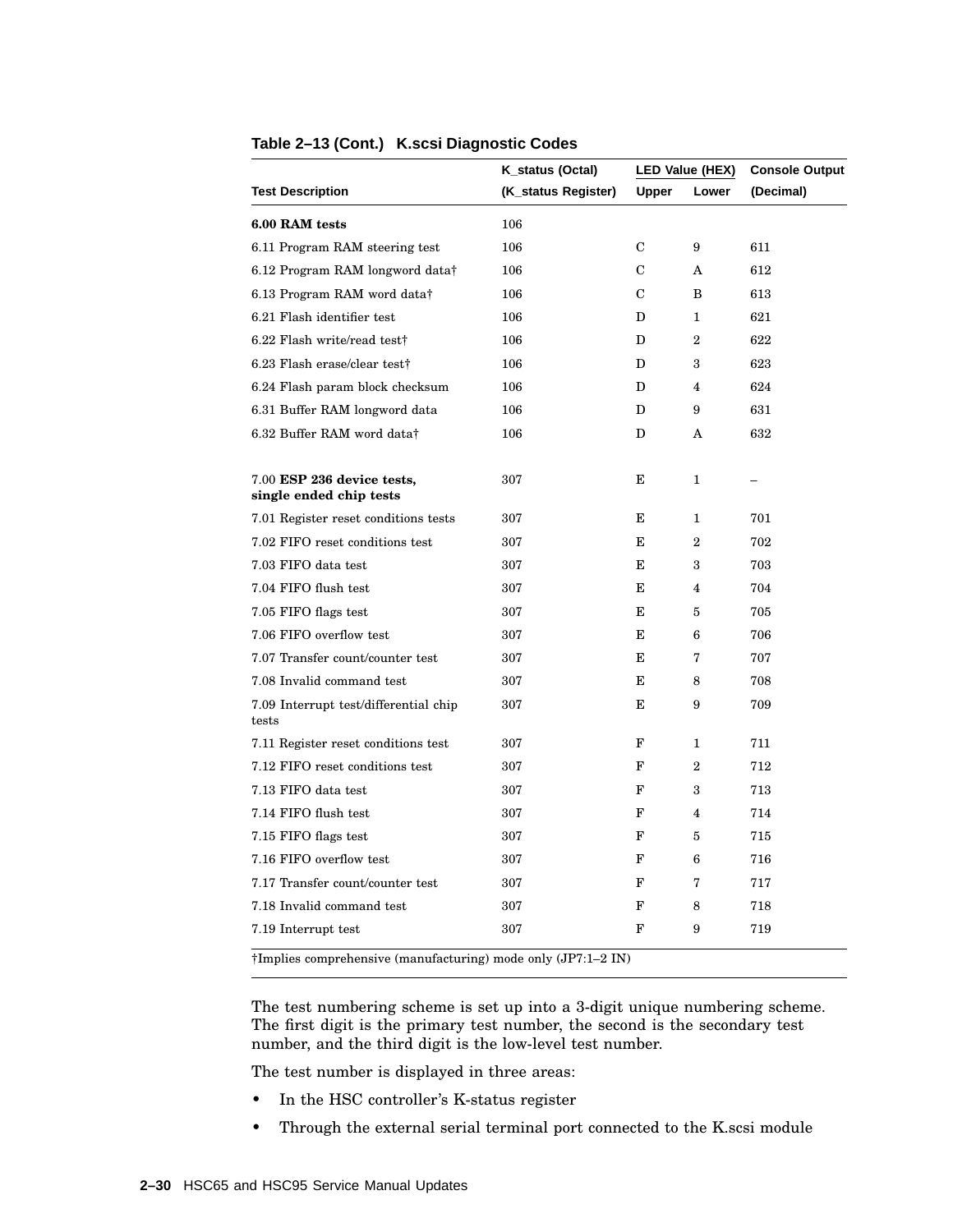**Table 2–13 (Cont.) K.scsi Diagnostic Codes**

| Test Description | K_status (Octal) (K_status Register) | LED Value (HEX) Upper | LED Value (HEX) Lower | Console Output (Decimal) |
|---|---|---|---|---|
| **6.00 RAM tests** | 106 | | | |
| 6.11 Program RAM steering test | 106 | C | 9 | 611 |
| 6.12 Program RAM longword data† | 106 | C | A | 612 |
| 6.13 Program RAM word data† | 106 | C | B | 613 |
| 6.21 Flash identifier test | 106 | D | 1 | 621 |
| 6.22 Flash write/read test† | 106 | D | 2 | 622 |
| 6.23 Flash erase/clear test† | 106 | D | 3 | 623 |
| 6.24 Flash param block checksum | 106 | D | 4 | 624 |
| 6.31 Buffer RAM longword data | 106 | D | 9 | 631 |
| 6.32 Buffer RAM word data† | 106 | D | A | 632 |
| 7.00 **ESP 236 device tests, single ended chip tests** | 307 | E | 1 | – |
| 7.01 Register reset conditions tests | 307 | E | 1 | 701 |
| 7.02 FIFO reset conditions test | 307 | E | 2 | 702 |
| 7.03 FIFO data test | 307 | E | 3 | 703 |
| 7.04 FIFO flush test | 307 | E | 4 | 704 |
| 7.05 FIFO flags test | 307 | E | 5 | 705 |
| 7.06 FIFO overflow test | 307 | E | 6 | 706 |
| 7.07 Transfer count/counter test | 307 | E | 7 | 707 |
| 7.08 Invalid command test | 307 | E | 8 | 708 |
| 7.09 Interrupt test/differential chip tests | 307 | E | 9 | 709 |
| 7.11 Register reset conditions test | 307 | F | 1 | 711 |
| 7.12 FIFO reset conditions test | 307 | F | 2 | 712 |
| 7.13 FIFO data test | 307 | F | 3 | 713 |
| 7.14 FIFO flush test | 307 | F | 4 | 714 |
| 7.15 FIFO flags test | 307 | F | 5 | 715 |
| 7.16 FIFO overflow test | 307 | F | 6 | 716 |
| 7.17 Transfer count/counter test | 307 | F | 7 | 717 |
| 7.18 Invalid command test | 307 | F | 8 | 718 |
| 7.19 Interrupt test | 307 | F | 9 | 719 |

†Implies comprehensive (manufacturing) mode only (JP7:1–2 IN)

The test numbering scheme is set up into a 3-digit unique numbering scheme. The first digit is the primary test number, the second is the secondary test number, and the third digit is the low-level test number.

The test number is displayed in three areas:

- In the HSC controller's K-status register
- Through the external serial terminal port connected to the K.scsi module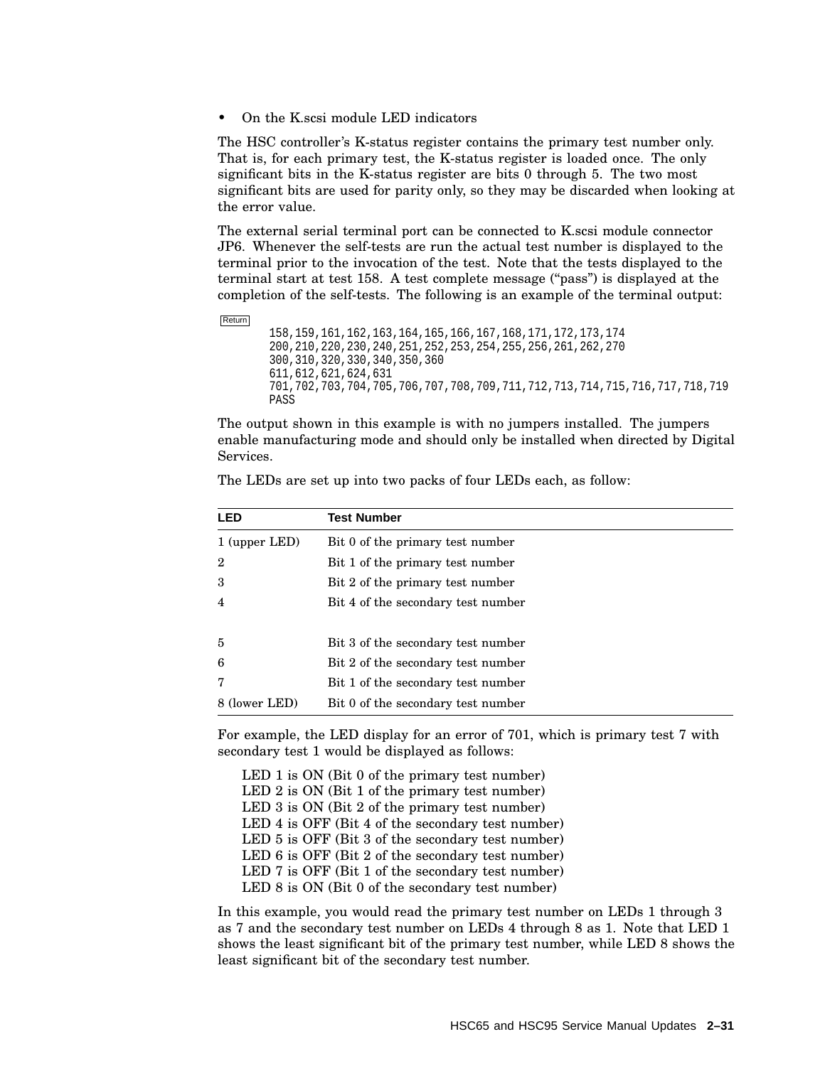- On the K.scsi module LED indicators

The HSC controller's K-status register contains the primary test number only. That is, for each primary test, the K-status register is loaded once. The only significant bits in the K-status register are bits 0 through 5. The two most significant bits are used for parity only, so they may be discarded when looking at the error value.

The external serial terminal port can be connected to K.scsi module connector JP6. Whenever the self-tests are run the actual test number is displayed to the terminal prior to the invocation of the test. Note that the tests displayed to the terminal start at test 158. A test complete message ("pass") is displayed at the completion of the self-tests. The following is an example of the terminal output:

```
Return
        158,159,161,162,163,164,165,166,167,168,171,172,173,174
        200,210,220,230,240,251,252,253,254,255,256,261,262,270
        300,310,320,330,340,350,360
        611,612,621,624,631
        701,702,703,704,705,706,707,708,709,711,712,713,714,715,716,717,718,719
        PASS
```

The output shown in this example is with no jumpers installed. The jumpers enable manufacturing mode and should only be installed when directed by Digital Services.

The LEDs are set up into two packs of four LEDs each, as follow:

| LED | Test Number |
|---|---|
| 1 (upper LED) | Bit 0 of the primary test number |
| 2 | Bit 1 of the primary test number |
| 3 | Bit 2 of the primary test number |
| 4 | Bit 4 of the secondary test number |
| 5 | Bit 3 of the secondary test number |
| 6 | Bit 2 of the secondary test number |
| 7 | Bit 1 of the secondary test number |
| 8 (lower LED) | Bit 0 of the secondary test number |

For example, the LED display for an error of 701, which is primary test 7 with secondary test 1 would be displayed as follows:

LED 1 is ON (Bit 0 of the primary test number)
LED 2 is ON (Bit 1 of the primary test number)
LED 3 is ON (Bit 2 of the primary test number)
LED 4 is OFF (Bit 4 of the secondary test number)
LED 5 is OFF (Bit 3 of the secondary test number)
LED 6 is OFF (Bit 2 of the secondary test number)
LED 7 is OFF (Bit 1 of the secondary test number)
LED 8 is ON (Bit 0 of the secondary test number)

In this example, you would read the primary test number on LEDs 1 through 3 as 7 and the secondary test number on LEDs 4 through 8 as 1. Note that LED 1 shows the least significant bit of the primary test number, while LED 8 shows the least significant bit of the secondary test number.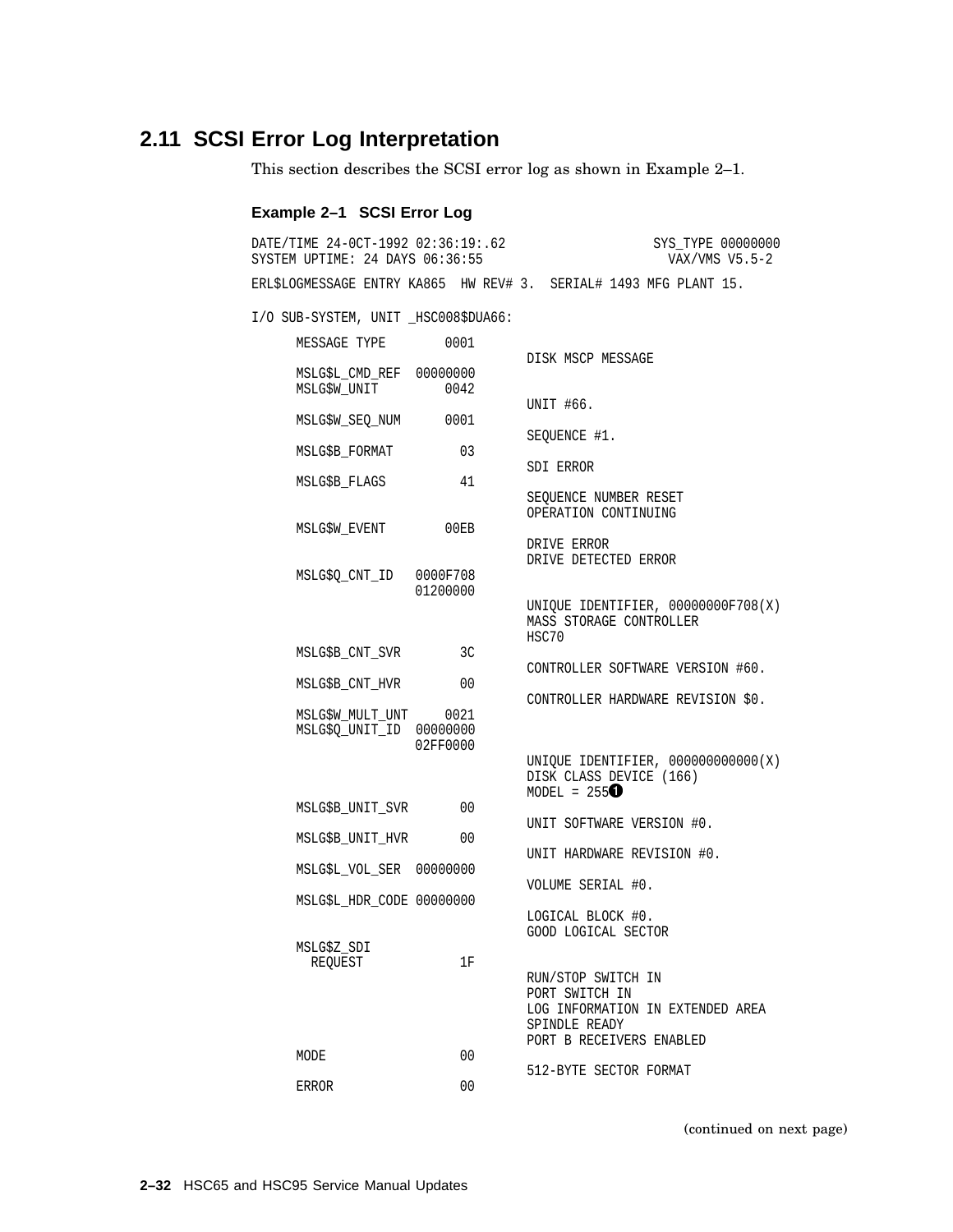## 2.11 SCSI Error Log Interpretation

This section describes the SCSI error log as shown in Example 2–1.

**Example 2–1 SCSI Error Log**

```
DATE/TIME 24-OCT-1992 02:36:19:.62                     SYS_TYPE 00000000
SYSTEM UPTIME: 24 DAYS 06:36:55                          VAX/VMS V5.5-2

ERL$LOGMESSAGE ENTRY KA865  HW REV# 3.  SERIAL# 1493 MFG PLANT 15.

I/O SUB-SYSTEM, UNIT _HSC008$DUA66:

      MESSAGE TYPE        0001
                                      DISK MSCP MESSAGE
      MSLG$L_CMD_REF  00000000
      MSLG$W_UNIT         0042
                                      UNIT #66.
      MSLG$W_SEQ_NUM      0001
                                      SEQUENCE #1.
      MSLG$B_FORMAT         03
                                      SDI ERROR
      MSLG$B_FLAGS          41
                                      SEQUENCE NUMBER RESET
                                      OPERATION CONTINUING
      MSLG$W_EVENT        00EB
                                      DRIVE ERROR
                                      DRIVE DETECTED ERROR
      MSLG$Q_CNT_ID   0000F708
                      01200000
                                      UNIQUE IDENTIFIER, 00000000F708(X)
                                      MASS STORAGE CONTROLLER
                                      HSC70
      MSLG$B_CNT_SVR        3C
                                      CONTROLLER SOFTWARE VERSION #60.
      MSLG$B_CNT_HVR        00
                                      CONTROLLER HARDWARE REVISION $0.
      MSLG$W_MULT_UNT     0021
      MSLG$Q_UNIT_ID  00000000
                      02FF0000
                                      UNIQUE IDENTIFIER, 000000000000(X)
                                      DISK CLASS DEVICE (166)
                                      MODEL = 255 (1)
      MSLG$B_UNIT_SVR       00
                                      UNIT SOFTWARE VERSION #0.
      MSLG$B_UNIT_HVR       00
                                      UNIT HARDWARE REVISION #0.
      MSLG$L_VOL_SER  00000000
                                      VOLUME SERIAL #0.
      MSLG$L_HDR_CODE 00000000
                                      LOGICAL BLOCK #0.
                                      GOOD LOGICAL SECTOR
      MSLG$Z_SDI
        REQUEST             1F
                                      RUN/STOP SWITCH IN
                                      PORT SWITCH IN
                                      LOG INFORMATION IN EXTENDED AREA
                                      SPINDLE READY
                                      PORT B RECEIVERS ENABLED
      MODE                  00
                                      512-BYTE SECTOR FORMAT
      ERROR                 00
```

(continued on next page)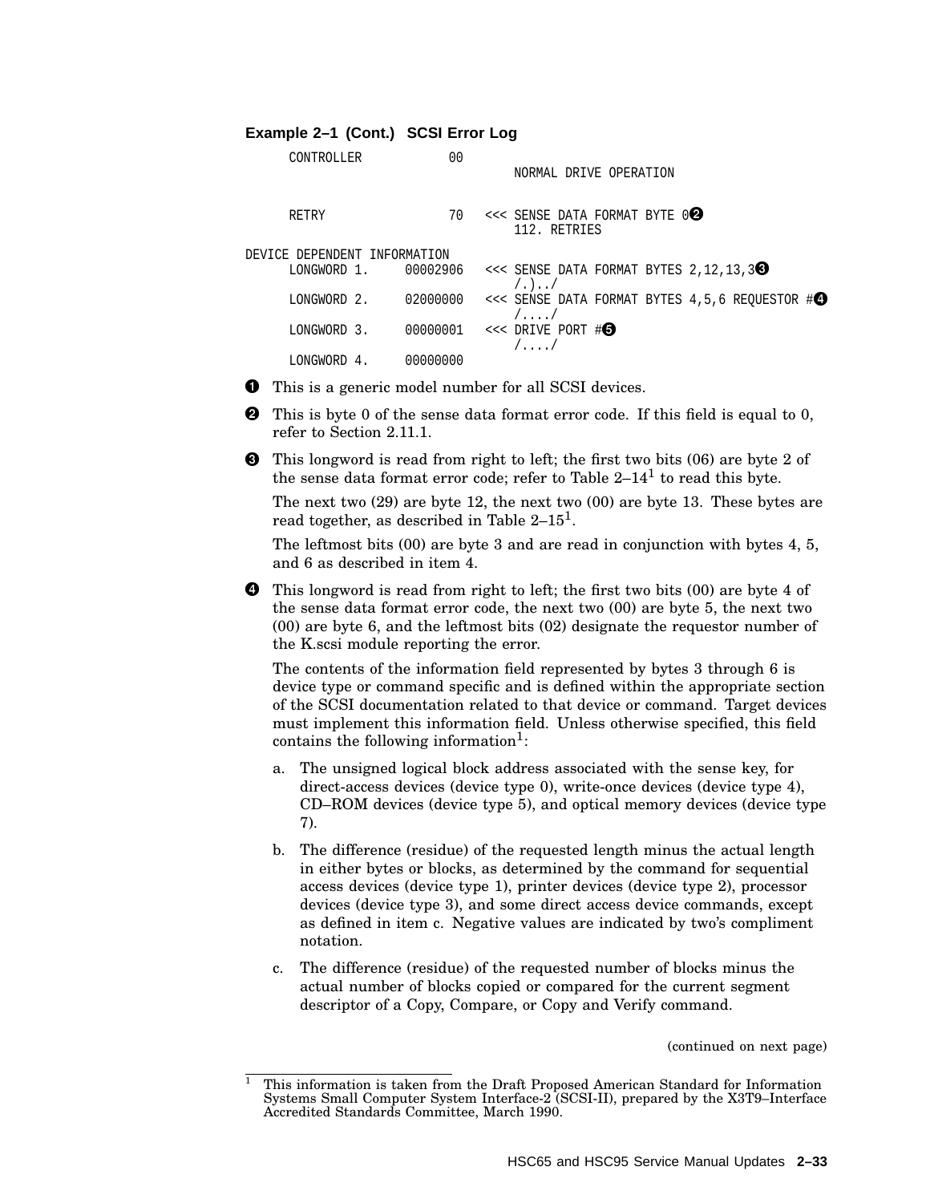**Example 2–1 (Cont.) SCSI Error Log**

```
      CONTROLLER          00
                                   NORMAL DRIVE OPERATION


      RETRY               70   <<< SENSE DATA FORMAT BYTE 0❷
                                   112. RETRIES

DEVICE DEPENDENT INFORMATION
      LONGWORD 1.     00002906   <<< SENSE DATA FORMAT BYTES 2,12,13,3❸
                                   /.)../
      LONGWORD 2.     02000000   <<< SENSE DATA FORMAT BYTES 4,5,6 REQUESTOR #❹
                                   /..../
      LONGWORD 3.     00000001   <<< DRIVE PORT #❺
                                   /..../
      LONGWORD 4.     00000000
```

❶ This is a generic model number for all SCSI devices.

❷ This is byte 0 of the sense data format error code. If this field is equal to 0, refer to Section 2.11.1.

❸ This longword is read from right to left; the first two bits (06) are byte 2 of the sense data format error code; refer to Table 2–14[1] to read this byte.

The next two (29) are byte 12, the next two (00) are byte 13. These bytes are read together, as described in Table 2–15[1].

The leftmost bits (00) are byte 3 and are read in conjunction with bytes 4, 5, and 6 as described in item 4.

❹ This longword is read from right to left; the first two bits (00) are byte 4 of the sense data format error code, the next two (00) are byte 5, the next two (00) are byte 6, and the leftmost bits (02) designate the requestor number of the K.scsi module reporting the error.

The contents of the information field represented by bytes 3 through 6 is device type or command specific and is defined within the appropriate section of the SCSI documentation related to that device or command. Target devices must implement this information field. Unless otherwise specified, this field contains the following information[1]:

a. The unsigned logical block address associated with the sense key, for direct-access devices (device type 0), write-once devices (device type 4), CD–ROM devices (device type 5), and optical memory devices (device type 7).

b. The difference (residue) of the requested length minus the actual length in either bytes or blocks, as determined by the command for sequential access devices (device type 1), printer devices (device type 2), processor devices (device type 3), and some direct access device commands, except as defined in item c. Negative values are indicated by two's compliment notation.

c. The difference (residue) of the requested number of blocks minus the actual number of blocks copied or compared for the current segment descriptor of a Copy, Compare, or Copy and Verify command.

(continued on next page)

[1] This information is taken from the Draft Proposed American Standard for Information Systems Small Computer System Interface-2 (SCSI-II), prepared by the X3T9–Interface Accredited Standards Committee, March 1990.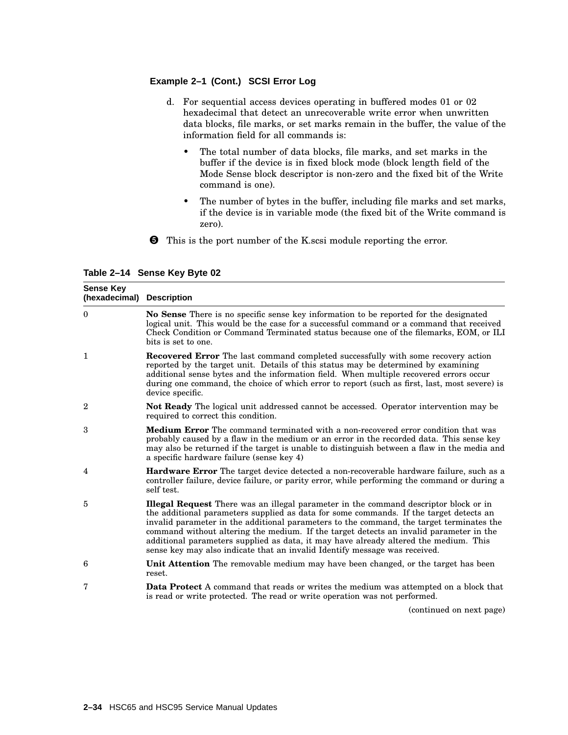**Example 2–1 (Cont.) SCSI Error Log**

d. For sequential access devices operating in buffered modes 01 or 02 hexadecimal that detect an unrecoverable write error when unwritten data blocks, file marks, or set marks remain in the buffer, the value of the information field for all commands is:

- The total number of data blocks, file marks, and set marks in the buffer if the device is in fixed block mode (block length field of the Mode Sense block descriptor is non-zero and the fixed bit of the Write command is one).
- The number of bytes in the buffer, including file marks and set marks, if the device is in variable mode (the fixed bit of the Write command is zero).

❺ This is the port number of the K.scsi module reporting the error.

**Table 2–14 Sense Key Byte 02**

| Sense Key (hexadecimal) | Description |
|---|---|
| 0 | **No Sense** There is no specific sense key information to be reported for the designated logical unit. This would be the case for a successful command or a command that received Check Condition or Command Terminated status because one of the filemarks, EOM, or ILI bits is set to one. |
| 1 | **Recovered Error** The last command completed successfully with some recovery action reported by the target unit. Details of this status may be determined by examining additional sense bytes and the information field. When multiple recovered errors occur during one command, the choice of which error to report (such as first, last, most severe) is device specific. |
| 2 | **Not Ready** The logical unit addressed cannot be accessed. Operator intervention may be required to correct this condition. |
| 3 | **Medium Error** The command terminated with a non-recovered error condition that was probably caused by a flaw in the medium or an error in the recorded data. This sense key may also be returned if the target is unable to distinguish between a flaw in the media and a specific hardware failure (sense key 4) |
| 4 | **Hardware Error** The target device detected a non-recoverable hardware failure, such as a controller failure, device failure, or parity error, while performing the command or during a self test. |
| 5 | **Illegal Request** There was an illegal parameter in the command descriptor block or in the additional parameters supplied as data for some commands. If the target detects an invalid parameter in the additional parameters to the command, the target terminates the command without altering the medium. If the target detects an invalid parameter in the additional parameters supplied as data, it may have already altered the medium. This sense key may also indicate that an invalid Identify message was received. |
| 6 | **Unit Attention** The removable medium may have been changed, or the target has been reset. |
| 7 | **Data Protect** A command that reads or writes the medium was attempted on a block that is read or write protected. The read or write operation was not performed. |

(continued on next page)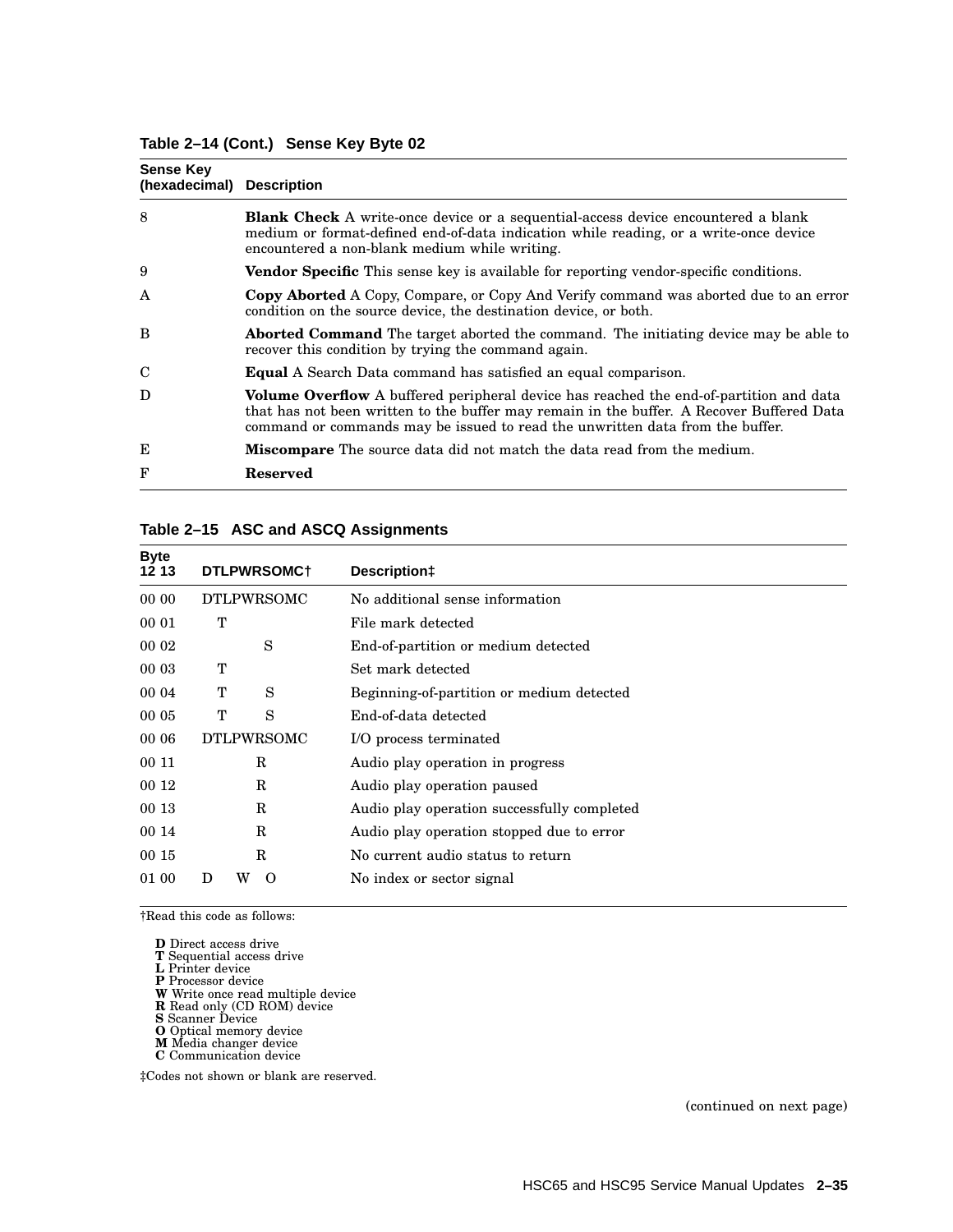**Table 2–14 (Cont.) Sense Key Byte 02**

| Sense Key (hexadecimal) | Description |
|---|---|
| 8 | **Blank Check** A write-once device or a sequential-access device encountered a blank medium or format-defined end-of-data indication while reading, or a write-once device encountered a non-blank medium while writing. |
| 9 | **Vendor Specific** This sense key is available for reporting vendor-specific conditions. |
| A | **Copy Aborted** A Copy, Compare, or Copy And Verify command was aborted due to an error condition on the source device, the destination device, or both. |
| B | **Aborted Command** The target aborted the command. The initiating device may be able to recover this condition by trying the command again. |
| C | **Equal** A Search Data command has satisfied an equal comparison. |
| D | **Volume Overflow** A buffered peripheral device has reached the end-of-partition and data that has not been written to the buffer may remain in the buffer. A Recover Buffered Data command or commands may be issued to read the unwritten data from the buffer. |
| E | **Miscompare** The source data did not match the data read from the medium. |
| F | **Reserved** |

**Table 2–15 ASC and ASCQ Assignments**

| Byte 12 13 | DTLPWRSOMC† | Description‡ |
|---|---|---|
| 00 00 | DTLPWRSOMC | No additional sense information |
| 00 01 | T | File mark detected |
| 00 02 | S | End-of-partition or medium detected |
| 00 03 | T | Set mark detected |
| 00 04 | T S | Beginning-of-partition or medium detected |
| 00 05 | T S | End-of-data detected |
| 00 06 | DTLPWRSOMC | I/O process terminated |
| 00 11 | R | Audio play operation in progress |
| 00 12 | R | Audio play operation paused |
| 00 13 | R | Audio play operation successfully completed |
| 00 14 | R | Audio play operation stopped due to error |
| 00 15 | R | No current audio status to return |
| 01 00 | D W O | No index or sector signal |

†Read this code as follows:

**D** Direct access drive
**T** Sequential access drive
**L** Printer device
**P** Processor device
**W** Write once read multiple device
**R** Read only (CD ROM) device
**S** Scanner Device
**O** Optical memory device
**M** Media changer device
**C** Communication device

‡Codes not shown or blank are reserved.

(continued on next page)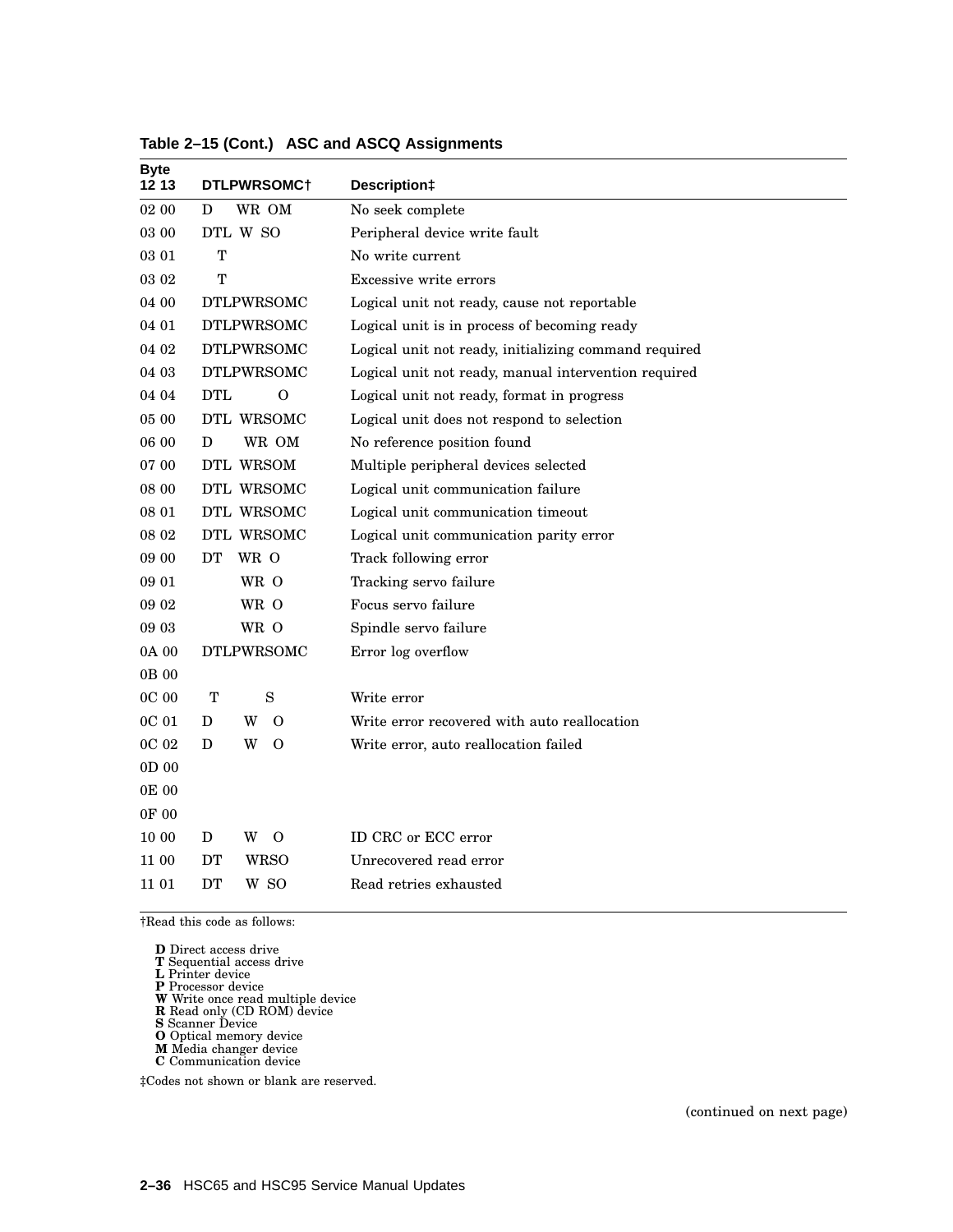**Table 2–15 (Cont.) ASC and ASCQ Assignments**

| Byte 12 13 | DTLPWRSOMC† | Description‡ |
|---|---|---|
| 02 00 | D WR OM | No seek complete |
| 03 00 | DTL W SO | Peripheral device write fault |
| 03 01 | T | No write current |
| 03 02 | T | Excessive write errors |
| 04 00 | DTLPWRSOMC | Logical unit not ready, cause not reportable |
| 04 01 | DTLPWRSOMC | Logical unit is in process of becoming ready |
| 04 02 | DTLPWRSOMC | Logical unit not ready, initializing command required |
| 04 03 | DTLPWRSOMC | Logical unit not ready, manual intervention required |
| 04 04 | DTL O | Logical unit not ready, format in progress |
| 05 00 | DTL WRSOMC | Logical unit does not respond to selection |
| 06 00 | D WR OM | No reference position found |
| 07 00 | DTL WRSOM | Multiple peripheral devices selected |
| 08 00 | DTL WRSOMC | Logical unit communication failure |
| 08 01 | DTL WRSOMC | Logical unit communication timeout |
| 08 02 | DTL WRSOMC | Logical unit communication parity error |
| 09 00 | DT WR O | Track following error |
| 09 01 | WR O | Tracking servo failure |
| 09 02 | WR O | Focus servo failure |
| 09 03 | WR O | Spindle servo failure |
| 0A 00 | DTLPWRSOMC | Error log overflow |
| 0B 00 | | |
| 0C 00 | T S | Write error |
| 0C 01 | D W O | Write error recovered with auto reallocation |
| 0C 02 | D W O | Write error, auto reallocation failed |
| 0D 00 | | |
| 0E 00 | | |
| 0F 00 | | |
| 10 00 | D W O | ID CRC or ECC error |
| 11 00 | DT WRSO | Unrecovered read error |
| 11 01 | DT W SO | Read retries exhausted |

†Read this code as follows:

**D** Direct access drive
**T** Sequential access drive
**L** Printer device
**P** Processor device
**W** Write once read multiple device
**R** Read only (CD ROM) device
**S** Scanner Device
**O** Optical memory device
**M** Media changer device
**C** Communication device

‡Codes not shown or blank are reserved.

(continued on next page)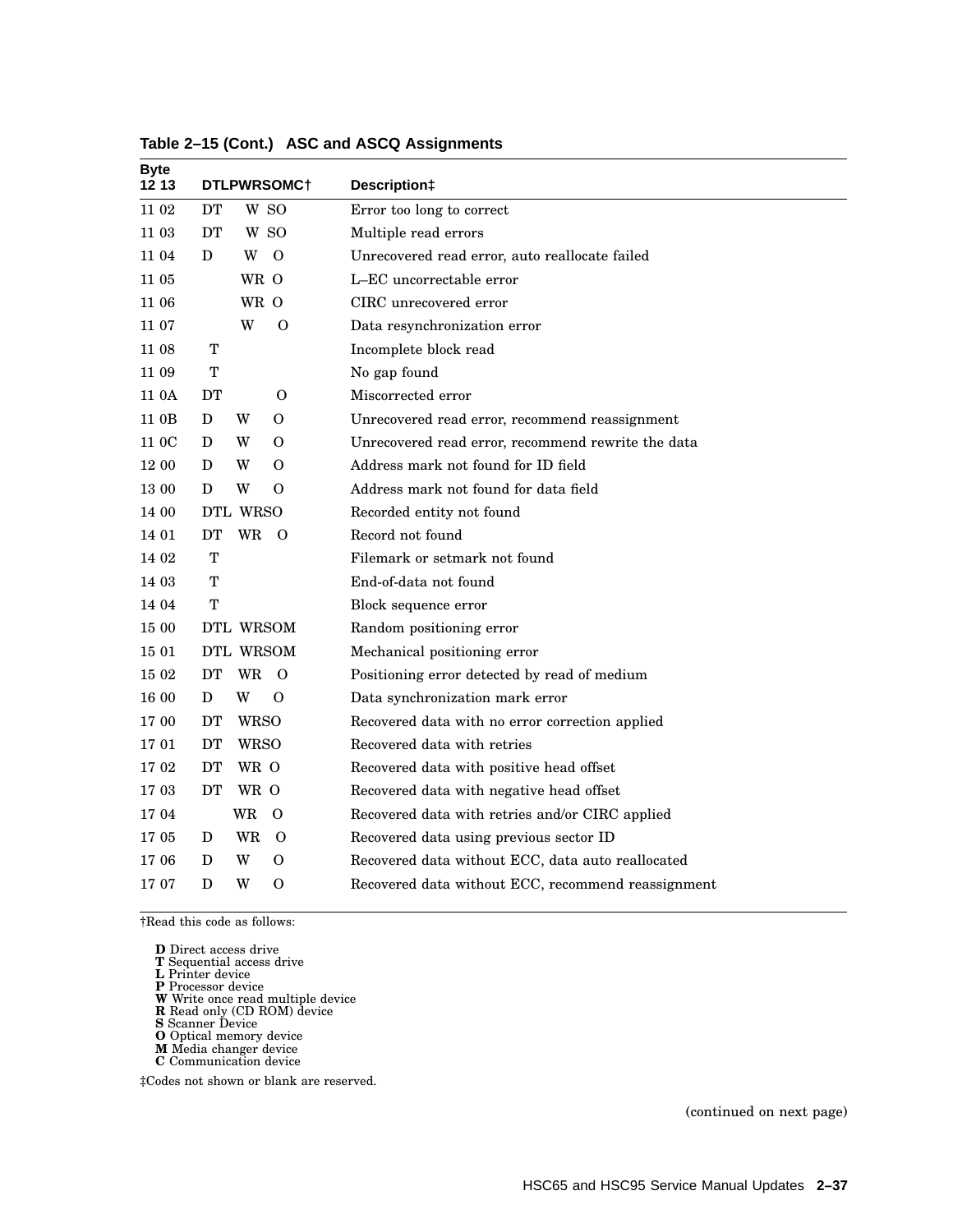**Table 2–15 (Cont.) ASC and ASCQ Assignments**

| Byte 12 13 | DTLPWRSOMC† | Description‡ |
|---|---|---|
| 11 02 | DT W SO | Error too long to correct |
| 11 03 | DT W SO | Multiple read errors |
| 11 04 | D W O | Unrecovered read error, auto reallocate failed |
| 11 05 | WR O | L–EC uncorrectable error |
| 11 06 | WR O | CIRC unrecovered error |
| 11 07 | W O | Data resynchronization error |
| 11 08 | T | Incomplete block read |
| 11 09 | T | No gap found |
| 11 0A | DT O | Miscorrected error |
| 11 0B | D W O | Unrecovered read error, recommend reassignment |
| 11 0C | D W O | Unrecovered read error, recommend rewrite the data |
| 12 00 | D W O | Address mark not found for ID field |
| 13 00 | D W O | Address mark not found for data field |
| 14 00 | DTL WRSO | Recorded entity not found |
| 14 01 | DT WR O | Record not found |
| 14 02 | T | Filemark or setmark not found |
| 14 03 | T | End-of-data not found |
| 14 04 | T | Block sequence error |
| 15 00 | DTL WRSOM | Random positioning error |
| 15 01 | DTL WRSOM | Mechanical positioning error |
| 15 02 | DT WR O | Positioning error detected by read of medium |
| 16 00 | D W O | Data synchronization mark error |
| 17 00 | DT WRSO | Recovered data with no error correction applied |
| 17 01 | DT WRSO | Recovered data with retries |
| 17 02 | DT WR O | Recovered data with positive head offset |
| 17 03 | DT WR O | Recovered data with negative head offset |
| 17 04 | WR O | Recovered data with retries and/or CIRC applied |
| 17 05 | D WR O | Recovered data using previous sector ID |
| 17 06 | D W O | Recovered data without ECC, data auto reallocated |
| 17 07 | D W O | Recovered data without ECC, recommend reassignment |

†Read this code as follows:

**D** Direct access drive
**T** Sequential access drive
**L** Printer device
**P** Processor device
**W** Write once read multiple device
**R** Read only (CD ROM) device
**S** Scanner Device
**O** Optical memory device
**M** Media changer device
**C** Communication device

‡Codes not shown or blank are reserved.

(continued on next page)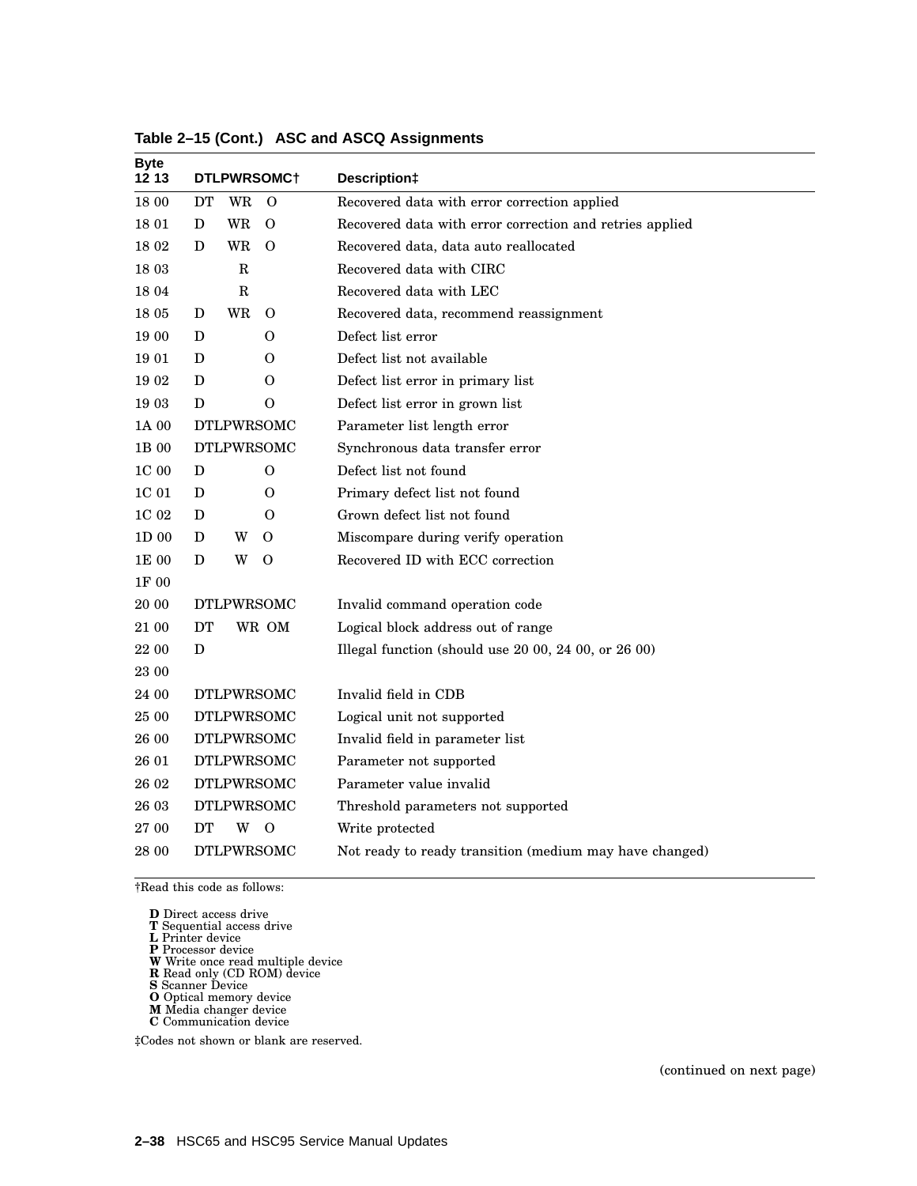**Table 2–15 (Cont.) ASC and ASCQ Assignments**

| Byte 12 13 | DTLPWRSOMC† | Description‡ |
|---|---|---|
| 18 00 | DT WR O | Recovered data with error correction applied |
| 18 01 | D WR O | Recovered data with error correction and retries applied |
| 18 02 | D WR O | Recovered data, data auto reallocated |
| 18 03 | R | Recovered data with CIRC |
| 18 04 | R | Recovered data with LEC |
| 18 05 | D WR O | Recovered data, recommend reassignment |
| 19 00 | D O | Defect list error |
| 19 01 | D O | Defect list not available |
| 19 02 | D O | Defect list error in primary list |
| 19 03 | D O | Defect list error in grown list |
| 1A 00 | DTLPWRSOMC | Parameter list length error |
| 1B 00 | DTLPWRSOMC | Synchronous data transfer error |
| 1C 00 | D O | Defect list not found |
| 1C 01 | D O | Primary defect list not found |
| 1C 02 | D O | Grown defect list not found |
| 1D 00 | D W O | Miscompare during verify operation |
| 1E 00 | D W O | Recovered ID with ECC correction |
| 1F 00 | | |
| 20 00 | DTLPWRSOMC | Invalid command operation code |
| 21 00 | DT WR OM | Logical block address out of range |
| 22 00 | D | Illegal function (should use 20 00, 24 00, or 26 00) |
| 23 00 | | |
| 24 00 | DTLPWRSOMC | Invalid field in CDB |
| 25 00 | DTLPWRSOMC | Logical unit not supported |
| 26 00 | DTLPWRSOMC | Invalid field in parameter list |
| 26 01 | DTLPWRSOMC | Parameter not supported |
| 26 02 | DTLPWRSOMC | Parameter value invalid |
| 26 03 | DTLPWRSOMC | Threshold parameters not supported |
| 27 00 | DT W O | Write protected |
| 28 00 | DTLPWRSOMC | Not ready to ready transition (medium may have changed) |

†Read this code as follows:

**D** Direct access drive
**T** Sequential access drive
**L** Printer device
**P** Processor device
**W** Write once read multiple device
**R** Read only (CD ROM) device
**S** Scanner Device
**O** Optical memory device
**M** Media changer device
**C** Communication device

‡Codes not shown or blank are reserved.

(continued on next page)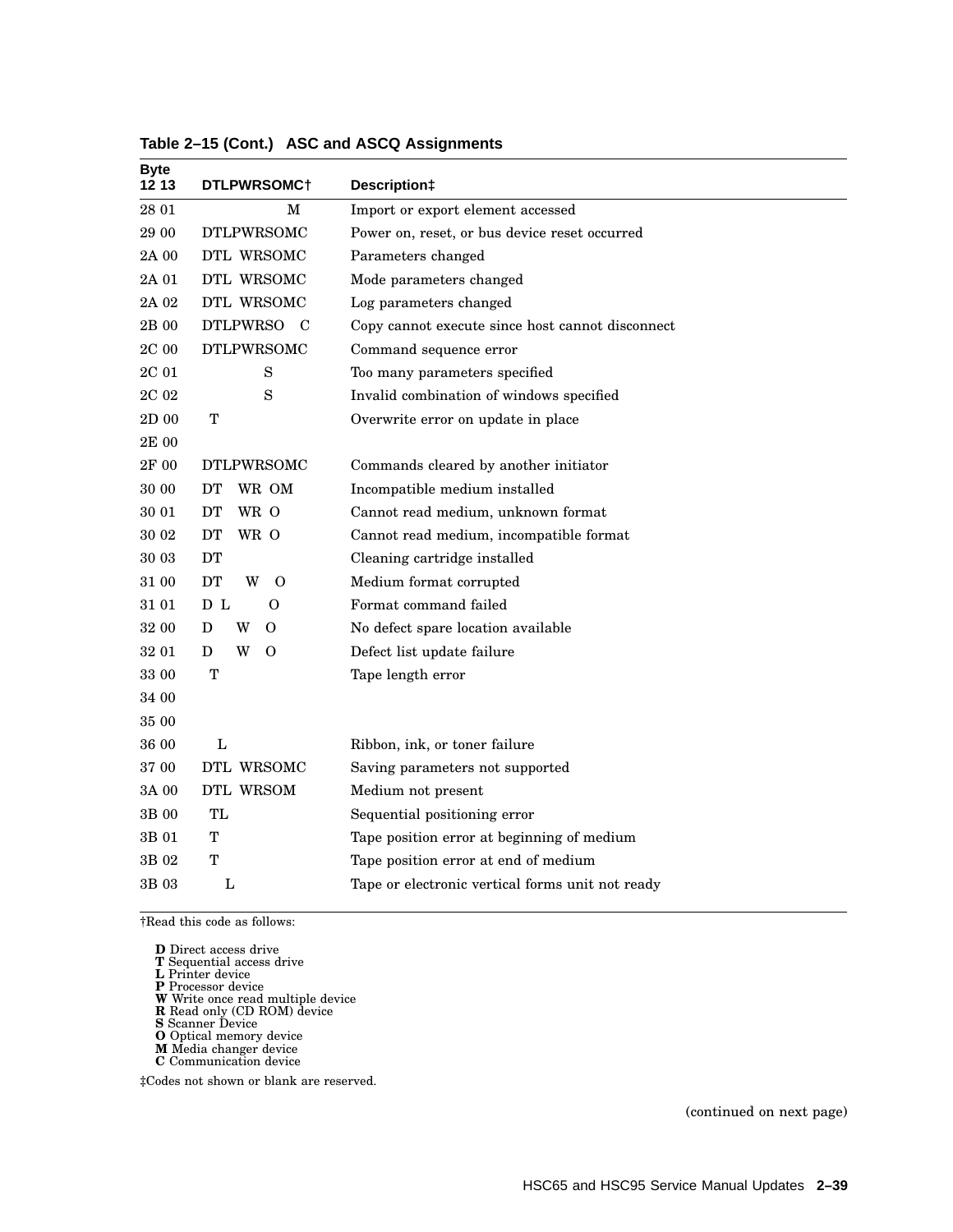**Table 2–15 (Cont.) ASC and ASCQ Assignments**

| Byte 12 13 | DTLPWRSOMC† | Description‡ |
|---|---|---|
| 28 01 | M | Import or export element accessed |
| 29 00 | DTLPWRSOMC | Power on, reset, or bus device reset occurred |
| 2A 00 | DTL WRSOMC | Parameters changed |
| 2A 01 | DTL WRSOMC | Mode parameters changed |
| 2A 02 | DTL WRSOMC | Log parameters changed |
| 2B 00 | DTLPWRSO C | Copy cannot execute since host cannot disconnect |
| 2C 00 | DTLPWRSOMC | Command sequence error |
| 2C 01 | S | Too many parameters specified |
| 2C 02 | S | Invalid combination of windows specified |
| 2D 00 | T | Overwrite error on update in place |
| 2E 00 | | |
| 2F 00 | DTLPWRSOMC | Commands cleared by another initiator |
| 30 00 | DT WR OM | Incompatible medium installed |
| 30 01 | DT WR O | Cannot read medium, unknown format |
| 30 02 | DT WR O | Cannot read medium, incompatible format |
| 30 03 | DT | Cleaning cartridge installed |
| 31 00 | DT W O | Medium format corrupted |
| 31 01 | D L O | Format command failed |
| 32 00 | D W O | No defect spare location available |
| 32 01 | D W O | Defect list update failure |
| 33 00 | T | Tape length error |
| 34 00 | | |
| 35 00 | | |
| 36 00 | L | Ribbon, ink, or toner failure |
| 37 00 | DTL WRSOMC | Saving parameters not supported |
| 3A 00 | DTL WRSOM | Medium not present |
| 3B 00 | TL | Sequential positioning error |
| 3B 01 | T | Tape position error at beginning of medium |
| 3B 02 | T | Tape position error at end of medium |
| 3B 03 | L | Tape or electronic vertical forms unit not ready |

†Read this code as follows:

**D** Direct access drive
**T** Sequential access drive
**L** Printer device
**P** Processor device
**W** Write once read multiple device
**R** Read only (CD ROM) device
**S** Scanner Device
**O** Optical memory device
**M** Media changer device
**C** Communication device

‡Codes not shown or blank are reserved.

(continued on next page)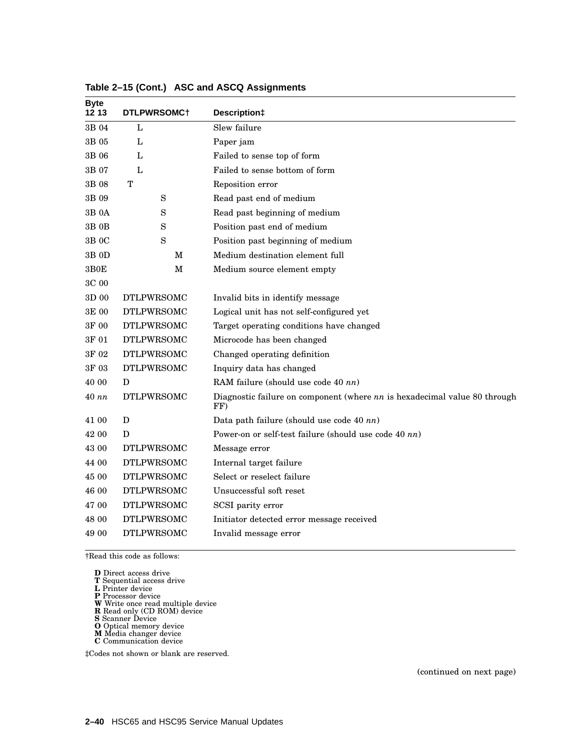**Table 2–15 (Cont.) ASC and ASCQ Assignments**

| Byte 12 13 | DTLPWRSOMC† | Description‡ |
|---|---|---|
| 3B 04 | L | Slew failure |
| 3B 05 | L | Paper jam |
| 3B 06 | L | Failed to sense top of form |
| 3B 07 | L | Failed to sense bottom of form |
| 3B 08 | T | Reposition error |
| 3B 09 | S | Read past end of medium |
| 3B 0A | S | Read past beginning of medium |
| 3B 0B | S | Position past end of medium |
| 3B 0C | S | Position past beginning of medium |
| 3B 0D | M | Medium destination element full |
| 3B0E | M | Medium source element empty |
| 3C 00 | | |
| 3D 00 | DTLPWRSOMC | Invalid bits in identify message |
| 3E 00 | DTLPWRSOMC | Logical unit has not self-configured yet |
| 3F 00 | DTLPWRSOMC | Target operating conditions have changed |
| 3F 01 | DTLPWRSOMC | Microcode has been changed |
| 3F 02 | DTLPWRSOMC | Changed operating definition |
| 3F 03 | DTLPWRSOMC | Inquiry data has changed |
| 40 00 | D | RAM failure (should use code 40 *nn*) |
| 40 *nn* | DTLPWRSOMC | Diagnostic failure on component (where *nn* is hexadecimal value 80 through FF) |
| 41 00 | D | Data path failure (should use code 40 *nn*) |
| 42 00 | D | Power-on or self-test failure (should use code 40 *nn*) |
| 43 00 | DTLPWRSOMC | Message error |
| 44 00 | DTLPWRSOMC | Internal target failure |
| 45 00 | DTLPWRSOMC | Select or reselect failure |
| 46 00 | DTLPWRSOMC | Unsuccessful soft reset |
| 47 00 | DTLPWRSOMC | SCSI parity error |
| 48 00 | DTLPWRSOMC | Initiator detected error message received |
| 49 00 | DTLPWRSOMC | Invalid message error |

†Read this code as follows:

**D** Direct access drive
**T** Sequential access drive
**L** Printer device
**P** Processor device
**W** Write once read multiple device
**R** Read only (CD ROM) device
**S** Scanner Device
**O** Optical memory device
**M** Media changer device
**C** Communication device

‡Codes not shown or blank are reserved.

(continued on next page)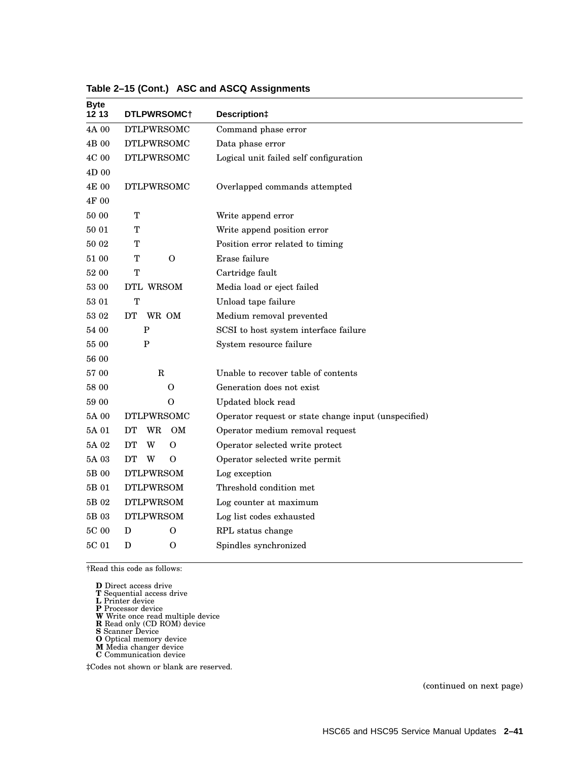**Table 2–15 (Cont.) ASC and ASCQ Assignments**

| Byte 12 13 | DTLPWRSOMC† | Description‡ |
|---|---|---|
| 4A 00 | DTLPWRSOMC | Command phase error |
| 4B 00 | DTLPWRSOMC | Data phase error |
| 4C 00 | DTLPWRSOMC | Logical unit failed self configuration |
| 4D 00 | | |
| 4E 00 | DTLPWRSOMC | Overlapped commands attempted |
| 4F 00 | | |
| 50 00 | T | Write append error |
| 50 01 | T | Write append position error |
| 50 02 | T | Position error related to timing |
| 51 00 | T O | Erase failure |
| 52 00 | T | Cartridge fault |
| 53 00 | DTL WRSOM | Media load or eject failed |
| 53 01 | T | Unload tape failure |
| 53 02 | DT WR OM | Medium removal prevented |
| 54 00 | P | SCSI to host system interface failure |
| 55 00 | P | System resource failure |
| 56 00 | | |
| 57 00 | R | Unable to recover table of contents |
| 58 00 | O | Generation does not exist |
| 59 00 | O | Updated block read |
| 5A 00 | DTLPWRSOMC | Operator request or state change input (unspecified) |
| 5A 01 | DT WR OM | Operator medium removal request |
| 5A 02 | DT W O | Operator selected write protect |
| 5A 03 | DT W O | Operator selected write permit |
| 5B 00 | DTLPWRSOM | Log exception |
| 5B 01 | DTLPWRSOM | Threshold condition met |
| 5B 02 | DTLPWRSOM | Log counter at maximum |
| 5B 03 | DTLPWRSOM | Log list codes exhausted |
| 5C 00 | D O | RPL status change |
| 5C 01 | D O | Spindles synchronized |

†Read this code as follows:

**D** Direct access drive
**T** Sequential access drive
**L** Printer device
**P** Processor device
**W** Write once read multiple device
**R** Read only (CD ROM) device
**S** Scanner Device
**O** Optical memory device
**M** Media changer device
**C** Communication device

‡Codes not shown or blank are reserved.

(continued on next page)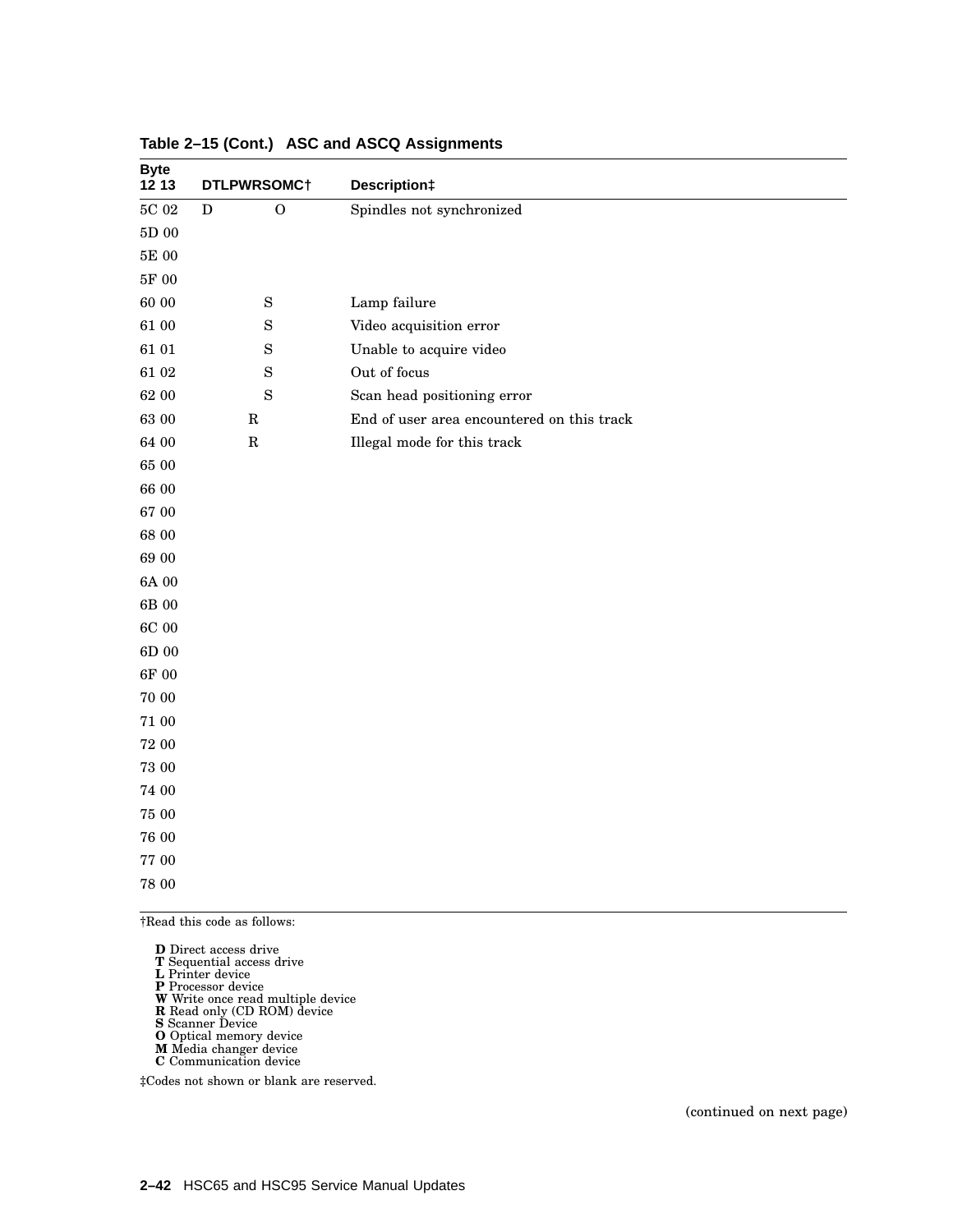**Table 2–15 (Cont.) ASC and ASCQ Assignments**

| Byte 12 13 | DTLPWRSOMC† | Description‡ |
|---|---|---|
| 5C 02 | D O | Spindles not synchronized |
| 5D 00 | | |
| 5E 00 | | |
| 5F 00 | | |
| 60 00 | S | Lamp failure |
| 61 00 | S | Video acquisition error |
| 61 01 | S | Unable to acquire video |
| 61 02 | S | Out of focus |
| 62 00 | S | Scan head positioning error |
| 63 00 | R | End of user area encountered on this track |
| 64 00 | R | Illegal mode for this track |
| 65 00 | | |
| 66 00 | | |
| 67 00 | | |
| 68 00 | | |
| 69 00 | | |
| 6A 00 | | |
| 6B 00 | | |
| 6C 00 | | |
| 6D 00 | | |
| 6F 00 | | |
| 70 00 | | |
| 71 00 | | |
| 72 00 | | |
| 73 00 | | |
| 74 00 | | |
| 75 00 | | |
| 76 00 | | |
| 77 00 | | |
| 78 00 | | |

†Read this code as follows:

**D** Direct access drive
**T** Sequential access drive
**L** Printer device
**P** Processor device
**W** Write once read multiple device
**R** Read only (CD ROM) device
**S** Scanner Device
**O** Optical memory device
**M** Media changer device
**C** Communication device

‡Codes not shown or blank are reserved.

(continued on next page)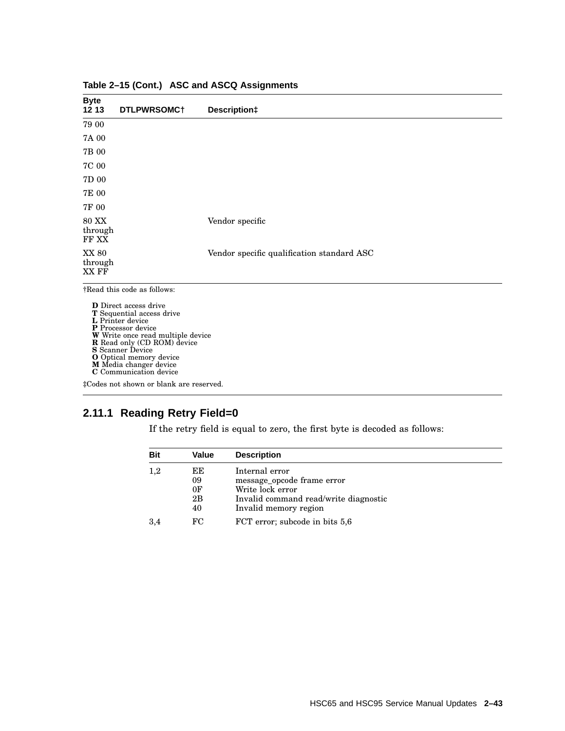**Table 2–15 (Cont.) ASC and ASCQ Assignments**

| Byte 12 13 | DTLPWRSOMC† | Description‡ |
|---|---|---|
| 79 00 | | |
| 7A 00 | | |
| 7B 00 | | |
| 7C 00 | | |
| 7D 00 | | |
| 7E 00 | | |
| 7F 00 | | |
| 80 XX through FF XX | | Vendor specific |
| XX 80 through XX FF | | Vendor specific qualification standard ASC |

†Read this code as follows:

**D** Direct access drive
**T** Sequential access drive
**L** Printer device
**P** Processor device
**W** Write once read multiple device
**R** Read only (CD ROM) device
**S** Scanner Device
**O** Optical memory device
**M** Media changer device
**C** Communication device

‡Codes not shown or blank are reserved.

### 2.11.1 Reading Retry Field=0

If the retry field is equal to zero, the first byte is decoded as follows:

| Bit | Value | Description |
|---|---|---|
| 1,2 | EE | Internal error |
| | 09 | message_opcode frame error |
| | 0F | Write lock error |
| | 2B | Invalid command read/write diagnostic |
| | 40 | Invalid memory region |
| 3,4 | FC | FCT error; subcode in bits 5,6 |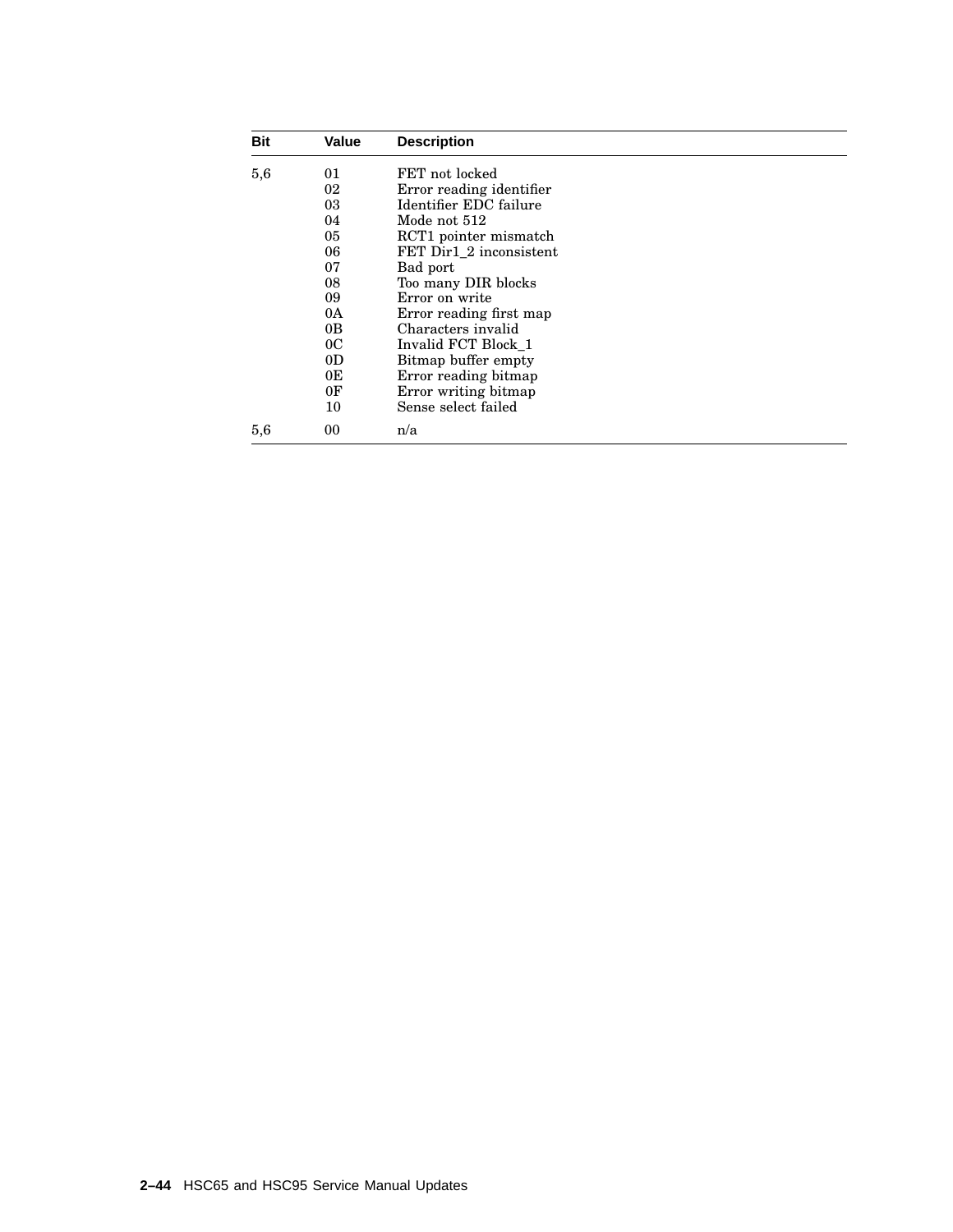| Bit | Value | Description |
|---|---|---|
| 5,6 | 01 | FET not locked |
| | 02 | Error reading identifier |
| | 03 | Identifier EDC failure |
| | 04 | Mode not 512 |
| | 05 | RCT1 pointer mismatch |
| | 06 | FET Dir1_2 inconsistent |
| | 07 | Bad port |
| | 08 | Too many DIR blocks |
| | 09 | Error on write |
| | 0A | Error reading first map |
| | 0B | Characters invalid |
| | 0C | Invalid FCT Block_1 |
| | 0D | Bitmap buffer empty |
| | 0E | Error reading bitmap |
| | 0F | Error writing bitmap |
| | 10 | Sense select failed |
| 5,6 | 00 | n/a |